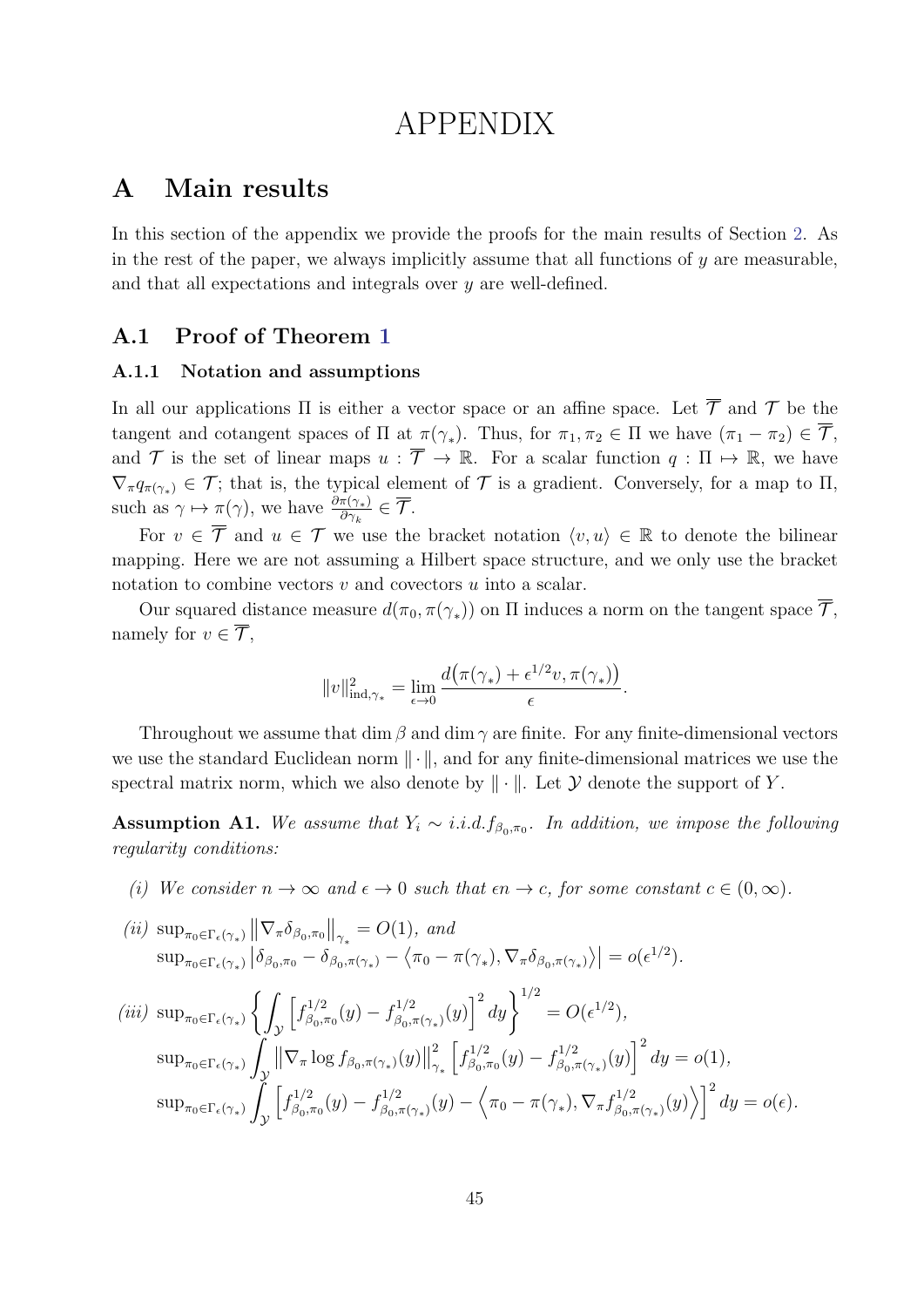# APPENDIX

## A Main results

In this section of the appendix we provide the proofs for the main results of Section 2. As in the rest of the paper, we always implicitly assume that all functions of $y$ are measurable, and that all expectations and integrals over $y$ are well-defined.

### A.1 Proof of Theorem 1

#### A.1.1 Notation and assumptions

In all our applications $\Pi$ is either a vector space or an affine space. Let $\overline{\mathcal{T}}$ and $\mathcal{T}$ be the tangent and cotangent spaces of $\Pi$ at $\pi(\gamma_*)$. Thus, for $\pi_1, \pi_2 \in \Pi$ we have $(\pi_1 - \pi_2) \in \overline{\mathcal{T}}$, and $\mathcal{T}$ is the set of linear maps $u : \overline{\mathcal{T}} \to \mathbb{R}$. For a scalar function $q : \Pi \mapsto \mathbb{R}$, we have $\nabla_\pi q_{\pi(\gamma_*)} \in \mathcal{T}$; that is, the typical element of $\mathcal{T}$ is a gradient. Conversely, for a map to $\Pi$, such as $\gamma \mapsto \pi(\gamma)$, we have $\frac{\partial \pi(\gamma_*)}{\partial \gamma_k} \in \overline{\mathcal{T}}$.

For $v \in \overline{\mathcal{T}}$ and $u \in \mathcal{T}$ we use the bracket notation $\langle v, u \rangle \in \mathbb{R}$ to denote the bilinear mapping. Here we are not assuming a Hilbert space structure, and we only use the bracket notation to combine vectors $v$ and covectors $u$ into a scalar.

Our squared distance measure $d(\pi_0, \pi(\gamma_*))$ on $\Pi$ induces a norm on the tangent space $\overline{\mathcal{T}}$, namely for $v \in \overline{\mathcal{T}}$,

$$\|v\|^2_{\text{ind},\gamma_*} = \lim_{\epsilon \to 0} \frac{d\big(\pi(\gamma_*) + \epsilon^{1/2} v, \pi(\gamma_*)\big)}{\epsilon}.$$

Throughout we assume that $\dim \beta$ and $\dim \gamma$ are finite. For any finite-dimensional vectors we use the standard Euclidean norm $\|\cdot\|$, and for any finite-dimensional matrices we use the spectral matrix norm, which we also denote by $\|\cdot\|$. Let $\mathcal{Y}$ denote the support of $Y$.

**Assumption A1.** *We assume that $Y_i \sim i.i.d. f_{\beta_0,\pi_0}$. In addition, we impose the following regularity conditions:*

*(i) We consider $n \to \infty$ and $\epsilon \to 0$ such that $\epsilon n \to c$, for some constant $c \in (0, \infty)$.*

*(ii)* $\sup_{\pi_0 \in \Gamma_\epsilon(\gamma_*)} \big\|\nabla_\pi \delta_{\beta_0,\pi_0}\big\|_{\gamma_*} = O(1)$, *and*
$\sup_{\pi_0 \in \Gamma_\epsilon(\gamma_*)} \big|\delta_{\beta_0,\pi_0} - \delta_{\beta_0,\pi(\gamma_*)} - \big\langle \pi_0 - \pi(\gamma_*), \nabla_\pi \delta_{\beta_0,\pi(\gamma_*)} \big\rangle\big| = o(\epsilon^{1/2})$.

*(iii)* $\sup_{\pi_0 \in \Gamma_\epsilon(\gamma_*)} \left\{ \int_{\mathcal{Y}} \left[ f^{1/2}_{\beta_0,\pi_0}(y) - f^{1/2}_{\beta_0,\pi(\gamma_*)}(y) \right]^2 dy \right\}^{1/2} = O(\epsilon^{1/2})$,
$\sup_{\pi_0 \in \Gamma_\epsilon(\gamma_*)} \int_{\mathcal{Y}} \big\|\nabla_\pi \log f_{\beta_0,\pi(\gamma_*)}(y)\big\|^2_{\gamma_*} \left[ f^{1/2}_{\beta_0,\pi_0}(y) - f^{1/2}_{\beta_0,\pi(\gamma_*)}(y) \right]^2 dy = o(1)$,
$\sup_{\pi_0 \in \Gamma_\epsilon(\gamma_*)} \int_{\mathcal{Y}} \left[ f^{1/2}_{\beta_0,\pi_0}(y) - f^{1/2}_{\beta_0,\pi(\gamma_*)}(y) - \left\langle \pi_0 - \pi(\gamma_*), \nabla_\pi f^{1/2}_{\beta_0,\pi(\gamma_*)}(y) \right\rangle \right]^2 dy = o(\epsilon)$.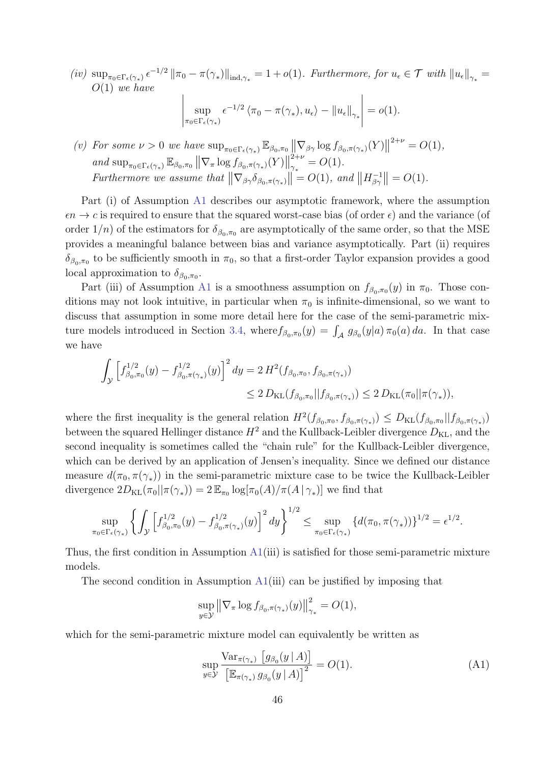*(iv)* $\sup_{\pi_0 \in \Gamma_\epsilon(\gamma_*)} \epsilon^{-1/2} \|\pi_0 - \pi(\gamma_*)\|_{\text{ind},\gamma_*} = 1 + o(1)$. *Furthermore, for $u_\epsilon \in \mathcal{T}$ with $\|u_\epsilon\|_{\gamma_*} = O(1)$ we have*

$$\left| \sup_{\pi_0 \in \Gamma_\epsilon(\gamma_*)} \epsilon^{-1/2} \langle \pi_0 - \pi(\gamma_*), u_\epsilon \rangle - \|u_\epsilon\|_{\gamma_*} \right| = o(1).$$

*(v) For some $\nu > 0$ we have $\sup_{\pi_0 \in \Gamma_\epsilon(\gamma_*)} \mathbb{E}_{\beta_0,\pi_0} \left\| \nabla_{\beta\gamma} \log f_{\beta_0,\pi(\gamma_*)}(Y) \right\|^{2+\nu} = O(1)$, and $\sup_{\pi_0 \in \Gamma_\epsilon(\gamma_*)} \mathbb{E}_{\beta_0,\pi_0} \left\| \nabla_\pi \log f_{\beta_0,\pi(\gamma_*)}(Y) \right\|_{\gamma_*}^{2+\nu} = O(1)$. Furthermore we assume that $\left\| \nabla_{\beta\gamma} \delta_{\beta_0,\pi(\gamma_*)} \right\| = O(1)$, and $\left\| H_{\beta\gamma}^{-1} \right\| = O(1)$.*

Part (i) of Assumption A1 describes our asymptotic framework, where the assumption $\epsilon n \to c$ is required to ensure that the squared worst-case bias (of order $\epsilon$) and the variance (of order $1/n$) of the estimators for $\delta_{\beta_0,\pi_0}$ are asymptotically of the same order, so that the MSE provides a meaningful balance between bias and variance asymptotically. Part (ii) requires $\delta_{\beta_0,\pi_0}$ to be sufficiently smooth in $\pi_0$, so that a first-order Taylor expansion provides a good local approximation to $\delta_{\beta_0,\pi_0}$.

Part (iii) of Assumption A1 is a smoothness assumption on $f_{\beta_0,\pi_0}(y)$ in $\pi_0$. Those conditions may not look intuitive, in particular when $\pi_0$ is infinite-dimensional, so we want to discuss that assumption in some more detail here for the case of the semi-parametric mixture models introduced in Section 3.4, where $f_{\beta_0,\pi_0}(y) = \int_{\mathcal{A}} g_{\beta_0}(y|a)\, \pi_0(a)\, da$. In that case we have

$$\begin{aligned}
\int_{\mathcal{Y}} \left[ f_{\beta_0,\pi_0}^{1/2}(y) - f_{\beta_0,\pi(\gamma_*)}^{1/2}(y) \right]^2 dy &= 2\, H^2(f_{\beta_0,\pi_0}, f_{\beta_0,\pi(\gamma_*)}) \\
&\leq 2\, D_{\text{KL}}(f_{\beta_0,\pi_0} || f_{\beta_0,\pi(\gamma_*)}) \leq 2\, D_{\text{KL}}(\pi_0 || \pi(\gamma_*)),
\end{aligned}$$

where the first inequality is the general relation $H^2(f_{\beta_0,\pi_0}, f_{\beta_0,\pi(\gamma_*)}) \leq D_{\text{KL}}(f_{\beta_0,\pi_0} || f_{\beta_0,\pi(\gamma_*)})$ between the squared Hellinger distance $H^2$ and the Kullback-Leibler divergence $D_{\text{KL}}$, and the second inequality is sometimes called the "chain rule" for the Kullback-Leibler divergence, which can be derived by an application of Jensen's inequality. Since we defined our distance measure $d(\pi_0, \pi(\gamma_*))$ in the semi-parametric mixture case to be twice the Kullback-Leibler divergence $2D_{\text{KL}}(\pi_0 || \pi(\gamma_*)) = 2\, \mathbb{E}_{\pi_0} \log[\pi_0(A)/\pi(A \,|\, \gamma_*)]$ we find that

$$\sup_{\pi_0 \in \Gamma_\epsilon(\gamma_*)} \left\{ \int_{\mathcal{Y}} \left[ f_{\beta_0,\pi_0}^{1/2}(y) - f_{\beta_0,\pi(\gamma_*)}^{1/2}(y) \right]^2 dy \right\}^{1/2} \leq \sup_{\pi_0 \in \Gamma_\epsilon(\gamma_*)} \{ d(\pi_0, \pi(\gamma_*)) \}^{1/2} = \epsilon^{1/2}.$$

Thus, the first condition in Assumption A1(iii) is satisfied for those semi-parametric mixture models.

The second condition in Assumption A1(iii) can be justified by imposing that

$$\sup_{y \in \mathcal{Y}} \left\| \nabla_\pi \log f_{\beta_0,\pi(\gamma_*)}(y) \right\|_{\gamma_*}^2 = O(1),$$

which for the semi-parametric mixture model can equivalently be written as

$$\sup_{y \in \mathcal{Y}} \frac{\text{Var}_{\pi(\gamma_*)} \left[ g_{\beta_0}(y \,|\, A) \right]}{\left[ \mathbb{E}_{\pi(\gamma_*)}\, g_{\beta_0}(y \,|\, A) \right]^2} = O(1). \tag{A1}$$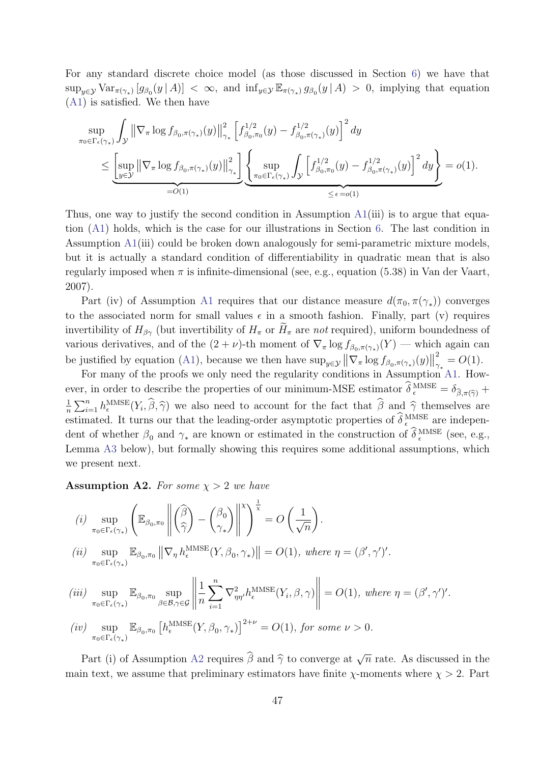For any standard discrete choice model (as those discussed in Section 6) we have that $\sup_{y\in\mathcal{Y}} \operatorname{Var}_{\pi(\gamma_*)}[g_{\beta_0}(y\,|\,A)] < \infty$, and $\inf_{y\in\mathcal{Y}} \mathbb{E}_{\pi(\gamma_*)}\, g_{\beta_0}(y\,|\,A) > 0$, implying that equation (A1) is satisfied. We then have

$$
\begin{aligned}
&\sup_{\pi_0\in\Gamma_\epsilon(\gamma_*)} \int_{\mathcal{Y}} \left\|\nabla_\pi \log f_{\beta_0,\pi(\gamma_*)}(y)\right\|^2_{\gamma_*} \left[f^{1/2}_{\beta_0,\pi_0}(y) - f^{1/2}_{\beta_0,\pi(\gamma_*)}(y)\right]^2 dy \\
&\quad\le \underbrace{\left[\sup_{y\in\mathcal{Y}} \left\|\nabla_\pi \log f_{\beta_0,\pi(\gamma_*)}(y)\right\|^2_{\gamma_*}\right]}_{=O(1)} \underbrace{\left\{\sup_{\pi_0\in\Gamma_\epsilon(\gamma_*)} \int_{\mathcal{Y}} \left[f^{1/2}_{\beta_0,\pi_0}(y) - f^{1/2}_{\beta_0,\pi(\gamma_*)}(y)\right]^2 dy\right\}}_{\le\,\epsilon\,=o(1)} = o(1).
\end{aligned}
$$

Thus, one way to justify the second condition in Assumption A1(iii) is to argue that equation (A1) holds, which is the case for our illustrations in Section 6. The last condition in Assumption A1(iii) could be broken down analogously for semi-parametric mixture models, but it is actually a standard condition of differentiability in quadratic mean that is also regularly imposed when $\pi$ is infinite-dimensional (see, e.g., equation (5.38) in Van der Vaart, 2007).

Part (iv) of Assumption A1 requires that our distance measure $d(\pi_0, \pi(\gamma_*))$ converges to the associated norm for small values $\epsilon$ in a smooth fashion. Finally, part (v) requires invertibility of $H_{\beta\gamma}$ (but invertibility of $H_\pi$ or $\widetilde{H}_\pi$ are *not* required), uniform boundedness of various derivatives, and of the $(2+\nu)$-th moment of $\nabla_\pi \log f_{\beta_0,\pi(\gamma_*)}(Y)$ — which again can be justified by equation (A1), because we then have $\sup_{y\in\mathcal{Y}} \left\|\nabla_\pi \log f_{\beta_0,\pi(\gamma_*)}(y)\right\|^2_{\gamma_*} = O(1)$.

For many of the proofs we only need the regularity conditions in Assumption A1. However, in order to describe the properties of our minimum-MSE estimator $\widehat{\delta}^{\,\text{MMSE}}_{\epsilon} = \delta_{\widehat{\beta},\pi(\widehat{\gamma})} + \frac{1}{n}\sum_{i=1}^n h^{\text{MMSE}}_\epsilon(Y_i, \widehat{\beta}, \widehat{\gamma})$ we also need to account for the fact that $\widehat{\beta}$ and $\widehat{\gamma}$ themselves are estimated. It turns our that the leading-order asymptotic properties of $\widehat{\delta}^{\,\text{MMSE}}_{\epsilon}$ are independent of whether $\beta_0$ and $\gamma_*$ are known or estimated in the construction of $\widehat{\delta}^{\,\text{MMSE}}_{\epsilon}$ (see, e.g., Lemma A3 below), but formally showing this requires some additional assumptions, which we present next.

**Assumption A2.** *For some $\chi > 2$ we have*

*(i)* $\displaystyle \sup_{\pi_0\in\Gamma_\epsilon(\gamma_*)} \left(\mathbb{E}_{\beta_0,\pi_0}\left\|\begin{pmatrix}\widehat{\beta}\\ \widehat{\gamma}\end{pmatrix} - \begin{pmatrix}\beta_0\\ \gamma_*\end{pmatrix}\right\|^{\chi}\right)^{\frac{1}{\chi}} = O\left(\frac{1}{\sqrt{n}}\right).$

*(ii)* $\displaystyle \sup_{\pi_0\in\Gamma_\epsilon(\gamma_*)} \mathbb{E}_{\beta_0,\pi_0}\left\|\nabla_\eta\, h^{\text{MMSE}}_\epsilon(Y, \beta_0, \gamma_*)\right\| = O(1),$ *where $\eta = (\beta', \gamma')'$.*

*(iii)* $\displaystyle \sup_{\pi_0\in\Gamma_\epsilon(\gamma_*)} \mathbb{E}_{\beta_0,\pi_0} \sup_{\beta\in\mathcal{B},\gamma\in\mathcal{G}} \left\|\frac{1}{n}\sum_{i=1}^n \nabla^2_{\eta\eta'} h^{\text{MMSE}}_\epsilon(Y_i, \beta, \gamma)\right\| = O(1),$ *where $\eta = (\beta', \gamma')'$.*

*(iv)* $\displaystyle \sup_{\pi_0\in\Gamma_\epsilon(\gamma_*)} \mathbb{E}_{\beta_0,\pi_0}\left[h^{\text{MMSE}}_\epsilon(Y, \beta_0, \gamma_*)\right]^{2+\nu} = O(1),$ *for some $\nu > 0$.*

Part (i) of Assumption A2 requires $\widehat{\beta}$ and $\widehat{\gamma}$ to converge at $\sqrt{n}$ rate. As discussed in the main text, we assume that preliminary estimators have finite $\chi$-moments where $\chi > 2$. Part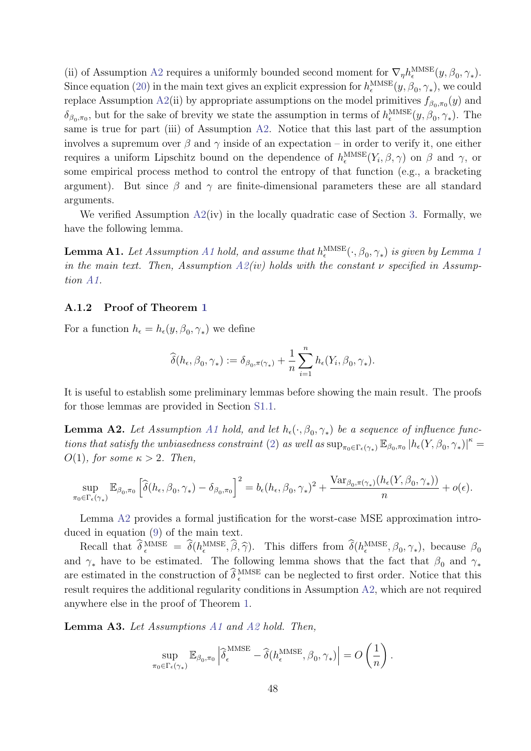(ii) of Assumption A2 requires a uniformly bounded second moment for $\nabla_\eta h_\epsilon^{\text{MMSE}}(y, \beta_0, \gamma_*)$. Since equation (20) in the main text gives an explicit expression for $h_\epsilon^{\text{MMSE}}(y, \beta_0, \gamma_*)$, we could replace Assumption A2(ii) by appropriate assumptions on the model primitives $f_{\beta_0,\pi_0}(y)$ and $\delta_{\beta_0,\pi_0}$, but for the sake of brevity we state the assumption in terms of $h_\epsilon^{\text{MMSE}}(y, \beta_0, \gamma_*)$. The same is true for part (iii) of Assumption A2. Notice that this last part of the assumption involves a supremum over $\beta$ and $\gamma$ inside of an expectation – in order to verify it, one either requires a uniform Lipschitz bound on the dependence of $h_\epsilon^{\text{MMSE}}(Y_i, \beta, \gamma)$ on $\beta$ and $\gamma$, or some empirical process method to control the entropy of that function (e.g., a bracketing argument). But since $\beta$ and $\gamma$ are finite-dimensional parameters these are all standard arguments.

We verified Assumption A2(iv) in the locally quadratic case of Section 3. Formally, we have the following lemma.

**Lemma A1.** *Let Assumption A1 hold, and assume that $h_\epsilon^{\text{MMSE}}(\cdot, \beta_0, \gamma_*)$ is given by Lemma 1 in the main text. Then, Assumption A2(iv) holds with the constant $\nu$ specified in Assumption A1.*

### A.1.2 Proof of Theorem 1

For a function $h_\epsilon = h_\epsilon(y, \beta_0, \gamma_*)$ we define

$$\widehat{\delta}(h_\epsilon, \beta_0, \gamma_*) := \delta_{\beta_0,\pi(\gamma_*)} + \frac{1}{n}\sum_{i=1}^n h_\epsilon(Y_i, \beta_0, \gamma_*).$$

It is useful to establish some preliminary lemmas before showing the main result. The proofs for those lemmas are provided in Section S1.1.

**Lemma A2.** *Let Assumption A1 hold, and let $h_\epsilon(\cdot, \beta_0, \gamma_*)$ be a sequence of influence functions that satisfy the unbiasedness constraint (2) as well as $\sup_{\pi_0 \in \Gamma_\epsilon(\gamma_*)} \mathbb{E}_{\beta_0,\pi_0} |h_\epsilon(Y, \beta_0, \gamma_*)|^\kappa = O(1)$, for some $\kappa > 2$. Then,*

$$\sup_{\pi_0 \in \Gamma_\epsilon(\gamma_*)} \mathbb{E}_{\beta_0,\pi_0} \left[\widehat{\delta}(h_\epsilon, \beta_0, \gamma_*) - \delta_{\beta_0,\pi_0}\right]^2 = b_\epsilon(h_\epsilon, \beta_0, \gamma_*)^2 + \frac{\text{Var}_{\beta_0,\pi(\gamma_*)}(h_\epsilon(Y, \beta_0, \gamma_*))}{n} + o(\epsilon).$$

Lemma A2 provides a formal justification for the worst-case MSE approximation introduced in equation (9) of the main text.

Recall that $\widehat{\delta}_\epsilon^{\,\text{MMSE}} = \widehat{\delta}(h_\epsilon^{\text{MMSE}}, \widehat{\beta}, \widehat{\gamma})$. This differs from $\widehat{\delta}(h_\epsilon^{\text{MMSE}}, \beta_0, \gamma_*)$, because $\beta_0$ and $\gamma_*$ have to be estimated. The following lemma shows that the fact that $\beta_0$ and $\gamma_*$ are estimated in the construction of $\widehat{\delta}_\epsilon^{\,\text{MMSE}}$ can be neglected to first order. Notice that this result requires the additional regularity conditions in Assumption A2, which are not required anywhere else in the proof of Theorem 1.

**Lemma A3.** *Let Assumptions A1 and A2 hold. Then,*

$$\sup_{\pi_0 \in \Gamma_\epsilon(\gamma_*)} \mathbb{E}_{\beta_0,\pi_0} \left|\widehat{\delta}_\epsilon^{\,\text{MMSE}} - \widehat{\delta}(h_\epsilon^{\text{MMSE}}, \beta_0, \gamma_*)\right| = O\left(\frac{1}{n}\right).$$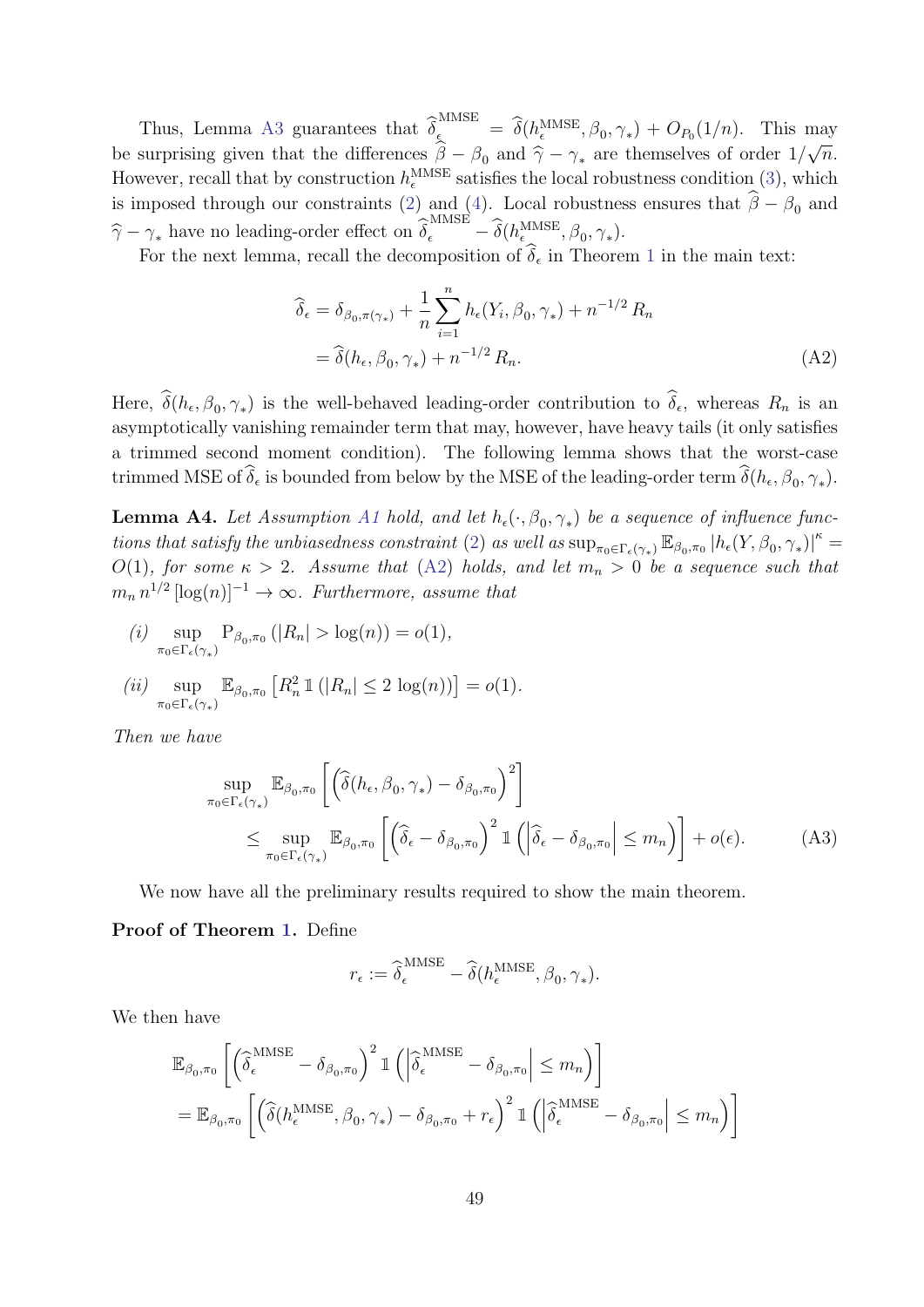Thus, Lemma A3 guarantees that $\widehat{\delta}_\epsilon^{\rm MMSE} = \widehat{\delta}(h_\epsilon^{\rm MMSE}, \beta_0, \gamma_*) + O_{P_0}(1/n)$. This may be surprising given that the differences $\widehat{\beta} - \beta_0$ and $\widehat{\gamma} - \gamma_*$ are themselves of order $1/\sqrt{n}$. However, recall that by construction $h_\epsilon^{\rm MMSE}$ satisfies the local robustness condition (3), which is imposed through our constraints (2) and (4). Local robustness ensures that $\widehat{\beta} - \beta_0$ and $\widehat{\gamma} - \gamma_*$ have no leading-order effect on $\widehat{\delta}_\epsilon^{\rm MMSE} - \widehat{\delta}(h_\epsilon^{\rm MMSE}, \beta_0, \gamma_*)$.

For the next lemma, recall the decomposition of $\widehat{\delta}_\epsilon$ in Theorem 1 in the main text:

$$
\begin{aligned}
\widehat{\delta}_\epsilon &= \delta_{\beta_0, \pi(\gamma_*)} + \frac{1}{n} \sum_{i=1}^n h_\epsilon(Y_i, \beta_0, \gamma_*) + n^{-1/2} R_n \\
&= \widehat{\delta}(h_\epsilon, \beta_0, \gamma_*) + n^{-1/2} R_n. \qquad\qquad (A2)
\end{aligned}
$$

Here, $\widehat{\delta}(h_\epsilon, \beta_0, \gamma_*)$ is the well-behaved leading-order contribution to $\widehat{\delta}_\epsilon$, whereas $R_n$ is an asymptotically vanishing remainder term that may, however, have heavy tails (it only satisfies a trimmed second moment condition). The following lemma shows that the worst-case trimmed MSE of $\widehat{\delta}_\epsilon$ is bounded from below by the MSE of the leading-order term $\widehat{\delta}(h_\epsilon, \beta_0, \gamma_*)$.

**Lemma A4.** *Let Assumption A1 hold, and let $h_\epsilon(\cdot, \beta_0, \gamma_*)$ be a sequence of influence functions that satisfy the unbiasedness constraint (2) as well as $\sup_{\pi_0 \in \Gamma_\epsilon(\gamma_*)} \mathbb{E}_{\beta_0, \pi_0} |h_\epsilon(Y, \beta_0, \gamma_*)|^\kappa = O(1)$, for some $\kappa > 2$. Assume that (A2) holds, and let $m_n > 0$ be a sequence such that $m_n n^{1/2} [\log(n)]^{-1} \to \infty$. Furthermore, assume that*

*(i)* $\sup_{\pi_0 \in \Gamma_\epsilon(\gamma_*)} \mathrm{P}_{\beta_0, \pi_0} (|R_n| > \log(n)) = o(1)$,

*(ii)* $\sup_{\pi_0 \in \Gamma_\epsilon(\gamma_*)} \mathbb{E}_{\beta_0, \pi_0} \left[ R_n^2 \, \mathbb{1}(|R_n| \le 2 \log(n)) \right] = o(1)$.

*Then we have*

$$
\begin{aligned}
&\sup_{\pi_0 \in \Gamma_\epsilon(\gamma_*)} \mathbb{E}_{\beta_0, \pi_0} \left[ \left( \widehat{\delta}(h_\epsilon, \beta_0, \gamma_*) - \delta_{\beta_0, \pi_0} \right)^2 \right] \\
&\qquad \le \sup_{\pi_0 \in \Gamma_\epsilon(\gamma_*)} \mathbb{E}_{\beta_0, \pi_0} \left[ \left( \widehat{\delta}_\epsilon - \delta_{\beta_0, \pi_0} \right)^2 \mathbb{1}\left( \left| \widehat{\delta}_\epsilon - \delta_{\beta_0, \pi_0} \right| \le m_n \right) \right] + o(\epsilon). \qquad (A3)
\end{aligned}
$$

We now have all the preliminary results required to show the main theorem.

**Proof of Theorem 1.** Define

$$
r_\epsilon := \widehat{\delta}_\epsilon^{\rm MMSE} - \widehat{\delta}(h_\epsilon^{\rm MMSE}, \beta_0, \gamma_*).
$$

We then have

$$
\begin{aligned}
&\mathbb{E}_{\beta_0, \pi_0} \left[ \left( \widehat{\delta}_\epsilon^{\rm MMSE} - \delta_{\beta_0, \pi_0} \right)^2 \mathbb{1}\left( \left| \widehat{\delta}_\epsilon^{\rm MMSE} - \delta_{\beta_0, \pi_0} \right| \le m_n \right) \right] \\
&= \mathbb{E}_{\beta_0, \pi_0} \left[ \left( \widehat{\delta}(h_\epsilon^{\rm MMSE}, \beta_0, \gamma_*) - \delta_{\beta_0, \pi_0} + r_\epsilon \right)^2 \mathbb{1}\left( \left| \widehat{\delta}_\epsilon^{\rm MMSE} - \delta_{\beta_0, \pi_0} \right| \le m_n \right) \right]
\end{aligned}
$$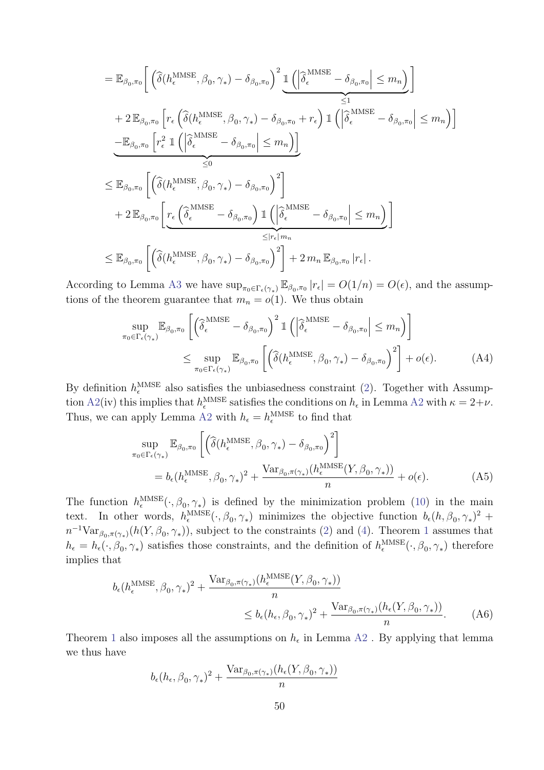$$
\begin{aligned}
&= \mathbb{E}_{\beta_0,\pi_0}\left[ \left(\widehat{\delta}(h_\epsilon^{\text{MMSE}},\beta_0,\gamma_*) - \delta_{\beta_0,\pi_0}\right)^2 \underbrace{\mathbb{1}\left(\left|\widehat{\delta}_\epsilon^{\text{MMSE}} - \delta_{\beta_0,\pi_0}\right| \le m_n\right)}_{\le 1} \right] \\
&\quad + 2\,\mathbb{E}_{\beta_0,\pi_0}\left[ r_\epsilon \left(\widehat{\delta}(h_\epsilon^{\text{MMSE}},\beta_0,\gamma_*) - \delta_{\beta_0,\pi_0} + r_\epsilon\right) \mathbb{1}\left(\left|\widehat{\delta}_\epsilon^{\text{MMSE}} - \delta_{\beta_0,\pi_0}\right| \le m_n\right) \right] \\
&\quad \underbrace{-\mathbb{E}_{\beta_0,\pi_0}\left[ r_\epsilon^2 \, \mathbb{1}\left(\left|\widehat{\delta}_\epsilon^{\text{MMSE}} - \delta_{\beta_0,\pi_0}\right| \le m_n\right) \right]}_{\le 0} \\
&\le \mathbb{E}_{\beta_0,\pi_0}\left[ \left(\widehat{\delta}(h_\epsilon^{\text{MMSE}},\beta_0,\gamma_*) - \delta_{\beta_0,\pi_0}\right)^2 \right] \\
&\quad + 2\,\mathbb{E}_{\beta_0,\pi_0}\left[ \underbrace{r_\epsilon \left(\widehat{\delta}_\epsilon^{\text{MMSE}} - \delta_{\beta_0,\pi_0}\right) \mathbb{1}\left(\left|\widehat{\delta}_\epsilon^{\text{MMSE}} - \delta_{\beta_0,\pi_0}\right| \le m_n\right)}_{\le |r_\epsilon|\, m_n} \right] \\
&\le \mathbb{E}_{\beta_0,\pi_0}\left[ \left(\widehat{\delta}(h_\epsilon^{\text{MMSE}},\beta_0,\gamma_*) - \delta_{\beta_0,\pi_0}\right)^2 \right] + 2\, m_n\, \mathbb{E}_{\beta_0,\pi_0} |r_\epsilon| \, .
\end{aligned}
$$

According to Lemma A3 we have $\sup_{\pi_0 \in \Gamma_\epsilon(\gamma_*)} \mathbb{E}_{\beta_0,\pi_0} |r_\epsilon| = O(1/n) = O(\epsilon)$, and the assumptions of the theorem guarantee that $m_n = o(1)$. We thus obtain

$$
\begin{aligned}
\sup_{\pi_0 \in \Gamma_\epsilon(\gamma_*)} &\mathbb{E}_{\beta_0,\pi_0}\left[ \left(\widehat{\delta}_\epsilon^{\text{MMSE}} - \delta_{\beta_0,\pi_0}\right)^2 \mathbb{1}\left(\left|\widehat{\delta}_\epsilon^{\text{MMSE}} - \delta_{\beta_0,\pi_0}\right| \le m_n\right) \right] \\
&\le \sup_{\pi_0 \in \Gamma_\epsilon(\gamma_*)} \mathbb{E}_{\beta_0,\pi_0}\left[ \left(\widehat{\delta}(h_\epsilon^{\text{MMSE}},\beta_0,\gamma_*) - \delta_{\beta_0,\pi_0}\right)^2 \right] + o(\epsilon). \qquad \text{(A4)}
\end{aligned}
$$

By definition $h_\epsilon^{\text{MMSE}}$ also satisfies the unbiasedness constraint (2). Together with Assumption A2(iv) this implies that $h_\epsilon^{\text{MMSE}}$ satisfies the conditions on $h_\epsilon$ in Lemma A2 with $\kappa = 2+\nu$. Thus, we can apply Lemma A2 with $h_\epsilon = h_\epsilon^{\text{MMSE}}$ to find that

$$
\begin{aligned}
\sup_{\pi_0 \in \Gamma_\epsilon(\gamma_*)} &\mathbb{E}_{\beta_0,\pi_0}\left[ \left(\widehat{\delta}(h_\epsilon^{\text{MMSE}},\beta_0,\gamma_*) - \delta_{\beta_0,\pi_0}\right)^2 \right] \\
&= b_\epsilon(h_\epsilon^{\text{MMSE}},\beta_0,\gamma_*)^2 + \frac{\text{Var}_{\beta_0,\pi(\gamma_*)}(h_\epsilon^{\text{MMSE}}(Y,\beta_0,\gamma_*))}{n} + o(\epsilon). \qquad \text{(A5)}
\end{aligned}
$$

The function $h_\epsilon^{\text{MMSE}}(\cdot,\beta_0,\gamma_*)$ is defined by the minimization problem (10) in the main text. In other words, $h_\epsilon^{\text{MMSE}}(\cdot,\beta_0,\gamma_*)$ minimizes the objective function $b_\epsilon(h,\beta_0,\gamma_*)^2 + n^{-1}\text{Var}_{\beta_0,\pi(\gamma_*)}(h(Y,\beta_0,\gamma_*))$, subject to the constraints (2) and (4). Theorem 1 assumes that $h_\epsilon = h_\epsilon(\cdot,\beta_0,\gamma_*)$ satisfies those constraints, and the definition of $h_\epsilon^{\text{MMSE}}(\cdot,\beta_0,\gamma_*)$ therefore implies that

$$
\begin{aligned}
b_\epsilon(h_\epsilon^{\text{MMSE}},\beta_0,\gamma_*)^2 &+ \frac{\text{Var}_{\beta_0,\pi(\gamma_*)}(h_\epsilon^{\text{MMSE}}(Y,\beta_0,\gamma_*))}{n} \\
&\le b_\epsilon(h_\epsilon,\beta_0,\gamma_*)^2 + \frac{\text{Var}_{\beta_0,\pi(\gamma_*)}(h_\epsilon(Y,\beta_0,\gamma_*))}{n}. \qquad \text{(A6)}
\end{aligned}
$$

Theorem 1 also imposes all the assumptions on $h_\epsilon$ in Lemma A2 . By applying that lemma we thus have

$$
b_\epsilon(h_\epsilon,\beta_0,\gamma_*)^2 + \frac{\text{Var}_{\beta_0,\pi(\gamma_*)}(h_\epsilon(Y,\beta_0,\gamma_*))}{n}
$$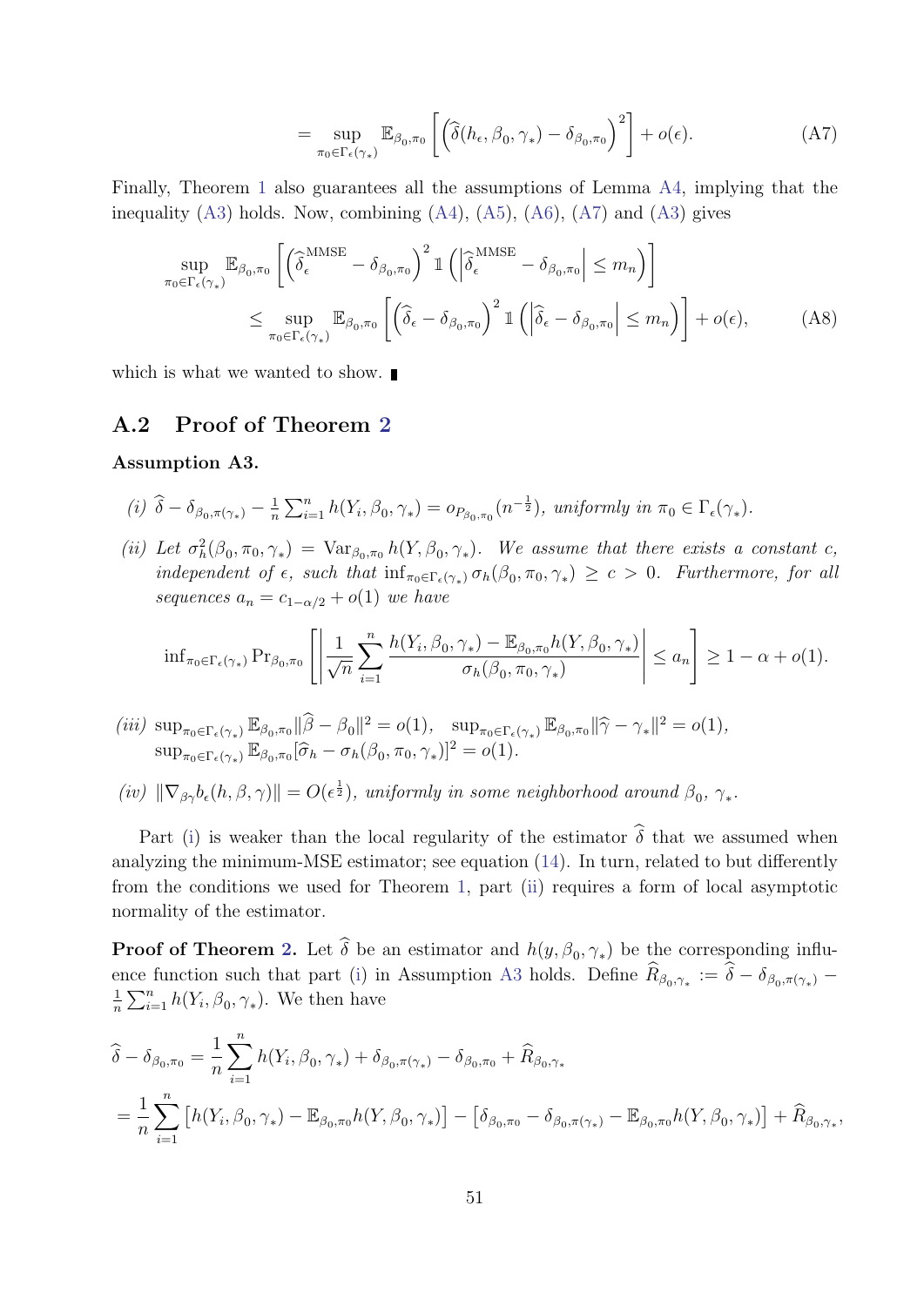$$= \sup_{\pi_0 \in \Gamma_\epsilon(\gamma_*)} \mathbb{E}_{\beta_0,\pi_0}\left[\left(\widehat{\delta}(h_\epsilon, \beta_0, \gamma_*) - \delta_{\beta_0,\pi_0}\right)^2\right] + o(\epsilon). \tag{A7}$$

Finally, Theorem 1 also guarantees all the assumptions of Lemma A4, implying that the inequality (A3) holds. Now, combining (A4), (A5), (A6), (A7) and (A3) gives

$$\sup_{\pi_0 \in \Gamma_\epsilon(\gamma_*)} \mathbb{E}_{\beta_0,\pi_0}\left[\left(\widehat{\delta}_\epsilon^{\text{MMSE}} - \delta_{\beta_0,\pi_0}\right)^2 \mathbb{1}\left(\left|\widehat{\delta}_\epsilon^{\text{MMSE}} - \delta_{\beta_0,\pi_0}\right| \leq m_n\right)\right]$$
$$\leq \sup_{\pi_0 \in \Gamma_\epsilon(\gamma_*)} \mathbb{E}_{\beta_0,\pi_0}\left[\left(\widehat{\delta}_\epsilon - \delta_{\beta_0,\pi_0}\right)^2 \mathbb{1}\left(\left|\widehat{\delta}_\epsilon - \delta_{\beta_0,\pi_0}\right| \leq m_n\right)\right] + o(\epsilon), \tag{A8}$$

which is what we wanted to show. ∎

## A.2 Proof of Theorem 2

**Assumption A3.**

*(i)* $\widehat{\delta} - \delta_{\beta_0,\pi(\gamma_*)} - \frac{1}{n}\sum_{i=1}^n h(Y_i, \beta_0, \gamma_*) = o_{P_{\beta_0,\pi_0}}(n^{-\frac{1}{2}})$, *uniformly in* $\pi_0 \in \Gamma_\epsilon(\gamma_*)$.

*(ii)* *Let* $\sigma_h^2(\beta_0, \pi_0, \gamma_*) = \text{Var}_{\beta_0,\pi_0} h(Y, \beta_0, \gamma_*)$. *We assume that there exists a constant* $c$, *independent of* $\epsilon$, *such that* $\inf_{\pi_0 \in \Gamma_\epsilon(\gamma_*)} \sigma_h(\beta_0, \pi_0, \gamma_*) \geq c > 0$. *Furthermore, for all sequences* $a_n = c_{1-\alpha/2} + o(1)$ *we have*

$$\inf_{\pi_0 \in \Gamma_\epsilon(\gamma_*)} \Pr_{\beta_0,\pi_0}\left[\left|\frac{1}{\sqrt{n}}\sum_{i=1}^n \frac{h(Y_i, \beta_0, \gamma_*) - \mathbb{E}_{\beta_0,\pi_0} h(Y, \beta_0, \gamma_*)}{\sigma_h(\beta_0, \pi_0, \gamma_*)}\right| \leq a_n\right] \geq 1 - \alpha + o(1).$$

*(iii)* $\sup_{\pi_0 \in \Gamma_\epsilon(\gamma_*)} \mathbb{E}_{\beta_0,\pi_0}\|\widehat{\beta} - \beta_0\|^2 = o(1)$, $\sup_{\pi_0 \in \Gamma_\epsilon(\gamma_*)} \mathbb{E}_{\beta_0,\pi_0}\|\widehat{\gamma} - \gamma_*\|^2 = o(1)$,
$\sup_{\pi_0 \in \Gamma_\epsilon(\gamma_*)} \mathbb{E}_{\beta_0,\pi_0}[\widehat{\sigma}_h - \sigma_h(\beta_0, \pi_0, \gamma_*)]^2 = o(1)$.

*(iv)* $\|\nabla_{\beta\gamma} b_\epsilon(h, \beta, \gamma)\| = O(\epsilon^{\frac{1}{2}})$, *uniformly in some neighborhood around* $\beta_0$, $\gamma_*$.

Part (i) is weaker than the local regularity of the estimator $\widehat{\delta}$ that we assumed when analyzing the minimum-MSE estimator; see equation (14). In turn, related to but differently from the conditions we used for Theorem 1, part (ii) requires a form of local asymptotic normality of the estimator.

**Proof of Theorem 2.** Let $\widehat{\delta}$ be an estimator and $h(y, \beta_0, \gamma_*)$ be the corresponding influence function such that part (i) in Assumption A3 holds. Define $\widehat{R}_{\beta_0,\gamma_*} := \widehat{\delta} - \delta_{\beta_0,\pi(\gamma_*)} - \frac{1}{n}\sum_{i=1}^n h(Y_i, \beta_0, \gamma_*)$. We then have

$$\widehat{\delta} - \delta_{\beta_0,\pi_0} = \frac{1}{n}\sum_{i=1}^n h(Y_i, \beta_0, \gamma_*) + \delta_{\beta_0,\pi(\gamma_*)} - \delta_{\beta_0,\pi_0} + \widehat{R}_{\beta_0,\gamma_*}$$
$$= \frac{1}{n}\sum_{i=1}^n \left[h(Y_i, \beta_0, \gamma_*) - \mathbb{E}_{\beta_0,\pi_0} h(Y, \beta_0, \gamma_*)\right] - \left[\delta_{\beta_0,\pi_0} - \delta_{\beta_0,\pi(\gamma_*)} - \mathbb{E}_{\beta_0,\pi_0} h(Y, \beta_0, \gamma_*)\right] + \widehat{R}_{\beta_0,\gamma_*},$$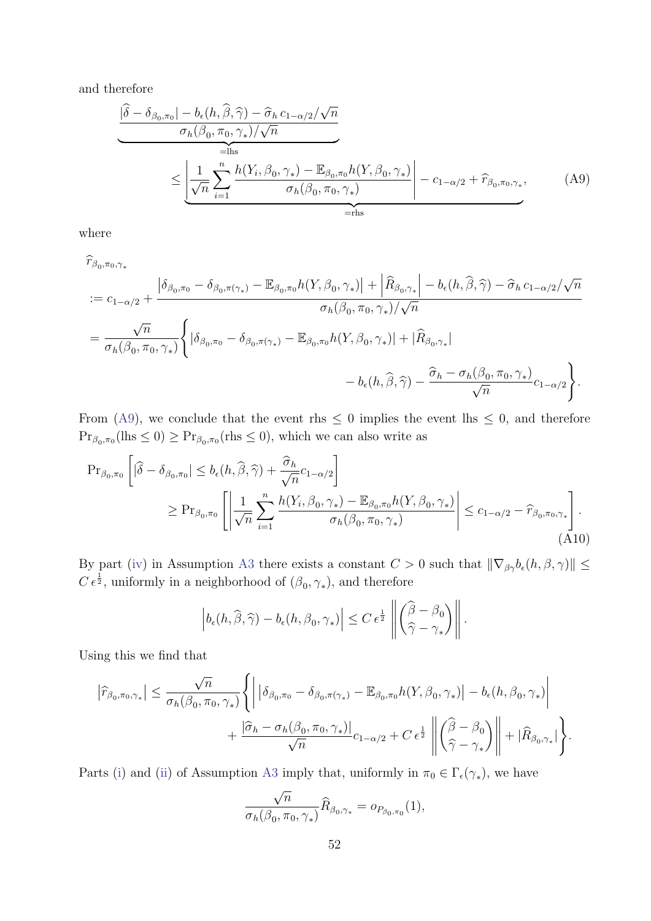and therefore

$$
\underbrace{\frac{|\widehat{\delta} - \delta_{\beta_0,\pi_0}| - b_\epsilon(h,\widehat{\beta},\widehat{\gamma}) - \widehat{\sigma}_h\, c_{1-\alpha/2}/\sqrt{n}}{\sigma_h(\beta_0,\pi_0,\gamma_*)/\sqrt{n}}}_{=\text{lhs}} \\
\leq \underbrace{\left| \frac{1}{\sqrt{n}} \sum_{i=1}^{n} \frac{h(Y_i,\beta_0,\gamma_*) - \mathbb{E}_{\beta_0,\pi_0} h(Y,\beta_0,\gamma_*)}{\sigma_h(\beta_0,\pi_0,\gamma_*)} \right| - c_{1-\alpha/2} + \widehat{r}_{\beta_0,\pi_0,\gamma_*}}_{=\text{rhs}}, \tag{A9}
$$

where

$$
\begin{aligned}
&\widehat{r}_{\beta_0,\pi_0,\gamma_*} \\
&:= c_{1-\alpha/2} + \frac{\left|\delta_{\beta_0,\pi_0} - \delta_{\beta_0,\pi(\gamma_*)} - \mathbb{E}_{\beta_0,\pi_0} h(Y,\beta_0,\gamma_*)\right| + \left|\widehat{R}_{\beta_0,\gamma_*}\right| - b_\epsilon(h,\widehat{\beta},\widehat{\gamma}) - \widehat{\sigma}_h\, c_{1-\alpha/2}/\sqrt{n}}{\sigma_h(\beta_0,\pi_0,\gamma_*)/\sqrt{n}} \\
&= \frac{\sqrt{n}}{\sigma_h(\beta_0,\pi_0,\gamma_*)} \Bigg\{ |\delta_{\beta_0,\pi_0} - \delta_{\beta_0,\pi(\gamma_*)} - \mathbb{E}_{\beta_0,\pi_0} h(Y,\beta_0,\gamma_*)| + |\widehat{R}_{\beta_0,\gamma_*}| \\
&\qquad\qquad - b_\epsilon(h,\widehat{\beta},\widehat{\gamma}) - \frac{\widehat{\sigma}_h - \sigma_h(\beta_0,\pi_0,\gamma_*)}{\sqrt{n}} c_{1-\alpha/2} \Bigg\}.
\end{aligned}
$$

From (A9), we conclude that the event rhs $\leq 0$ implies the event lhs $\leq 0$, and therefore $\Pr_{\beta_0,\pi_0}(\text{lhs} \leq 0) \geq \Pr_{\beta_0,\pi_0}(\text{rhs} \leq 0)$, which we can also write as

$$
\begin{aligned}
&\Pr_{\beta_0,\pi_0}\left[ |\widehat{\delta} - \delta_{\beta_0,\pi_0}| \leq b_\epsilon(h,\widehat{\beta},\widehat{\gamma}) + \frac{\widehat{\sigma}_h}{\sqrt{n}} c_{1-\alpha/2} \right] \\
&\qquad \geq \Pr_{\beta_0,\pi_0}\left[ \left| \frac{1}{\sqrt{n}} \sum_{i=1}^{n} \frac{h(Y_i,\beta_0,\gamma_*) - \mathbb{E}_{\beta_0,\pi_0} h(Y,\beta_0,\gamma_*)}{\sigma_h(\beta_0,\pi_0,\gamma_*)} \right| \leq c_{1-\alpha/2} - \widehat{r}_{\beta_0,\pi_0,\gamma_*} \right].
\end{aligned} \tag{A10}
$$

By part (iv) in Assumption A3 there exists a constant $C > 0$ such that $\|\nabla_{\beta\gamma} b_\epsilon(h,\beta,\gamma)\| \leq C\,\epsilon^{\frac{1}{2}}$, uniformly in a neighborhood of $(\beta_0,\gamma_*)$, and therefore

$$
\left| b_\epsilon(h,\widehat{\beta},\widehat{\gamma}) - b_\epsilon(h,\beta_0,\gamma_*) \right| \leq C\,\epsilon^{\frac{1}{2}} \left\| \begin{pmatrix} \widehat{\beta} - \beta_0 \\ \widehat{\gamma} - \gamma_* \end{pmatrix} \right\|.
$$

Using this we find that

$$
\begin{aligned}
\left|\widehat{r}_{\beta_0,\pi_0,\gamma_*}\right| \leq \frac{\sqrt{n}}{\sigma_h(\beta_0,\pi_0,\gamma_*)} \Bigg\{ &\left| \left|\delta_{\beta_0,\pi_0} - \delta_{\beta_0,\pi(\gamma_*)} - \mathbb{E}_{\beta_0,\pi_0} h(Y,\beta_0,\gamma_*)\right| - b_\epsilon(h,\beta_0,\gamma_*) \right| \\
&+ \frac{|\widehat{\sigma}_h - \sigma_h(\beta_0,\pi_0,\gamma_*)|}{\sqrt{n}} c_{1-\alpha/2} + C\,\epsilon^{\frac{1}{2}} \left\| \begin{pmatrix} \widehat{\beta} - \beta_0 \\ \widehat{\gamma} - \gamma_* \end{pmatrix} \right\| + |\widehat{R}_{\beta_0,\gamma_*}| \Bigg\}.
\end{aligned}
$$

Parts (i) and (ii) of Assumption A3 imply that, uniformly in $\pi_0 \in \Gamma_\epsilon(\gamma_*)$, we have

$$
\frac{\sqrt{n}}{\sigma_h(\beta_0,\pi_0,\gamma_*)} \widehat{R}_{\beta_0,\gamma_*} = o_{P_{\beta_0,\pi_0}}(1),
$$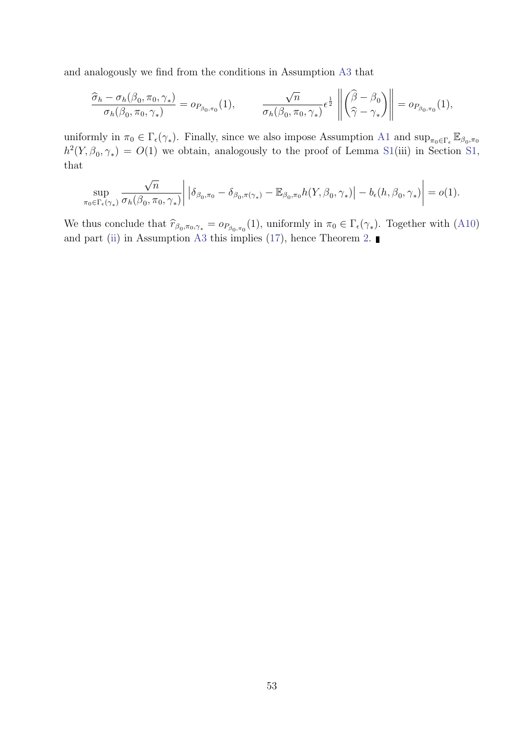and analogously we find from the conditions in Assumption A3 that

$$\frac{\widehat{\sigma}_h - \sigma_h(\beta_0, \pi_0, \gamma_*)}{\sigma_h(\beta_0, \pi_0, \gamma_*)} = o_{P_{\beta_0,\pi_0}}(1), \qquad \frac{\sqrt{n}}{\sigma_h(\beta_0, \pi_0, \gamma_*)} \epsilon^{\frac{1}{2}} \left\| \begin{pmatrix} \widehat{\beta} - \beta_0 \\ \widehat{\gamma} - \gamma_* \end{pmatrix} \right\| = o_{P_{\beta_0,\pi_0}}(1),$$

uniformly in $\pi_0 \in \Gamma_\epsilon(\gamma_*)$. Finally, since we also impose Assumption A1 and $\sup_{\pi_0 \in \Gamma_\epsilon} \mathbb{E}_{\beta_0,\pi_0} h^2(Y, \beta_0, \gamma_*) = O(1)$ we obtain, analogously to the proof of Lemma S1(iii) in Section S1, that

$$\sup_{\pi_0 \in \Gamma_\epsilon(\gamma_*)} \frac{\sqrt{n}}{\sigma_h(\beta_0, \pi_0, \gamma_*)} \left| \left| \delta_{\beta_0,\pi_0} - \delta_{\beta_0,\pi(\gamma_*)} - \mathbb{E}_{\beta_0,\pi_0} h(Y, \beta_0, \gamma_*) \right| - b_\epsilon(h, \beta_0, \gamma_*) \right| = o(1).$$

We thus conclude that $\widehat{r}_{\beta_0,\pi_0,\gamma_*} = o_{P_{\beta_0,\pi_0}}(1)$, uniformly in $\pi_0 \in \Gamma_\epsilon(\gamma_*)$. Together with (A10) and part (ii) in Assumption A3 this implies (17), hence Theorem 2. ∎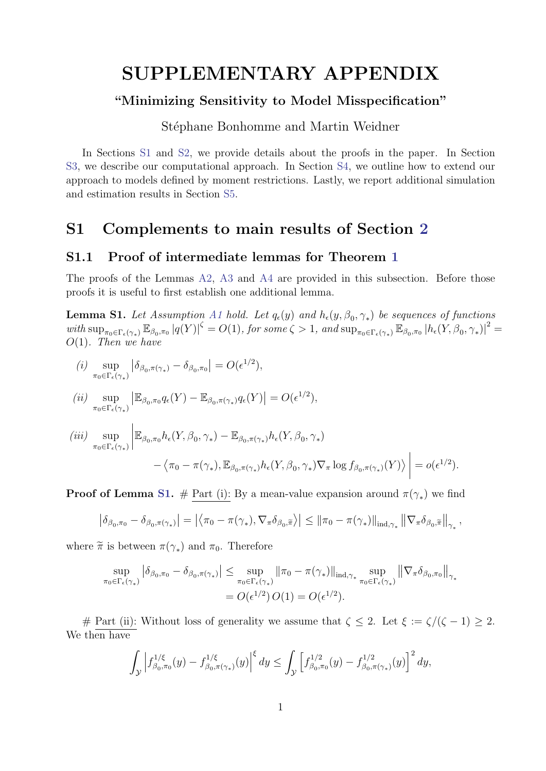# SUPPLEMENTARY APPENDIX

### "Minimizing Sensitivity to Model Misspecification"

Stéphane Bonhomme and Martin Weidner

In Sections S1 and S2, we provide details about the proofs in the paper. In Section S3, we describe our computational approach. In Section S4, we outline how to extend our approach to models defined by moment restrictions. Lastly, we report additional simulation and estimation results in Section S5.

## S1 Complements to main results of Section 2

### S1.1 Proof of intermediate lemmas for Theorem 1

The proofs of the Lemmas A2, A3 and A4 are provided in this subsection. Before those proofs it is useful to first establish one additional lemma.

**Lemma S1.** *Let Assumption A1 hold. Let $q_\epsilon(y)$ and $h_\epsilon(y, \beta_0, \gamma_*)$ be sequences of functions with $\sup_{\pi_0\in\Gamma_\epsilon(\gamma_*)} \mathbb{E}_{\beta_0,\pi_0} |q(Y)|^\zeta = O(1)$, for some $\zeta > 1$, and $\sup_{\pi_0\in\Gamma_\epsilon(\gamma_*)} \mathbb{E}_{\beta_0,\pi_0} |h_\epsilon(Y, \beta_0, \gamma_*)|^2 = O(1)$. Then we have*

$$(i)\quad \sup_{\pi_0\in\Gamma_\epsilon(\gamma_*)} \left|\delta_{\beta_0,\pi(\gamma_*)} - \delta_{\beta_0,\pi_0}\right| = O(\epsilon^{1/2}),$$

$$(ii)\quad \sup_{\pi_0\in\Gamma_\epsilon(\gamma_*)} \left|\mathbb{E}_{\beta_0,\pi_0} q_\epsilon(Y) - \mathbb{E}_{\beta_0,\pi(\gamma_*)} q_\epsilon(Y)\right| = O(\epsilon^{1/2}),$$

$$(iii)\quad \sup_{\pi_0\in\Gamma_\epsilon(\gamma_*)} \Big|\mathbb{E}_{\beta_0,\pi_0} h_\epsilon(Y, \beta_0, \gamma_*) - \mathbb{E}_{\beta_0,\pi(\gamma_*)} h_\epsilon(Y, \beta_0, \gamma_*) - \left\langle \pi_0 - \pi(\gamma_*), \mathbb{E}_{\beta_0,\pi(\gamma_*)} h_\epsilon(Y, \beta_0, \gamma_*) \nabla_\pi \log f_{\beta_0,\pi(\gamma_*)}(Y)\right\rangle\Big| = o(\epsilon^{1/2}).$$

**Proof of Lemma S1.** # Part (i): By a mean-value expansion around $\pi(\gamma_*)$ we find

$$\left|\delta_{\beta_0,\pi_0} - \delta_{\beta_0,\pi(\gamma_*)}\right| = \left|\left\langle \pi_0 - \pi(\gamma_*), \nabla_\pi \delta_{\beta_0,\widetilde{\pi}}\right\rangle\right| \leq \|\pi_0 - \pi(\gamma_*)\|_{\mathrm{ind},\gamma_*} \left\|\nabla_\pi \delta_{\beta_0,\widetilde{\pi}}\right\|_{\gamma_*},$$

where $\widetilde{\pi}$ is between $\pi(\gamma_*)$ and $\pi_0$. Therefore

$$\begin{aligned}
\sup_{\pi_0\in\Gamma_\epsilon(\gamma_*)} \left|\delta_{\beta_0,\pi_0} - \delta_{\beta_0,\pi(\gamma_*)}\right| &\leq \sup_{\pi_0\in\Gamma_\epsilon(\gamma_*)} \|\pi_0 - \pi(\gamma_*)\|_{\mathrm{ind},\gamma_*} \sup_{\pi_0\in\Gamma_\epsilon(\gamma_*)} \left\|\nabla_\pi \delta_{\beta_0,\pi_0}\right\|_{\gamma_*} \\
&= O(\epsilon^{1/2})\, O(1) = O(\epsilon^{1/2}).
\end{aligned}$$

# Part (ii): Without loss of generality we assume that $\zeta \leq 2$. Let $\xi := \zeta/(\zeta-1) \geq 2$. We then have

$$\int_{\mathcal{Y}} \left|f^{1/\xi}_{\beta_0,\pi_0}(y) - f^{1/\xi}_{\beta_0,\pi(\gamma_*)}(y)\right|^\xi dy \leq \int_{\mathcal{Y}} \left[f^{1/2}_{\beta_0,\pi_0}(y) - f^{1/2}_{\beta_0,\pi(\gamma_*)}(y)\right]^2 dy,$$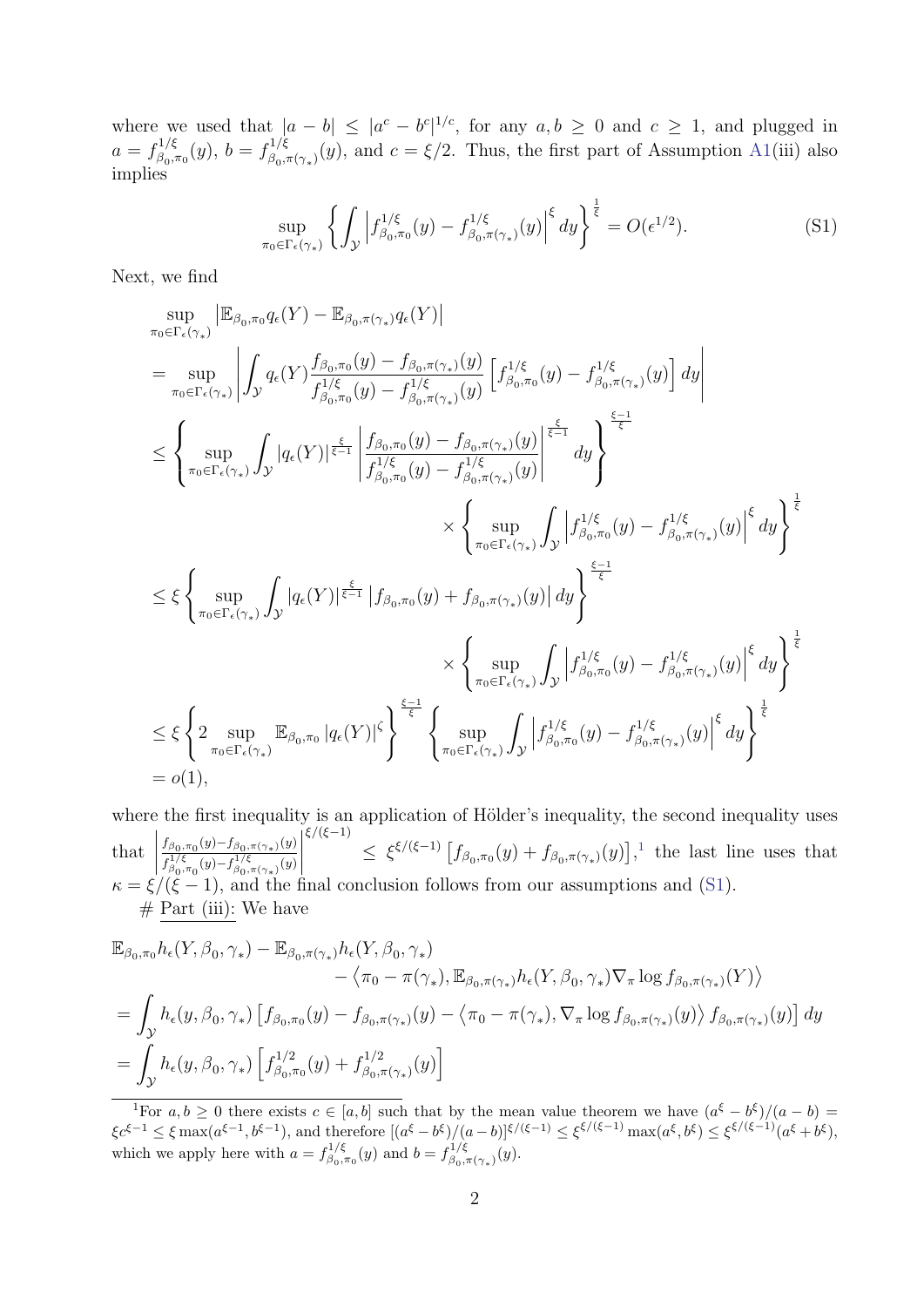where we used that $|a-b| \leq |a^c - b^c|^{1/c}$, for any $a, b \geq 0$ and $c \geq 1$, and plugged in $a = f^{1/\xi}_{\beta_0,\pi_0}(y)$, $b = f^{1/\xi}_{\beta_0,\pi(\gamma_*)}(y)$, and $c = \xi/2$. Thus, the first part of Assumption A1(iii) also implies

$$
\sup_{\pi_0 \in \Gamma_\epsilon(\gamma_*)} \left\{ \int_{\mathcal{Y}} \left| f^{1/\xi}_{\beta_0,\pi_0}(y) - f^{1/\xi}_{\beta_0,\pi(\gamma_*)}(y) \right|^\xi dy \right\}^{\frac{1}{\xi}} = O(\epsilon^{1/2}). \tag{S1}
$$

Next, we find

$$
\begin{aligned}
&\sup_{\pi_0 \in \Gamma_\epsilon(\gamma_*)} \left| \mathbb{E}_{\beta_0,\pi_0} q_\epsilon(Y) - \mathbb{E}_{\beta_0,\pi(\gamma_*)} q_\epsilon(Y) \right| \\
&= \sup_{\pi_0 \in \Gamma_\epsilon(\gamma_*)} \left| \int_{\mathcal{Y}} q_\epsilon(Y) \frac{f_{\beta_0,\pi_0}(y) - f_{\beta_0,\pi(\gamma_*)}(y)}{f^{1/\xi}_{\beta_0,\pi_0}(y) - f^{1/\xi}_{\beta_0,\pi(\gamma_*)}(y)} \left[ f^{1/\xi}_{\beta_0,\pi_0}(y) - f^{1/\xi}_{\beta_0,\pi(\gamma_*)}(y) \right] dy \right| \\
&\leq \left\{ \sup_{\pi_0 \in \Gamma_\epsilon(\gamma_*)} \int_{\mathcal{Y}} |q_\epsilon(Y)|^{\frac{\xi}{\xi-1}} \left| \frac{f_{\beta_0,\pi_0}(y) - f_{\beta_0,\pi(\gamma_*)}(y)}{f^{1/\xi}_{\beta_0,\pi_0}(y) - f^{1/\xi}_{\beta_0,\pi(\gamma_*)}(y)} \right|^{\frac{\xi}{\xi-1}} dy \right\}^{\frac{\xi-1}{\xi}} \\
&\qquad\qquad \times \left\{ \sup_{\pi_0 \in \Gamma_\epsilon(\gamma_*)} \int_{\mathcal{Y}} \left| f^{1/\xi}_{\beta_0,\pi_0}(y) - f^{1/\xi}_{\beta_0,\pi(\gamma_*)}(y) \right|^\xi dy \right\}^{\frac{1}{\xi}} \\
&\leq \xi \left\{ \sup_{\pi_0 \in \Gamma_\epsilon(\gamma_*)} \int_{\mathcal{Y}} |q_\epsilon(Y)|^{\frac{\xi}{\xi-1}} \left| f_{\beta_0,\pi_0}(y) + f_{\beta_0,\pi(\gamma_*)}(y) \right| dy \right\}^{\frac{\xi-1}{\xi}} \\
&\qquad\qquad \times \left\{ \sup_{\pi_0 \in \Gamma_\epsilon(\gamma_*)} \int_{\mathcal{Y}} \left| f^{1/\xi}_{\beta_0,\pi_0}(y) - f^{1/\xi}_{\beta_0,\pi(\gamma_*)}(y) \right|^\xi dy \right\}^{\frac{1}{\xi}} \\
&\leq \xi \left\{ 2 \sup_{\pi_0 \in \Gamma_\epsilon(\gamma_*)} \mathbb{E}_{\beta_0,\pi_0} |q_\epsilon(Y)|^\zeta \right\}^{\frac{\xi-1}{\xi}} \left\{ \sup_{\pi_0 \in \Gamma_\epsilon(\gamma_*)} \int_{\mathcal{Y}} \left| f^{1/\xi}_{\beta_0,\pi_0}(y) - f^{1/\xi}_{\beta_0,\pi(\gamma_*)}(y) \right|^\xi dy \right\}^{\frac{1}{\xi}} \\
&= o(1),
\end{aligned}
$$

where the first inequality is an application of Hölder's inequality, the second inequality uses that $\left| \frac{f_{\beta_0,\pi_0}(y) - f_{\beta_0,\pi(\gamma_*)}(y)}{f^{1/\xi}_{\beta_0,\pi_0}(y) - f^{1/\xi}_{\beta_0,\pi(\gamma_*)}(y)} \right|^{\xi/(\xi-1)} \leq \xi^{\xi/(\xi-1)} \left[ f_{\beta_0,\pi_0}(y) + f_{\beta_0,\pi(\gamma_*)}(y) \right]$,[1] the last line uses that $\kappa = \xi/(\xi-1)$, and the final conclusion follows from our assumptions and (S1).

# Part (iii): We have

$$
\begin{aligned}
&\mathbb{E}_{\beta_0,\pi_0} h_\epsilon(Y, \beta_0, \gamma_*) - \mathbb{E}_{\beta_0,\pi(\gamma_*)} h_\epsilon(Y, \beta_0, \gamma_*) \\
&\qquad\qquad - \left\langle \pi_0 - \pi(\gamma_*), \mathbb{E}_{\beta_0,\pi(\gamma_*)} h_\epsilon(Y, \beta_0, \gamma_*) \nabla_\pi \log f_{\beta_0,\pi(\gamma_*)}(Y) \right\rangle \\
&= \int_{\mathcal{Y}} h_\epsilon(y, \beta_0, \gamma_*) \left[ f_{\beta_0,\pi_0}(y) - f_{\beta_0,\pi(\gamma_*)}(y) - \left\langle \pi_0 - \pi(\gamma_*), \nabla_\pi \log f_{\beta_0,\pi(\gamma_*)}(y) \right\rangle f_{\beta_0,\pi(\gamma_*)}(y) \right] dy \\
&= \int_{\mathcal{Y}} h_\epsilon(y, \beta_0, \gamma_*) \left[ f^{1/2}_{\beta_0,\pi_0}(y) + f^{1/2}_{\beta_0,\pi(\gamma_*)}(y) \right]
\end{aligned}
$$

[1] For $a, b \geq 0$ there exists $c \in [a, b]$ such that by the mean value theorem we have $(a^\xi - b^\xi)/(a-b) = \xi c^{\xi-1} \leq \xi \max(a^{\xi-1}, b^{\xi-1})$, and therefore $[(a^\xi - b^\xi)/(a-b)]^{\xi/(\xi-1)} \leq \xi^{\xi/(\xi-1)} \max(a^\xi, b^\xi) \leq \xi^{\xi/(\xi-1)}(a^\xi + b^\xi)$, which we apply here with $a = f^{1/\xi}_{\beta_0,\pi_0}(y)$ and $b = f^{1/\xi}_{\beta_0,\pi(\gamma_*)}(y)$.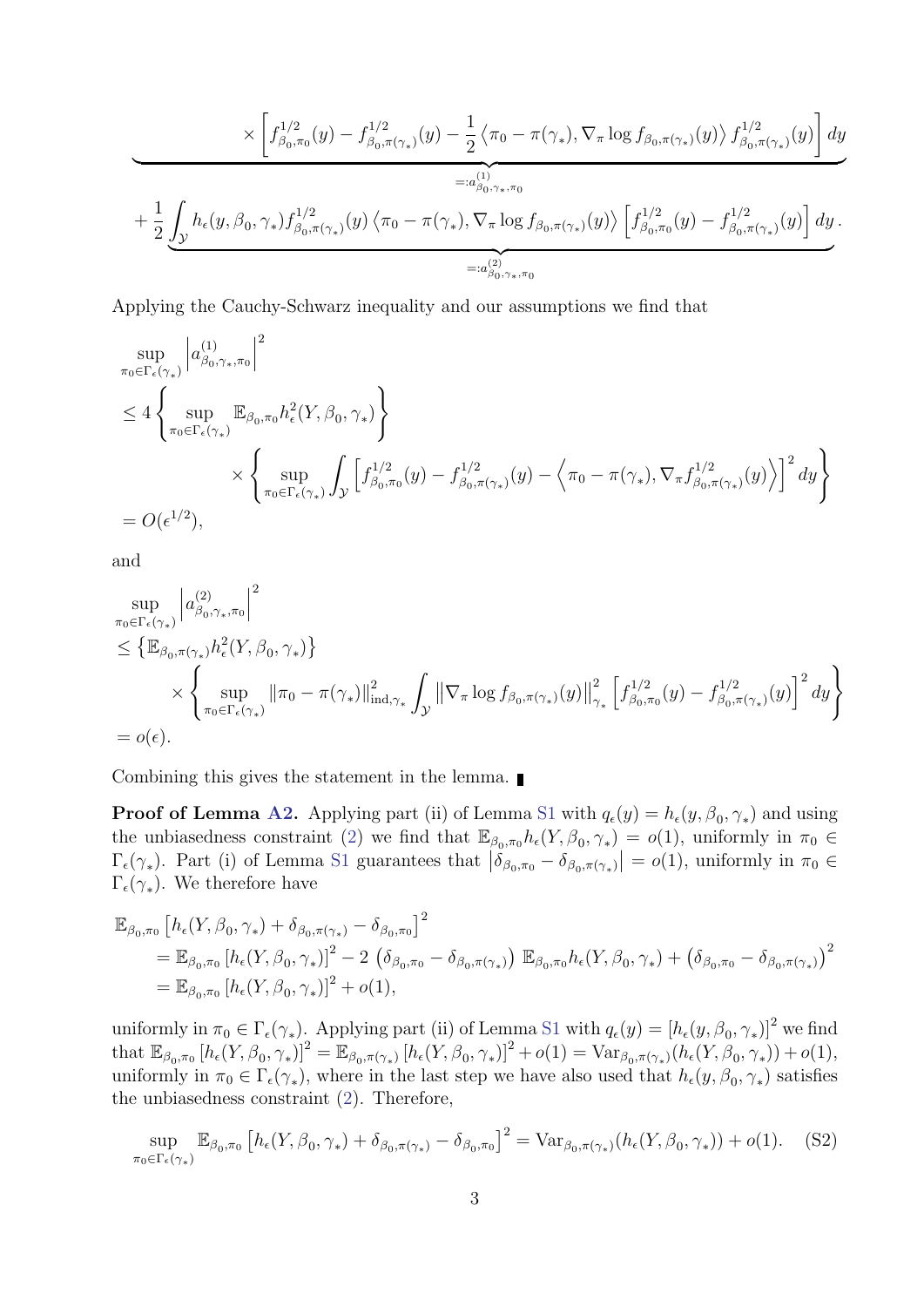$$
\underbrace{\times \left[ f^{1/2}_{\beta_0,\pi_0}(y) - f^{1/2}_{\beta_0,\pi(\gamma_*)}(y) - \frac{1}{2} \left\langle \pi_0 - \pi(\gamma_*), \nabla_\pi \log f_{\beta_0,\pi(\gamma_*)}(y) \right\rangle f^{1/2}_{\beta_0,\pi(\gamma_*)}(y) \right] dy}_{=:a^{(1)}_{\beta_0,\gamma_*,\pi_0}}
$$

$$
+ \frac{1}{2} \underbrace{\int_{\mathcal{Y}} h_\epsilon(y,\beta_0,\gamma_*) f^{1/2}_{\beta_0,\pi(\gamma_*)}(y) \left\langle \pi_0 - \pi(\gamma_*), \nabla_\pi \log f_{\beta_0,\pi(\gamma_*)}(y) \right\rangle \left[ f^{1/2}_{\beta_0,\pi_0}(y) - f^{1/2}_{\beta_0,\pi(\gamma_*)}(y) \right] dy}_{=:a^{(2)}_{\beta_0,\gamma_*,\pi_0}}.
$$

Applying the Cauchy-Schwarz inequality and our assumptions we find that

$$
\begin{aligned}
&\sup_{\pi_0 \in \Gamma_\epsilon(\gamma_*)} \left| a^{(1)}_{\beta_0,\gamma_*,\pi_0} \right|^2 \\
&\leq 4 \left\{ \sup_{\pi_0 \in \Gamma_\epsilon(\gamma_*)} \mathbb{E}_{\beta_0,\pi_0} h^2_\epsilon(Y,\beta_0,\gamma_*) \right\} \\
&\qquad\qquad \times \left\{ \sup_{\pi_0 \in \Gamma_\epsilon(\gamma_*)} \int_{\mathcal{Y}} \left[ f^{1/2}_{\beta_0,\pi_0}(y) - f^{1/2}_{\beta_0,\pi(\gamma_*)}(y) - \left\langle \pi_0 - \pi(\gamma_*), \nabla_\pi f^{1/2}_{\beta_0,\pi(\gamma_*)}(y) \right\rangle \right]^2 dy \right\} \\
&= O(\epsilon^{1/2}),
\end{aligned}
$$

and

$$
\begin{aligned}
&\sup_{\pi_0 \in \Gamma_\epsilon(\gamma_*)} \left| a^{(2)}_{\beta_0,\gamma_*,\pi_0} \right|^2 \\
&\leq \left\{ \mathbb{E}_{\beta_0,\pi(\gamma_*)} h^2_\epsilon(Y,\beta_0,\gamma_*) \right\} \\
&\qquad \times \left\{ \sup_{\pi_0 \in \Gamma_\epsilon(\gamma_*)} \|\pi_0 - \pi(\gamma_*)\|^2_{\text{ind},\gamma_*} \int_{\mathcal{Y}} \left\| \nabla_\pi \log f_{\beta_0,\pi(\gamma_*)}(y) \right\|^2_{\gamma_*} \left[ f^{1/2}_{\beta_0,\pi_0}(y) - f^{1/2}_{\beta_0,\pi(\gamma_*)}(y) \right]^2 dy \right\} \\
&= o(\epsilon).
\end{aligned}
$$

Combining this gives the statement in the lemma. ∎

**Proof of Lemma A2.** Applying part (ii) of Lemma S1 with $q_\epsilon(y) = h_\epsilon(y,\beta_0,\gamma_*)$ and using the unbiasedness constraint (2) we find that $\mathbb{E}_{\beta_0,\pi_0} h_\epsilon(Y,\beta_0,\gamma_*) = o(1)$, uniformly in $\pi_0 \in \Gamma_\epsilon(\gamma_*)$. Part (i) of Lemma S1 guarantees that $\left|\delta_{\beta_0,\pi_0} - \delta_{\beta_0,\pi(\gamma_*)}\right| = o(1)$, uniformly in $\pi_0 \in \Gamma_\epsilon(\gamma_*)$. We therefore have

$$
\begin{aligned}
\mathbb{E}_{\beta_0,\pi_0} &\left[ h_\epsilon(Y,\beta_0,\gamma_*) + \delta_{\beta_0,\pi(\gamma_*)} - \delta_{\beta_0,\pi_0} \right]^2 \\
&= \mathbb{E}_{\beta_0,\pi_0} \left[ h_\epsilon(Y,\beta_0,\gamma_*) \right]^2 - 2 \left( \delta_{\beta_0,\pi_0} - \delta_{\beta_0,\pi(\gamma_*)} \right) \mathbb{E}_{\beta_0,\pi_0} h_\epsilon(Y,\beta_0,\gamma_*) + \left( \delta_{\beta_0,\pi_0} - \delta_{\beta_0,\pi(\gamma_*)} \right)^2 \\
&= \mathbb{E}_{\beta_0,\pi_0} \left[ h_\epsilon(Y,\beta_0,\gamma_*) \right]^2 + o(1),
\end{aligned}
$$

uniformly in $\pi_0 \in \Gamma_\epsilon(\gamma_*)$. Applying part (ii) of Lemma S1 with $q_\epsilon(y) = [h_\epsilon(y,\beta_0,\gamma_*)]^2$ we find that $\mathbb{E}_{\beta_0,\pi_0} \left[ h_\epsilon(Y,\beta_0,\gamma_*) \right]^2 = \mathbb{E}_{\beta_0,\pi(\gamma_*)} \left[ h_\epsilon(Y,\beta_0,\gamma_*) \right]^2 + o(1) = \text{Var}_{\beta_0,\pi(\gamma_*)}(h_\epsilon(Y,\beta_0,\gamma_*)) + o(1)$, uniformly in $\pi_0 \in \Gamma_\epsilon(\gamma_*)$, where in the last step we have also used that $h_\epsilon(y,\beta_0,\gamma_*)$ satisfies the unbiasedness constraint (2). Therefore,

$$
\sup_{\pi_0 \in \Gamma_\epsilon(\gamma_*)} \mathbb{E}_{\beta_0,\pi_0} \left[ h_\epsilon(Y,\beta_0,\gamma_*) + \delta_{\beta_0,\pi(\gamma_*)} - \delta_{\beta_0,\pi_0} \right]^2 = \text{Var}_{\beta_0,\pi(\gamma_*)}(h_\epsilon(Y,\beta_0,\gamma_*)) + o(1). \quad \text{(S2)}
$$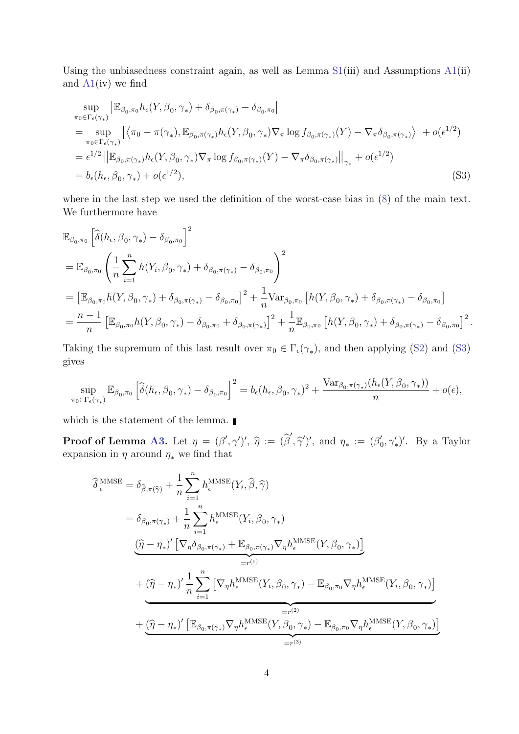Using the unbiasedness constraint again, as well as Lemma S1(iii) and Assumptions A1(ii) and A1(iv) we find

$$
\begin{aligned}
&\sup_{\pi_0 \in \Gamma_\epsilon(\gamma_*)} \left| \mathbb{E}_{\beta_0,\pi_0} h_\epsilon(Y,\beta_0,\gamma_*) + \delta_{\beta_0,\pi(\gamma_*)} - \delta_{\beta_0,\pi_0} \right| \\
&= \sup_{\pi_0 \in \Gamma_\epsilon(\gamma_*)} \left| \left\langle \pi_0 - \pi(\gamma_*), \mathbb{E}_{\beta_0,\pi(\gamma_*)} h_\epsilon(Y,\beta_0,\gamma_*) \nabla_\pi \log f_{\beta_0,\pi(\gamma_*)}(Y) - \nabla_\pi \delta_{\beta_0,\pi(\gamma_*)} \right\rangle \right| + o(\epsilon^{1/2}) \\
&= \epsilon^{1/2} \left\| \mathbb{E}_{\beta_0,\pi(\gamma_*)} h_\epsilon(Y,\beta_0,\gamma_*) \nabla_\pi \log f_{\beta_0,\pi(\gamma_*)}(Y) - \nabla_\pi \delta_{\beta_0,\pi(\gamma_*)} \right\|_{\gamma_*} + o(\epsilon^{1/2}) \\
&= b_\epsilon(h_\epsilon,\beta_0,\gamma_*) + o(\epsilon^{1/2}),
\end{aligned}
\tag{S3}
$$

where in the last step we used the definition of the worst-case bias in (8) of the main text. We furthermore have

$$
\begin{aligned}
&\mathbb{E}_{\beta_0,\pi_0} \left[ \widehat{\delta}(h_\epsilon,\beta_0,\gamma_*) - \delta_{\beta_0,\pi_0} \right]^2 \\
&= \mathbb{E}_{\beta_0,\pi_0} \left( \frac{1}{n} \sum_{i=1}^n h(Y_i,\beta_0,\gamma_*) + \delta_{\beta_0,\pi(\gamma_*)} - \delta_{\beta_0,\pi_0} \right)^2 \\
&= \left[ \mathbb{E}_{\beta_0,\pi_0} h(Y,\beta_0,\gamma_*) + \delta_{\beta_0,\pi(\gamma_*)} - \delta_{\beta_0,\pi_0} \right]^2 + \frac{1}{n} \mathrm{Var}_{\beta_0,\pi_0} \left[ h(Y,\beta_0,\gamma_*) + \delta_{\beta_0,\pi(\gamma_*)} - \delta_{\beta_0,\pi_0} \right] \\
&= \frac{n-1}{n} \left[ \mathbb{E}_{\beta_0,\pi_0} h(Y,\beta_0,\gamma_*) - \delta_{\beta_0,\pi_0} + \delta_{\beta_0,\pi(\gamma_*)} \right]^2 + \frac{1}{n} \mathbb{E}_{\beta_0,\pi_0} \left[ h(Y,\beta_0,\gamma_*) + \delta_{\beta_0,\pi(\gamma_*)} - \delta_{\beta_0,\pi_0} \right]^2.
\end{aligned}
$$

Taking the supremum of this last result over $\pi_0 \in \Gamma_\epsilon(\gamma_*)$, and then applying (S2) and (S3) gives

$$
\sup_{\pi_0 \in \Gamma_\epsilon(\gamma_*)} \mathbb{E}_{\beta_0,\pi_0} \left[ \widehat{\delta}(h_\epsilon,\beta_0,\gamma_*) - \delta_{\beta_0,\pi_0} \right]^2 = b_\epsilon(h_\epsilon,\beta_0,\gamma_*)^2 + \frac{\mathrm{Var}_{\beta_0,\pi(\gamma_*)}(h_\epsilon(Y,\beta_0,\gamma_*))}{n} + o(\epsilon),
$$

which is the statement of the lemma. ∎

**Proof of Lemma A3.** Let $\eta = (\beta', \gamma')'$, $\widehat{\eta} := (\widehat{\beta}', \widehat{\gamma}')'$, and $\eta_* := (\beta_0', \gamma_*')'$. By a Taylor expansion in $\eta$ around $\eta_*$ we find that

$$
\begin{aligned}
\widehat{\delta}_\epsilon^{\,\mathrm{MMSE}} &= \delta_{\widehat{\beta},\pi(\widehat{\gamma})} + \frac{1}{n} \sum_{i=1}^n h_\epsilon^{\mathrm{MMSE}}(Y_i,\widehat{\beta},\widehat{\gamma}) \\
&= \delta_{\beta_0,\pi(\gamma_*)} + \frac{1}{n} \sum_{i=1}^n h_\epsilon^{\mathrm{MMSE}}(Y_i,\beta_0,\gamma_*) \\
&\quad \underbrace{(\widehat{\eta} - \eta_*)' \left[ \nabla_\eta \delta_{\beta_0,\pi(\gamma_*)} + \mathbb{E}_{\beta_0,\pi(\gamma_*)} \nabla_\eta h_\epsilon^{\mathrm{MMSE}}(Y,\beta_0,\gamma_*) \right]}_{=r^{(1)}} \\
&\quad + \underbrace{(\widehat{\eta} - \eta_*)' \frac{1}{n} \sum_{i=1}^n \left[ \nabla_\eta h_\epsilon^{\mathrm{MMSE}}(Y_i,\beta_0,\gamma_*) - \mathbb{E}_{\beta_0,\pi_0} \nabla_\eta h_\epsilon^{\mathrm{MMSE}}(Y_i,\beta_0,\gamma_*) \right]}_{=r^{(2)}} \\
&\quad + \underbrace{(\widehat{\eta} - \eta_*)' \left[ \mathbb{E}_{\beta_0,\pi(\gamma_*)} \nabla_\eta h_\epsilon^{\mathrm{MMSE}}(Y,\beta_0,\gamma_*) - \mathbb{E}_{\beta_0,\pi_0} \nabla_\eta h_\epsilon^{\mathrm{MMSE}}(Y,\beta_0,\gamma_*) \right]}_{=r^{(3)}}
\end{aligned}
$$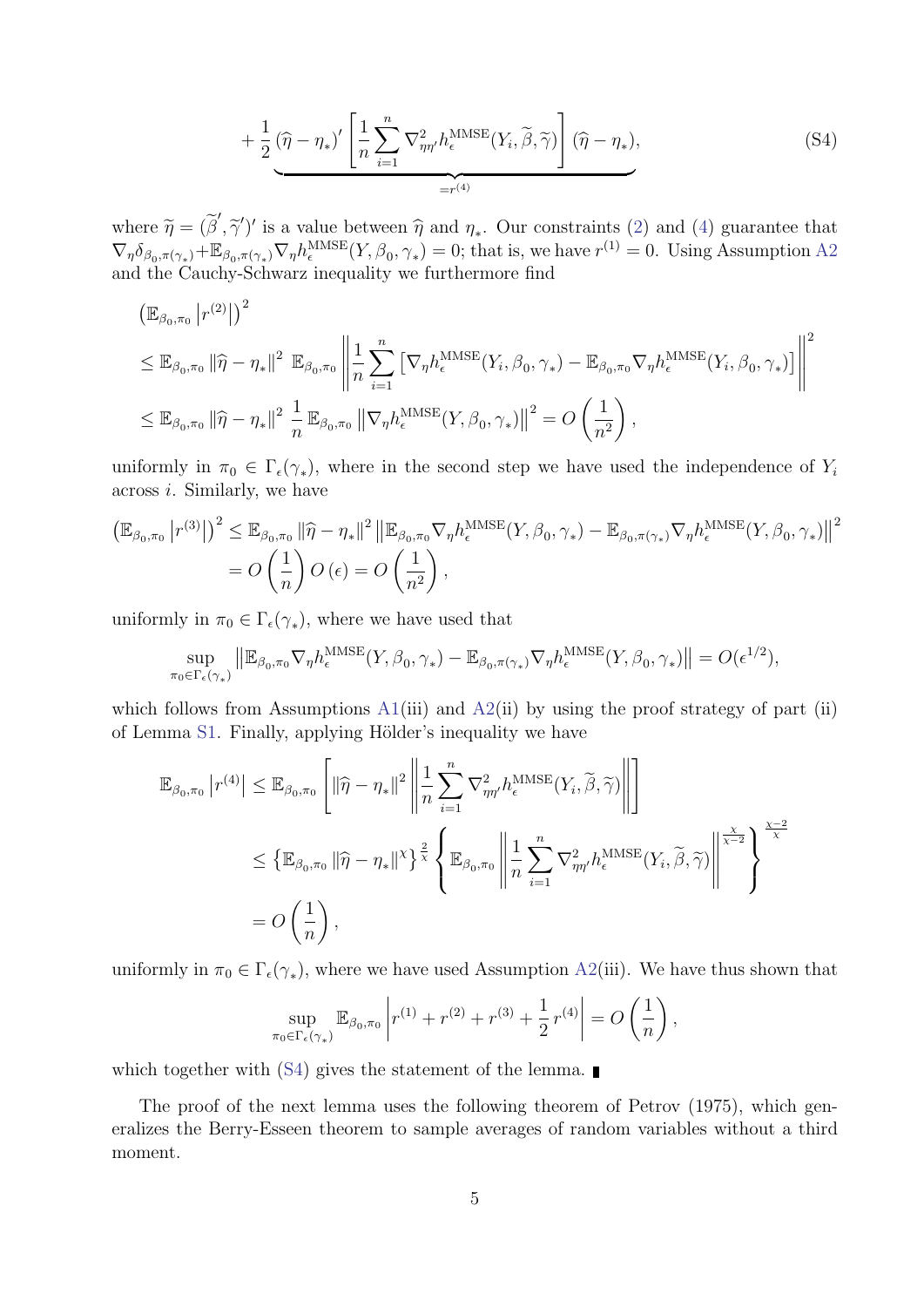$$
+ \underbrace{\frac{1}{2} (\widehat{\eta} - \eta_*)' \left[ \frac{1}{n} \sum_{i=1}^{n} \nabla^2_{\eta\eta'} h^{\text{MMSE}}_{\epsilon}(Y_i, \widetilde{\beta}, \widetilde{\gamma}) \right] (\widehat{\eta} - \eta_*)}_{= r^{(4)}}, \tag{S4}
$$

where $\widetilde{\eta} = (\widetilde{\beta}', \widetilde{\gamma}')'$ is a value between $\widehat{\eta}$ and $\eta_*$. Our constraints (2) and (4) guarantee that $\nabla_\eta \delta_{\beta_0, \pi(\gamma_*)} + \mathbb{E}_{\beta_0, \pi(\gamma_*)} \nabla_\eta h^{\text{MMSE}}_{\epsilon}(Y, \beta_0, \gamma_*) = 0$; that is, we have $r^{(1)} = 0$. Using Assumption A2 and the Cauchy-Schwarz inequality we furthermore find

$$
\begin{aligned}
&\left( \mathbb{E}_{\beta_0, \pi_0} \left| r^{(2)} \right| \right)^2 \\
&\leq \mathbb{E}_{\beta_0, \pi_0} \left\| \widehat{\eta} - \eta_* \right\|^2 \; \mathbb{E}_{\beta_0, \pi_0} \left\| \frac{1}{n} \sum_{i=1}^{n} \left[ \nabla_\eta h^{\text{MMSE}}_{\epsilon}(Y_i, \beta_0, \gamma_*) - \mathbb{E}_{\beta_0, \pi_0} \nabla_\eta h^{\text{MMSE}}_{\epsilon}(Y_i, \beta_0, \gamma_*) \right] \right\|^2 \\
&\leq \mathbb{E}_{\beta_0, \pi_0} \left\| \widehat{\eta} - \eta_* \right\|^2 \; \frac{1}{n} \, \mathbb{E}_{\beta_0, \pi_0} \left\| \nabla_\eta h^{\text{MMSE}}_{\epsilon}(Y, \beta_0, \gamma_*) \right\|^2 = O\left( \frac{1}{n^2} \right),
\end{aligned}
$$

uniformly in $\pi_0 \in \Gamma_\epsilon(\gamma_*)$, where in the second step we have used the independence of $Y_i$ across $i$. Similarly, we have

$$
\begin{aligned}
\left( \mathbb{E}_{\beta_0, \pi_0} \left| r^{(3)} \right| \right)^2 &\leq \mathbb{E}_{\beta_0, \pi_0} \left\| \widehat{\eta} - \eta_* \right\|^2 \left\| \mathbb{E}_{\beta_0, \pi_0} \nabla_\eta h^{\text{MMSE}}_{\epsilon}(Y, \beta_0, \gamma_*) - \mathbb{E}_{\beta_0, \pi(\gamma_*)} \nabla_\eta h^{\text{MMSE}}_{\epsilon}(Y, \beta_0, \gamma_*) \right\|^2 \\
&= O\left( \frac{1}{n} \right) O\left( \epsilon \right) = O\left( \frac{1}{n^2} \right),
\end{aligned}
$$

uniformly in $\pi_0 \in \Gamma_\epsilon(\gamma_*)$, where we have used that

$$
\sup_{\pi_0 \in \Gamma_\epsilon(\gamma_*)} \left\| \mathbb{E}_{\beta_0, \pi_0} \nabla_\eta h^{\text{MMSE}}_{\epsilon}(Y, \beta_0, \gamma_*) - \mathbb{E}_{\beta_0, \pi(\gamma_*)} \nabla_\eta h^{\text{MMSE}}_{\epsilon}(Y, \beta_0, \gamma_*) \right\| = O(\epsilon^{1/2}),
$$

which follows from Assumptions A1(iii) and A2(ii) by using the proof strategy of part (ii) of Lemma S1. Finally, applying Hölder's inequality we have

$$
\begin{aligned}
\mathbb{E}_{\beta_0, \pi_0} \left| r^{(4)} \right| &\leq \mathbb{E}_{\beta_0, \pi_0} \left[ \left\| \widehat{\eta} - \eta_* \right\|^2 \left\| \frac{1}{n} \sum_{i=1}^{n} \nabla^2_{\eta\eta'} h^{\text{MMSE}}_{\epsilon}(Y_i, \widetilde{\beta}, \widetilde{\gamma}) \right\| \right] \\
&\leq \left\{ \mathbb{E}_{\beta_0, \pi_0} \left\| \widehat{\eta} - \eta_* \right\|^\chi \right\}^{\frac{2}{\chi}} \left\{ \mathbb{E}_{\beta_0, \pi_0} \left\| \frac{1}{n} \sum_{i=1}^{n} \nabla^2_{\eta\eta'} h^{\text{MMSE}}_{\epsilon}(Y_i, \widetilde{\beta}, \widetilde{\gamma}) \right\|^{\frac{\chi}{\chi - 2}} \right\}^{\frac{\chi - 2}{\chi}} \\
&= O\left( \frac{1}{n} \right),
\end{aligned}
$$

uniformly in $\pi_0 \in \Gamma_\epsilon(\gamma_*)$, where we have used Assumption A2(iii). We have thus shown that

$$
\sup_{\pi_0 \in \Gamma_\epsilon(\gamma_*)} \mathbb{E}_{\beta_0, \pi_0} \left| r^{(1)} + r^{(2)} + r^{(3)} + \frac{1}{2} \, r^{(4)} \right| = O\left( \frac{1}{n} \right),
$$

which together with (S4) gives the statement of the lemma. ∎

The proof of the next lemma uses the following theorem of Petrov (1975), which generalizes the Berry-Esseen theorem to sample averages of random variables without a third moment.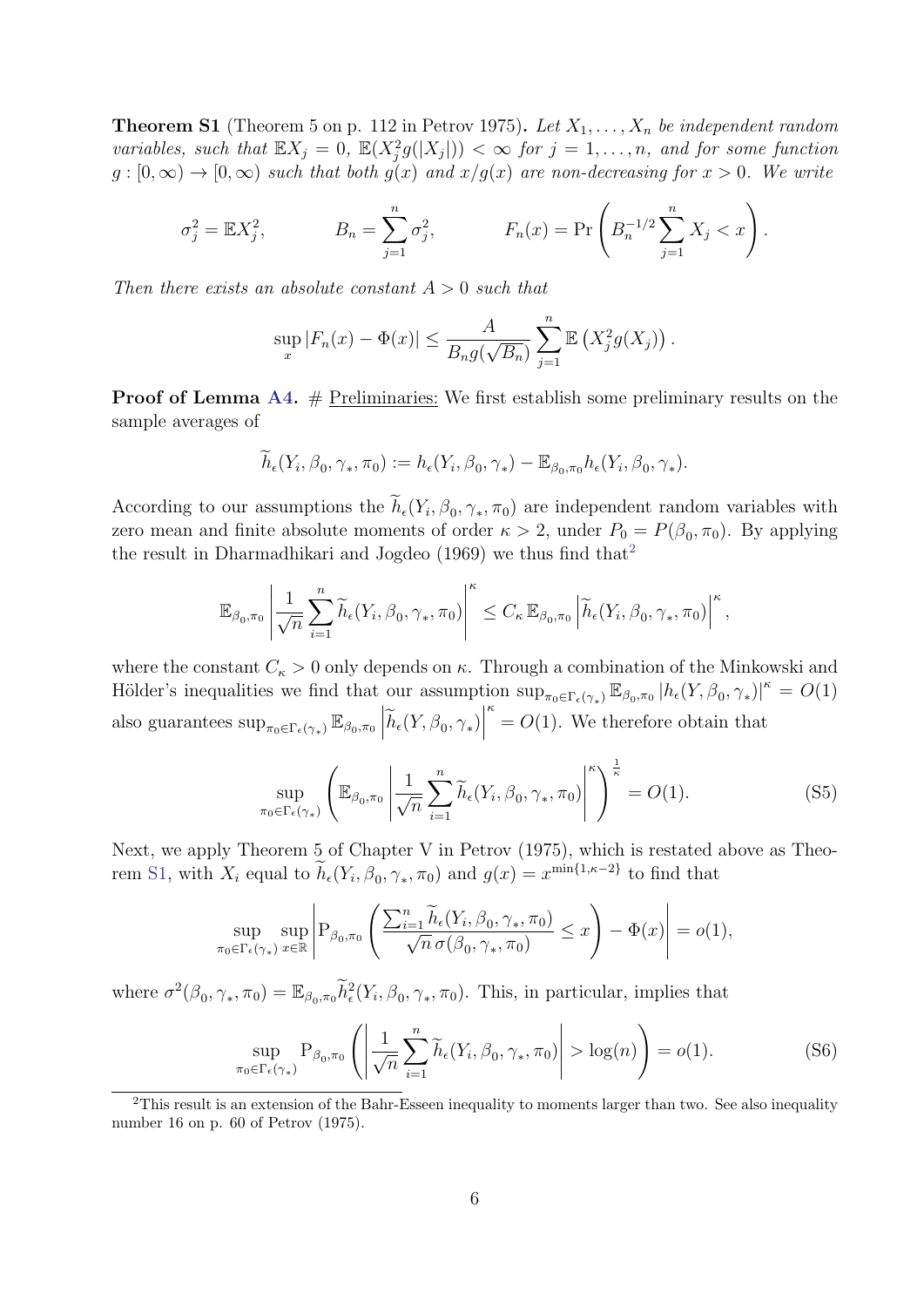**Theorem S1** (Theorem 5 on p. 112 in Petrov 1975). *Let $X_1, \ldots, X_n$ be independent random variables, such that $\mathbb{E}X_j = 0$, $\mathbb{E}(X_j^2 g(|X_j|)) < \infty$ for $j = 1, \ldots, n$, and for some function $g : [0, \infty) \to [0, \infty)$ such that both $g(x)$ and $x/g(x)$ are non-decreasing for $x > 0$. We write*

$$\sigma_j^2 = \mathbb{E}X_j^2, \qquad B_n = \sum_{j=1}^n \sigma_j^2, \qquad F_n(x) = \Pr\left(B_n^{-1/2} \sum_{j=1}^n X_j < x\right).$$

*Then there exists an absolute constant $A > 0$ such that*

$$\sup_x |F_n(x) - \Phi(x)| \leq \frac{A}{B_n g(\sqrt{B_n})} \sum_{j=1}^n \mathbb{E}\left(X_j^2 g(X_j)\right).$$

**Proof of Lemma A4.** # Preliminaries: We first establish some preliminary results on the sample averages of

$$\widetilde{h}_\epsilon(Y_i, \beta_0, \gamma_*, \pi_0) := h_\epsilon(Y_i, \beta_0, \gamma_*) - \mathbb{E}_{\beta_0,\pi_0} h_\epsilon(Y_i, \beta_0, \gamma_*).$$

According to our assumptions the $\widetilde{h}_\epsilon(Y_i, \beta_0, \gamma_*, \pi_0)$ are independent random variables with zero mean and finite absolute moments of order $\kappa > 2$, under $P_0 = P(\beta_0, \pi_0)$. By applying the result in Dharmadhikari and Jogdeo (1969) we thus find that[2]

$$\mathbb{E}_{\beta_0,\pi_0} \left| \frac{1}{\sqrt{n}} \sum_{i=1}^n \widetilde{h}_\epsilon(Y_i, \beta_0, \gamma_*, \pi_0) \right|^\kappa \leq C_\kappa \, \mathbb{E}_{\beta_0,\pi_0} \left| \widetilde{h}_\epsilon(Y_i, \beta_0, \gamma_*, \pi_0) \right|^\kappa,$$

where the constant $C_\kappa > 0$ only depends on $\kappa$. Through a combination of the Minkowski and Hölder's inequalities we find that our assumption $\sup_{\pi_0 \in \Gamma_\epsilon(\gamma_*)} \mathbb{E}_{\beta_0,\pi_0} |h_\epsilon(Y, \beta_0, \gamma_*)|^\kappa = O(1)$ also guarantees $\sup_{\pi_0 \in \Gamma_\epsilon(\gamma_*)} \mathbb{E}_{\beta_0,\pi_0} \left| \widetilde{h}_\epsilon(Y, \beta_0, \gamma_*) \right|^\kappa = O(1)$. We therefore obtain that

$$\sup_{\pi_0 \in \Gamma_\epsilon(\gamma_*)} \left( \mathbb{E}_{\beta_0,\pi_0} \left| \frac{1}{\sqrt{n}} \sum_{i=1}^n \widetilde{h}_\epsilon(Y_i, \beta_0, \gamma_*, \pi_0) \right|^\kappa \right)^{\frac{1}{\kappa}} = O(1). \tag{S5}$$

Next, we apply Theorem 5 of Chapter V in Petrov (1975), which is restated above as Theorem S1, with $X_i$ equal to $\widetilde{h}_\epsilon(Y_i, \beta_0, \gamma_*, \pi_0)$ and $g(x) = x^{\min\{1, \kappa-2\}}$ to find that

$$\sup_{\pi_0 \in \Gamma_\epsilon(\gamma_*)} \sup_{x \in \mathbb{R}} \left| \mathrm{P}_{\beta_0,\pi_0} \left( \frac{\sum_{i=1}^n \widetilde{h}_\epsilon(Y_i, \beta_0, \gamma_*, \pi_0)}{\sqrt{n}\, \sigma(\beta_0, \gamma_*, \pi_0)} \leq x \right) - \Phi(x) \right| = o(1),$$

where $\sigma^2(\beta_0, \gamma_*, \pi_0) = \mathbb{E}_{\beta_0,\pi_0} \widetilde{h}_\epsilon^2(Y_i, \beta_0, \gamma_*, \pi_0)$. This, in particular, implies that

$$\sup_{\pi_0 \in \Gamma_\epsilon(\gamma_*)} \mathrm{P}_{\beta_0,\pi_0} \left( \left| \frac{1}{\sqrt{n}} \sum_{i=1}^n \widetilde{h}_\epsilon(Y_i, \beta_0, \gamma_*, \pi_0) \right| > \log(n) \right) = o(1). \tag{S6}$$

[2] This result is an extension of the Bahr-Esseen inequality to moments larger than two. See also inequality number 16 on p. 60 of Petrov (1975).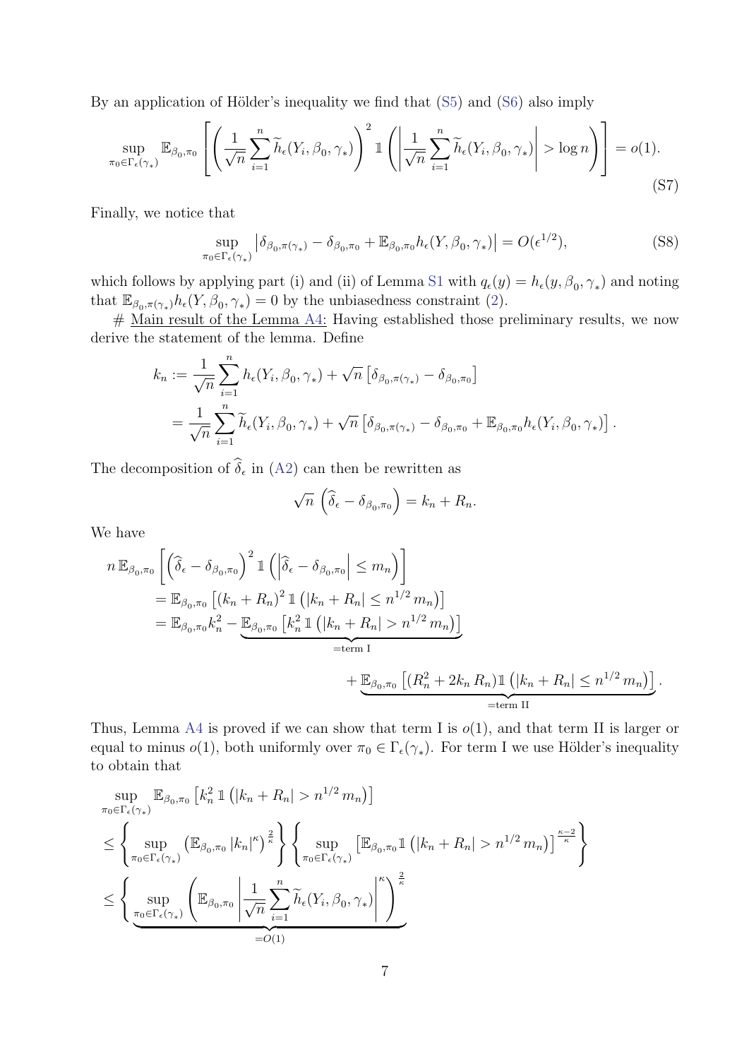By an application of Hölder's inequality we find that (S5) and (S6) also imply

$$\sup_{\pi_0 \in \Gamma_\epsilon(\gamma_*)} \mathbb{E}_{\beta_0,\pi_0} \left[ \left( \frac{1}{\sqrt{n}} \sum_{i=1}^n \widetilde{h}_\epsilon(Y_i, \beta_0, \gamma_*) \right)^2 \mathbb{1} \left( \left| \frac{1}{\sqrt{n}} \sum_{i=1}^n \widetilde{h}_\epsilon(Y_i, \beta_0, \gamma_*) \right| > \log n \right) \right] = o(1). \tag{S7}$$

Finally, we notice that

$$\sup_{\pi_0 \in \Gamma_\epsilon(\gamma_*)} \left| \delta_{\beta_0,\pi(\gamma_*)} - \delta_{\beta_0,\pi_0} + \mathbb{E}_{\beta_0,\pi_0} h_\epsilon(Y, \beta_0, \gamma_*) \right| = O(\epsilon^{1/2}), \tag{S8}$$

which follows by applying part (i) and (ii) of Lemma S1 with $q_\epsilon(y) = h_\epsilon(y, \beta_0, \gamma_*)$ and noting that $\mathbb{E}_{\beta_0,\pi(\gamma_*)} h_\epsilon(Y, \beta_0, \gamma_*) = 0$ by the unbiasedness constraint (2).

# Main result of the Lemma A4: Having established those preliminary results, we now derive the statement of the lemma. Define

$$\begin{aligned}
k_n &:= \frac{1}{\sqrt{n}} \sum_{i=1}^n h_\epsilon(Y_i, \beta_0, \gamma_*) + \sqrt{n} \left[ \delta_{\beta_0,\pi(\gamma_*)} - \delta_{\beta_0,\pi_0} \right] \\
&= \frac{1}{\sqrt{n}} \sum_{i=1}^n \widetilde{h}_\epsilon(Y_i, \beta_0, \gamma_*) + \sqrt{n} \left[ \delta_{\beta_0,\pi(\gamma_*)} - \delta_{\beta_0,\pi_0} + \mathbb{E}_{\beta_0,\pi_0} h_\epsilon(Y_i, \beta_0, \gamma_*) \right].
\end{aligned}$$

The decomposition of $\widehat{\delta}_\epsilon$ in (A2) can then be rewritten as

$$\sqrt{n} \left( \widehat{\delta}_\epsilon - \delta_{\beta_0,\pi_0} \right) = k_n + R_n.$$

We have

$$\begin{aligned}
& n\, \mathbb{E}_{\beta_0,\pi_0} \left[ \left( \widehat{\delta}_\epsilon - \delta_{\beta_0,\pi_0} \right)^2 \mathbb{1} \left( \left| \widehat{\delta}_\epsilon - \delta_{\beta_0,\pi_0} \right| \leq m_n \right) \right] \\
&\quad = \mathbb{E}_{\beta_0,\pi_0} \left[ (k_n + R_n)^2 \, \mathbb{1} \left( |k_n + R_n| \leq n^{1/2} \, m_n \right) \right] \\
&\quad = \mathbb{E}_{\beta_0,\pi_0} k_n^2 - \underbrace{\mathbb{E}_{\beta_0,\pi_0} \left[ k_n^2 \, \mathbb{1} \left( |k_n + R_n| > n^{1/2} \, m_n \right) \right]}_{=\text{term I}} \\
&\qquad\qquad + \underbrace{\mathbb{E}_{\beta_0,\pi_0} \left[ (R_n^2 + 2 k_n \, R_n) \mathbb{1} \left( |k_n + R_n| \leq n^{1/2} \, m_n \right) \right]}_{=\text{term II}}.
\end{aligned}$$

Thus, Lemma A4 is proved if we can show that term I is $o(1)$, and that term II is larger or equal to minus $o(1)$, both uniformly over $\pi_0 \in \Gamma_\epsilon(\gamma_*)$. For term I we use Hölder's inequality to obtain that

$$\begin{aligned}
& \sup_{\pi_0 \in \Gamma_\epsilon(\gamma_*)} \mathbb{E}_{\beta_0,\pi_0} \left[ k_n^2 \, \mathbb{1} \left( |k_n + R_n| > n^{1/2} \, m_n \right) \right] \\
& \leq \left\{ \sup_{\pi_0 \in \Gamma_\epsilon(\gamma_*)} \left( \mathbb{E}_{\beta_0,\pi_0} |k_n|^\kappa \right)^{\frac{2}{\kappa}} \right\} \left\{ \sup_{\pi_0 \in \Gamma_\epsilon(\gamma_*)} \left[ \mathbb{E}_{\beta_0,\pi_0} \mathbb{1} \left( |k_n + R_n| > n^{1/2} \, m_n \right) \right]^{\frac{\kappa-2}{\kappa}} \right\} \\
& \leq \left\{ \underbrace{\sup_{\pi_0 \in \Gamma_\epsilon(\gamma_*)} \left( \mathbb{E}_{\beta_0,\pi_0} \left| \frac{1}{\sqrt{n}} \sum_{i=1}^n \widetilde{h}_\epsilon(Y_i, \beta_0, \gamma_*) \right|^\kappa \right)^{\frac{2}{\kappa}}}_{=O(1)} \right.
\end{aligned}$$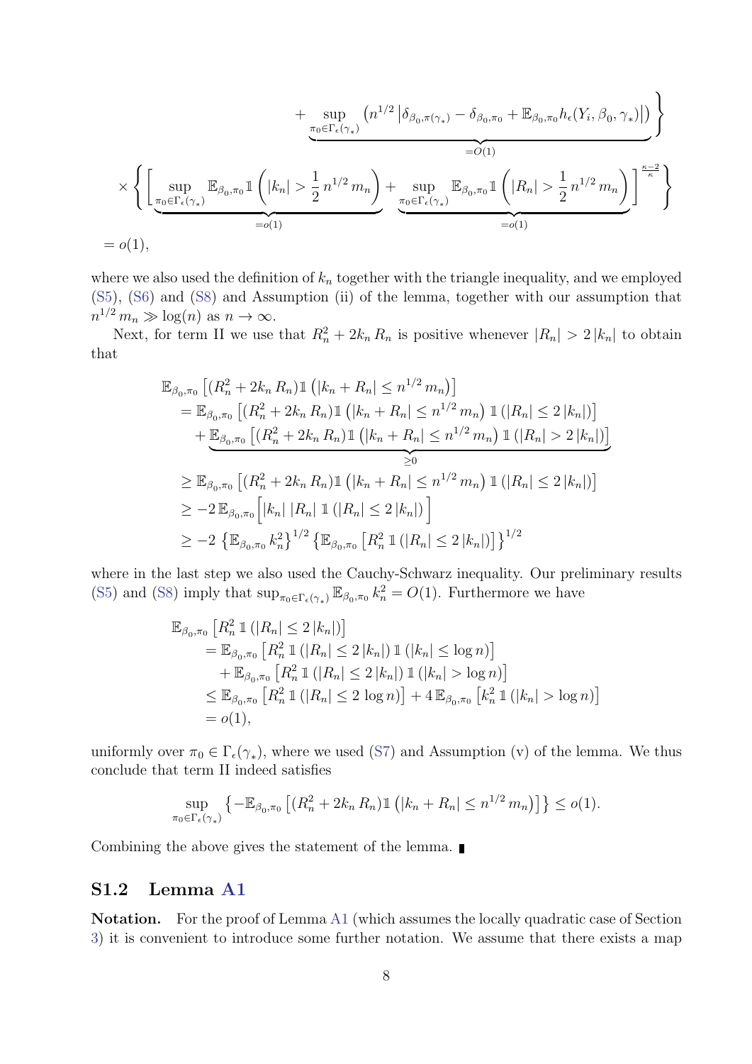$$
\left. + \underbrace{\sup_{\pi_0 \in \Gamma_\epsilon(\gamma_*)} \left( n^{1/2} \left| \delta_{\beta_0, \pi(\gamma_*)} - \delta_{\beta_0, \pi_0} + \mathbb{E}_{\beta_0,\pi_0} h_\epsilon(Y_i, \beta_0, \gamma_*) \right| \right)}_{=O(1)} \right\}
$$

$$
\times \left\{ \left[ \underbrace{\sup_{\pi_0 \in \Gamma_\epsilon(\gamma_*)} \mathbb{E}_{\beta_0,\pi_0} \mathbb{1}\left( |k_n| > \frac{1}{2} n^{1/2} m_n \right)}_{=o(1)} + \underbrace{\sup_{\pi_0 \in \Gamma_\epsilon(\gamma_*)} \mathbb{E}_{\beta_0,\pi_0} \mathbb{1}\left( |R_n| > \frac{1}{2} n^{1/2} m_n \right)}_{=o(1)} \right]^{\frac{\kappa-2}{\kappa}} \right\}
$$

$$
= o(1),
$$

where we also used the definition of $k_n$ together with the triangle inequality, and we employed (S5), (S6) and (S8) and Assumption (ii) of the lemma, together with our assumption that $n^{1/2} m_n \gg \log(n)$ as $n \to \infty$.

Next, for term II we use that $R_n^2 + 2k_n R_n$ is positive whenever $|R_n| > 2|k_n|$ to obtain that

$$
\begin{aligned}
&\mathbb{E}_{\beta_0,\pi_0}\left[ (R_n^2 + 2k_n R_n) \mathbb{1}\left( |k_n + R_n| \le n^{1/2} m_n \right) \right] \\
&\quad = \mathbb{E}_{\beta_0,\pi_0}\left[ (R_n^2 + 2k_n R_n) \mathbb{1}\left( |k_n + R_n| \le n^{1/2} m_n \right) \mathbb{1}\left( |R_n| \le 2|k_n| \right) \right] \\
&\qquad + \underbrace{\mathbb{E}_{\beta_0,\pi_0}\left[ (R_n^2 + 2k_n R_n) \mathbb{1}\left( |k_n + R_n| \le n^{1/2} m_n \right) \mathbb{1}\left( |R_n| > 2|k_n| \right) \right]}_{\ge 0} \\
&\quad \ge \mathbb{E}_{\beta_0,\pi_0}\left[ (R_n^2 + 2k_n R_n) \mathbb{1}\left( |k_n + R_n| \le n^{1/2} m_n \right) \mathbb{1}\left( |R_n| \le 2|k_n| \right) \right] \\
&\quad \ge -2\, \mathbb{E}_{\beta_0,\pi_0}\Big[ |k_n| \, |R_n| \, \mathbb{1}\left( |R_n| \le 2|k_n| \right) \Big] \\
&\quad \ge -2 \left\{ \mathbb{E}_{\beta_0,\pi_0} k_n^2 \right\}^{1/2} \left\{ \mathbb{E}_{\beta_0,\pi_0}\left[ R_n^2 \, \mathbb{1}\left( |R_n| \le 2|k_n| \right) \right] \right\}^{1/2}
\end{aligned}
$$

where in the last step we also used the Cauchy-Schwarz inequality. Our preliminary results (S5) and (S8) imply that $\sup_{\pi_0 \in \Gamma_\epsilon(\gamma_*)} \mathbb{E}_{\beta_0,\pi_0} k_n^2 = O(1)$. Furthermore we have

$$
\begin{aligned}
&\mathbb{E}_{\beta_0,\pi_0}\left[ R_n^2 \, \mathbb{1}\left( |R_n| \le 2|k_n| \right) \right] \\
&\quad = \mathbb{E}_{\beta_0,\pi_0}\left[ R_n^2 \, \mathbb{1}\left( |R_n| \le 2|k_n| \right) \mathbb{1}\left( |k_n| \le \log n \right) \right] \\
&\qquad + \mathbb{E}_{\beta_0,\pi_0}\left[ R_n^2 \, \mathbb{1}\left( |R_n| \le 2|k_n| \right) \mathbb{1}\left( |k_n| > \log n \right) \right] \\
&\quad \le \mathbb{E}_{\beta_0,\pi_0}\left[ R_n^2 \, \mathbb{1}\left( |R_n| \le 2 \log n \right) \right] + 4\, \mathbb{E}_{\beta_0,\pi_0}\left[ k_n^2 \, \mathbb{1}\left( |k_n| > \log n \right) \right] \\
&\quad = o(1),
\end{aligned}
$$

uniformly over $\pi_0 \in \Gamma_\epsilon(\gamma_*)$, where we used (S7) and Assumption (v) of the lemma. We thus conclude that term II indeed satisfies

$$
\sup_{\pi_0 \in \Gamma_\epsilon(\gamma_*)} \left\{ -\mathbb{E}_{\beta_0,\pi_0}\left[ (R_n^2 + 2k_n R_n) \mathbb{1}\left( |k_n + R_n| \le n^{1/2} m_n \right) \right] \right\} \le o(1).
$$

Combining the above gives the statement of the lemma. ∎

## S1.2 Lemma A1

**Notation.** For the proof of Lemma A1 (which assumes the locally quadratic case of Section 3) it is convenient to introduce some further notation. We assume that there exists a map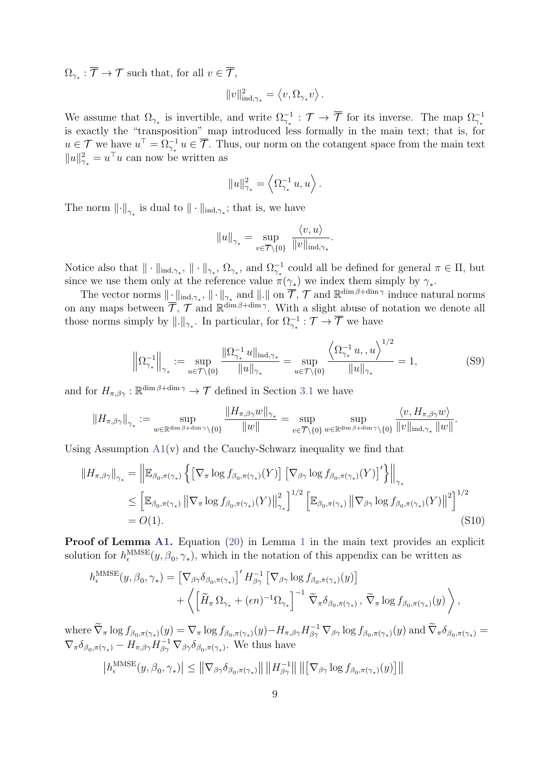$\Omega_{\gamma_*} : \overline{\mathcal{T}} \to \mathcal{T}$ such that, for all $v \in \overline{\mathcal{T}}$,

$$\|v\|^2_{\text{ind},\gamma_*} = \left\langle v, \Omega_{\gamma_*} v \right\rangle .$$

We assume that $\Omega_{\gamma_*}$ is invertible, and write $\Omega^{-1}_{\gamma_*} : \mathcal{T} \to \overline{\mathcal{T}}$ for its inverse. The map $\Omega^{-1}_{\gamma_*}$ is exactly the "transposition" map introduced less formally in the main text; that is, for $u \in \mathcal{T}$ we have $u^\top = \Omega^{-1}_{\gamma_*} u \in \overline{\mathcal{T}}$. Thus, our norm on the cotangent space from the main text $\|u\|^2_{\gamma_*} = u^\top u$ can now be written as

$$\|u\|^2_{\gamma_*} = \left\langle \Omega^{-1}_{\gamma_*} u, u \right\rangle .$$

The norm $\|\cdot\|_{\gamma_*}$ is dual to $\|\cdot\|_{\text{ind},\gamma_*}$; that is, we have

$$\|u\|_{\gamma_*} = \sup_{v \in \overline{\mathcal{T}} \setminus \{0\}} \frac{\langle v, u \rangle}{\|v\|_{\text{ind},\gamma_*}} .$$

Notice also that $\|\cdot\|_{\text{ind},\gamma_*}$, $\|\cdot\|_{\gamma_*}$, $\Omega_{\gamma_*}$, and $\Omega^{-1}_{\gamma_*}$ could all be defined for general $\pi \in \Pi$, but since we use them only at the reference value $\pi(\gamma_*)$ we index them simply by $\gamma_*$.

The vector norms $\|\cdot\|_{\text{ind},\gamma_*}$, $\|\cdot\|_{\gamma_*}$ and $\|.\|$ on $\overline{\mathcal{T}}$, $\mathcal{T}$ and $\mathbb{R}^{\dim \beta + \dim \gamma}$ induce natural norms on any maps between $\overline{\mathcal{T}}$, $\mathcal{T}$ and $\mathbb{R}^{\dim \beta + \dim \gamma}$. With a slight abuse of notation we denote all those norms simply by $\|.\|_{\gamma_*}$. In particular, for $\Omega^{-1}_{\gamma_*} : \mathcal{T} \to \overline{\mathcal{T}}$ we have

$$\left\| \Omega^{-1}_{\gamma_*} \right\|_{\gamma_*} := \sup_{u \in \mathcal{T} \setminus \{0\}} \frac{\|\Omega^{-1}_{\gamma_*} u\|_{\text{ind},\gamma_*}}{\|u\|_{\gamma_*}} = \sup_{u \in \mathcal{T} \setminus \{0\}} \frac{\left\langle \Omega^{-1}_{\gamma_*} u, , u \right\rangle^{1/2}}{\|u\|_{\gamma_*}} = 1, \tag{S9}$$

and for $H_{\pi,\beta\gamma} : \mathbb{R}^{\dim \beta + \dim \gamma} \to \mathcal{T}$ defined in Section 3.1 we have

$$\|H_{\pi,\beta\gamma}\|_{\gamma_*} := \sup_{w \in \mathbb{R}^{\dim \beta + \dim \gamma} \setminus \{0\}} \frac{\|H_{\pi,\beta\gamma} w\|_{\gamma_*}}{\|w\|} = \sup_{v \in \overline{\mathcal{T}} \setminus \{0\}} \sup_{w \in \mathbb{R}^{\dim \beta + \dim \gamma} \setminus \{0\}} \frac{\langle v, H_{\pi,\beta\gamma} w \rangle}{\|v\|_{\text{ind},\gamma_*} \|w\|} .$$

Using Assumption A1(v) and the Cauchy-Schwarz inequality we find that

$$\begin{aligned}
\|H_{\pi,\beta\gamma}\|_{\gamma_*} &= \left\| \mathbb{E}_{\beta_0,\pi(\gamma_*)} \left\{ \left[ \nabla_\pi \log f_{\beta_0,\pi(\gamma_*)}(Y) \right] \left[ \nabla_{\beta\gamma} \log f_{\beta_0,\pi(\gamma_*)}(Y) \right]' \right\} \right\|_{\gamma_*} \\
&\leq \left[ \mathbb{E}_{\beta_0,\pi(\gamma_*)} \left\| \nabla_\pi \log f_{\beta_0,\pi(\gamma_*)}(Y) \right\|^2_{\gamma_*} \right]^{1/2} \left[ \mathbb{E}_{\beta_0,\pi(\gamma_*)} \left\| \nabla_{\beta\gamma} \log f_{\beta_0,\pi(\gamma_*)}(Y) \right\|^2 \right]^{1/2} \\
&= O(1).
\end{aligned} \tag{S10}$$

**Proof of Lemma A1.** Equation (20) in Lemma 1 in the main text provides an explicit solution for $h^{\text{MMSE}}_\epsilon(y, \beta_0, \gamma_*)$, which in the notation of this appendix can be written as

$$\begin{aligned}
h^{\text{MMSE}}_\epsilon(y, \beta_0, \gamma_*) = &\left[ \nabla_{\beta\gamma} \delta_{\beta_0,\pi(\gamma_*)} \right]' H^{-1}_{\beta\gamma} \left[ \nabla_{\beta\gamma} \log f_{\beta_0,\pi(\gamma_*)}(y) \right] \\
&+ \left\langle \left[ \widetilde{H}_\pi \, \Omega_{\gamma_*} + (\epsilon n)^{-1} \Omega_{\gamma_*} \right]^{-1} \widetilde{\nabla}_\pi \delta_{\beta_0,\pi(\gamma_*)} \, , \, \widetilde{\nabla}_\pi \log f_{\beta_0,\pi(\gamma_*)}(y) \right\rangle ,
\end{aligned}$$

where $\widetilde{\nabla}_\pi \log f_{\beta_0,\pi(\gamma_*)}(y) = \nabla_\pi \log f_{\beta_0,\pi(\gamma_*)}(y) - H_{\pi,\beta\gamma} H^{-1}_{\beta\gamma} \nabla_{\beta\gamma} \log f_{\beta_0,\pi(\gamma_*)}(y)$ and $\widetilde{\nabla}_\pi \delta_{\beta_0,\pi(\gamma_*)} = \nabla_\pi \delta_{\beta_0,\pi(\gamma_*)} - H_{\pi,\beta\gamma} H^{-1}_{\beta\gamma} \nabla_{\beta\gamma} \delta_{\beta_0,\pi(\gamma_*)}$. We thus have

$$\left| h^{\text{MMSE}}_\epsilon(y, \beta_0, \gamma_*) \right| \leq \left\| \nabla_{\beta\gamma} \delta_{\beta_0,\pi(\gamma_*)} \right\| \left\| H^{-1}_{\beta\gamma} \right\| \left\| \left[ \nabla_{\beta\gamma} \log f_{\beta_0,\pi(\gamma_*)}(y) \right] \right\|$$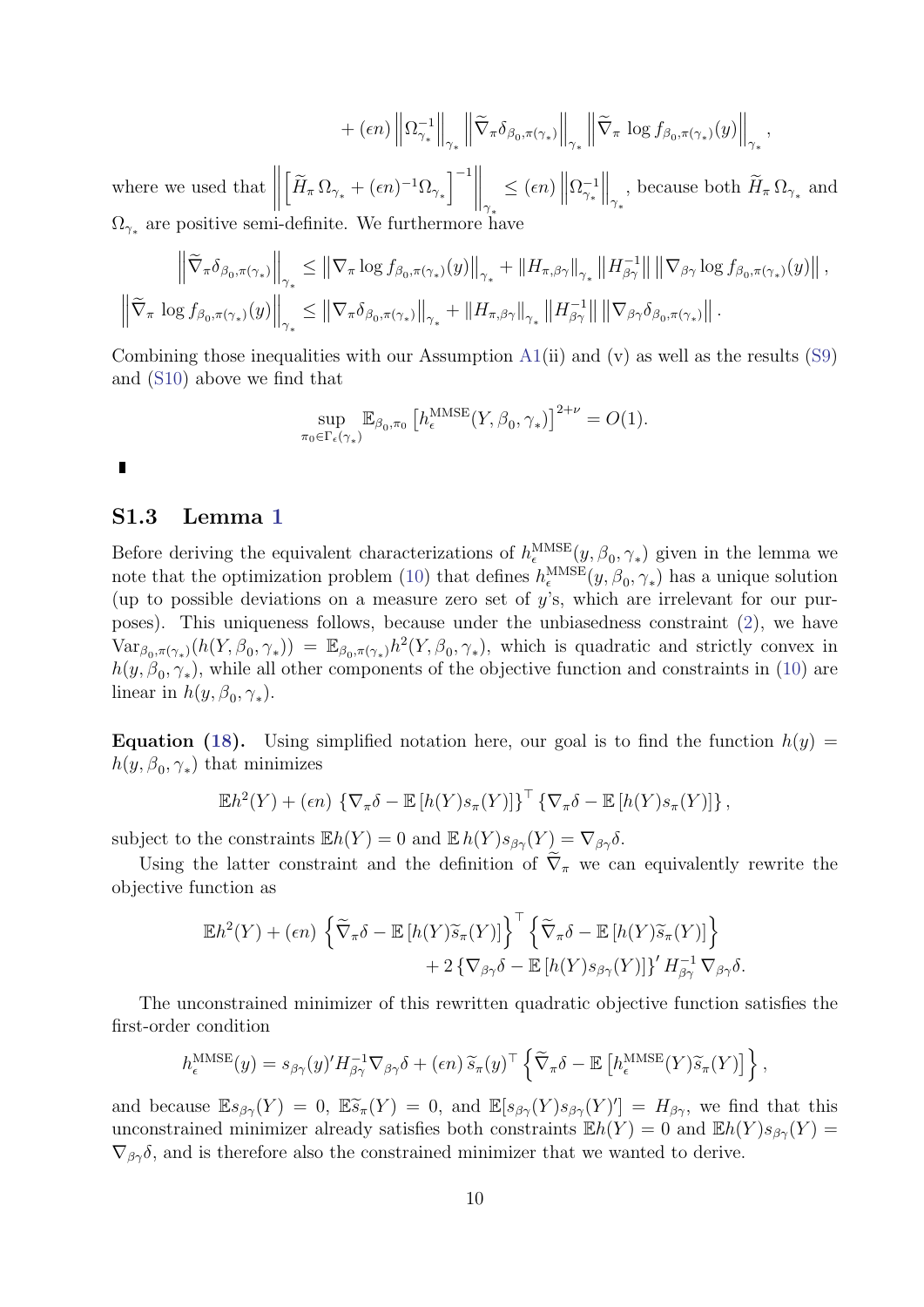$$+ (\epsilon n) \left\| \Omega_{\gamma_*}^{-1} \right\|_{\gamma_*} \left\| \widetilde{\nabla}_\pi \delta_{\beta_0, \pi(\gamma_*)} \right\|_{\gamma_*} \left\| \widetilde{\nabla}_\pi \log f_{\beta_0, \pi(\gamma_*)}(y) \right\|_{\gamma_*},$$

where we used that $\left\| \left[ \widetilde{H}_\pi \, \Omega_{\gamma_*} + (\epsilon n)^{-1} \Omega_{\gamma_*} \right]^{-1} \right\|_{\gamma_*} \leq (\epsilon n) \left\| \Omega_{\gamma_*}^{-1} \right\|_{\gamma_*}$, because both $\widetilde{H}_\pi \, \Omega_{\gamma_*}$ and $\Omega_{\gamma_*}$ are positive semi-definite. We furthermore have

$$\left\| \widetilde{\nabla}_\pi \delta_{\beta_0, \pi(\gamma_*)} \right\|_{\gamma_*} \leq \left\| \nabla_\pi \log f_{\beta_0, \pi(\gamma_*)}(y) \right\|_{\gamma_*} + \left\| H_{\pi, \beta\gamma} \right\|_{\gamma_*} \left\| H_{\beta\gamma}^{-1} \right\| \left\| \nabla_{\beta\gamma} \log f_{\beta_0, \pi(\gamma_*)}(y) \right\|,$$

$$\left\| \widetilde{\nabla}_\pi \log f_{\beta_0, \pi(\gamma_*)}(y) \right\|_{\gamma_*} \leq \left\| \nabla_\pi \delta_{\beta_0, \pi(\gamma_*)} \right\|_{\gamma_*} + \left\| H_{\pi, \beta\gamma} \right\|_{\gamma_*} \left\| H_{\beta\gamma}^{-1} \right\| \left\| \nabla_{\beta\gamma} \delta_{\beta_0, \pi(\gamma_*)} \right\|.$$

Combining those inequalities with our Assumption A1(ii) and (v) as well as the results (S9) and (S10) above we find that

$$\sup_{\pi_0 \in \Gamma_\epsilon(\gamma_*)} \mathbb{E}_{\beta_0, \pi_0} \left[ h_\epsilon^{\text{MMSE}}(Y, \beta_0, \gamma_*) \right]^{2+\nu} = O(1).$$

∎

### S1.3 Lemma 1

Before deriving the equivalent characterizations of $h_\epsilon^{\text{MMSE}}(y, \beta_0, \gamma_*)$ given in the lemma we note that the optimization problem (10) that defines $h_\epsilon^{\text{MMSE}}(y, \beta_0, \gamma_*)$ has a unique solution (up to possible deviations on a measure zero set of $y$'s, which are irrelevant for our purposes). This uniqueness follows, because under the unbiasedness constraint (2), we have $\text{Var}_{\beta_0, \pi(\gamma_*)}(h(Y, \beta_0, \gamma_*)) = \mathbb{E}_{\beta_0, \pi(\gamma_*)} h^2(Y, \beta_0, \gamma_*)$, which is quadratic and strictly convex in $h(y, \beta_0, \gamma_*)$, while all other components of the objective function and constraints in (10) are linear in $h(y, \beta_0, \gamma_*)$.

**Equation (18).** Using simplified notation here, our goal is to find the function $h(y) = h(y, \beta_0, \gamma_*)$ that minimizes

$$\mathbb{E}h^2(Y) + (\epsilon n) \left\{ \nabla_\pi \delta - \mathbb{E}\left[ h(Y) s_\pi(Y) \right] \right\}^\top \left\{ \nabla_\pi \delta - \mathbb{E}\left[ h(Y) s_\pi(Y) \right] \right\},$$

subject to the constraints $\mathbb{E}h(Y) = 0$ and $\mathbb{E}\, h(Y) s_{\beta\gamma}(Y) = \nabla_{\beta\gamma} \delta$.

Using the latter constraint and the definition of $\widetilde{\nabla}_\pi$ we can equivalently rewrite the objective function as

$$\mathbb{E}h^2(Y) + (\epsilon n) \left\{ \widetilde{\nabla}_\pi \delta - \mathbb{E}\left[ h(Y) \widetilde{s}_\pi(Y) \right] \right\}^\top \left\{ \widetilde{\nabla}_\pi \delta - \mathbb{E}\left[ h(Y) \widetilde{s}_\pi(Y) \right] \right\}$$
$$+ 2 \left\{ \nabla_{\beta\gamma} \delta - \mathbb{E}\left[ h(Y) s_{\beta\gamma}(Y) \right] \right\}' H_{\beta\gamma}^{-1} \nabla_{\beta\gamma} \delta.$$

The unconstrained minimizer of this rewritten quadratic objective function satisfies the first-order condition

$$h_\epsilon^{\text{MMSE}}(y) = s_{\beta\gamma}(y)' H_{\beta\gamma}^{-1} \nabla_{\beta\gamma} \delta + (\epsilon n) \, \widetilde{s}_\pi(y)^\top \left\{ \widetilde{\nabla}_\pi \delta - \mathbb{E}\left[ h_\epsilon^{\text{MMSE}}(Y) \widetilde{s}_\pi(Y) \right] \right\},$$

and because $\mathbb{E} s_{\beta\gamma}(Y) = 0$, $\mathbb{E}\widetilde{s}_\pi(Y) = 0$, and $\mathbb{E}[s_{\beta\gamma}(Y) s_{\beta\gamma}(Y)'] = H_{\beta\gamma}$, we find that this unconstrained minimizer already satisfies both constraints $\mathbb{E}h(Y) = 0$ and $\mathbb{E}h(Y) s_{\beta\gamma}(Y) = \nabla_{\beta\gamma} \delta$, and is therefore also the constrained minimizer that we wanted to derive.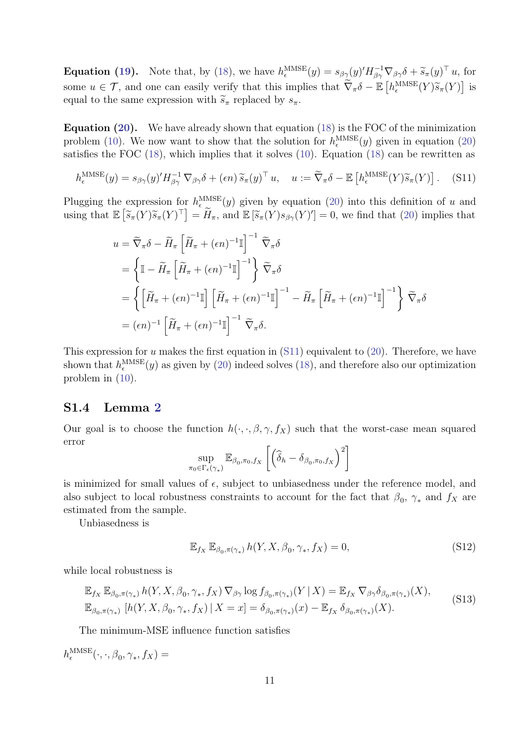**Equation (19).** Note that, by (18), we have $h^{\rm MMSE}_\epsilon(y) = s_{\beta\gamma}(y)' H^{-1}_{\beta\gamma} \nabla_{\beta\gamma}\delta + \widetilde{s}_\pi(y)^\top u$, for some $u \in \mathcal{T}$, and one can easily verify that this implies that $\widetilde{\nabla}_\pi \delta - \mathbb{E}\left[h^{\rm MMSE}_\epsilon(Y)\widetilde{s}_\pi(Y)\right]$ is equal to the same expression with $\widetilde{s}_\pi$ replaced by $s_\pi$.

**Equation (20).** We have already shown that equation (18) is the FOC of the minimization problem (10). We now want to show that the solution for $h^{\rm MMSE}_\epsilon(y)$ given in equation (20) satisfies the FOC (18), which implies that it solves (10). Equation (18) can be rewritten as

$$h^{\rm MMSE}_\epsilon(y) = s_{\beta\gamma}(y)' H^{-1}_{\beta\gamma} \nabla_{\beta\gamma}\delta + (\epsilon n)\, \widetilde{s}_\pi(y)^\top u, \quad u := \widetilde{\nabla}_\pi \delta - \mathbb{E}\left[h^{\rm MMSE}_\epsilon(Y)\widetilde{s}_\pi(Y)\right]. \tag{S11}$$

Plugging the expression for $h^{\rm MMSE}_\epsilon(y)$ given by equation (20) into this definition of $u$ and using that $\mathbb{E}\left[\widetilde{s}_\pi(Y)\widetilde{s}_\pi(Y)^\top\right] = \widetilde{H}_\pi$, and $\mathbb{E}\left[\widetilde{s}_\pi(Y)s_{\beta\gamma}(Y)'\right] = 0$, we find that (20) implies that

$$\begin{aligned}
u &= \widetilde{\nabla}_\pi\delta - \widetilde{H}_\pi \left[\widetilde{H}_\pi + (\epsilon n)^{-1}\mathbb{I}\right]^{-1} \widetilde{\nabla}_\pi\delta \\
&= \left\{\mathbb{I} - \widetilde{H}_\pi \left[\widetilde{H}_\pi + (\epsilon n)^{-1}\mathbb{I}\right]^{-1}\right\} \widetilde{\nabla}_\pi\delta \\
&= \left\{\left[\widetilde{H}_\pi + (\epsilon n)^{-1}\mathbb{I}\right]\left[\widetilde{H}_\pi + (\epsilon n)^{-1}\mathbb{I}\right]^{-1} - \widetilde{H}_\pi \left[\widetilde{H}_\pi + (\epsilon n)^{-1}\mathbb{I}\right]^{-1}\right\} \widetilde{\nabla}_\pi\delta \\
&= (\epsilon n)^{-1}\left[\widetilde{H}_\pi + (\epsilon n)^{-1}\mathbb{I}\right]^{-1} \widetilde{\nabla}_\pi\delta.
\end{aligned}$$

This expression for $u$ makes the first equation in (S11) equivalent to (20). Therefore, we have shown that $h^{\rm MMSE}_\epsilon(y)$ as given by (20) indeed solves (18), and therefore also our optimization problem in (10).

## S1.4 Lemma 2

Our goal is to choose the function $h(\cdot,\cdot,\beta,\gamma,f_X)$ such that the worst-case mean squared error

$$\sup_{\pi_0 \in \Gamma_\epsilon(\gamma_*)} \mathbb{E}_{\beta_0,\pi_0,f_X}\left[\left(\widehat{\delta}_h - \delta_{\beta_0,\pi_0,f_X}\right)^2\right]$$

is minimized for small values of $\epsilon$, subject to unbiasedness under the reference model, and also subject to local robustness constraints to account for the fact that $\beta_0$, $\gamma_*$ and $f_X$ are estimated from the sample.

Unbiasedness is

$$\mathbb{E}_{f_X}\,\mathbb{E}_{\beta_0,\pi(\gamma_*)}\, h(Y,X,\beta_0,\gamma_*,f_X) = 0, \tag{S12}$$

while local robustness is

$$\begin{aligned}
&\mathbb{E}_{f_X}\,\mathbb{E}_{\beta_0,\pi(\gamma_*)}\, h(Y,X,\beta_0,\gamma_*,f_X)\,\nabla_{\beta\gamma}\log f_{\beta_0,\pi(\gamma_*)}(Y \mid X) = \mathbb{E}_{f_X}\,\nabla_{\beta\gamma}\delta_{\beta_0,\pi(\gamma_*)}(X), \\
&\mathbb{E}_{\beta_0,\pi(\gamma_*)}\left[h(Y,X,\beta_0,\gamma_*,f_X) \mid X = x\right] = \delta_{\beta_0,\pi(\gamma_*)}(x) - \mathbb{E}_{f_X}\,\delta_{\beta_0,\pi(\gamma_*)}(X).
\end{aligned} \tag{S13}$$

The minimum-MSE influence function satisfies

$h^{\rm MMSE}_\epsilon(\cdot,\cdot,\beta_0,\gamma_*,f_X) =$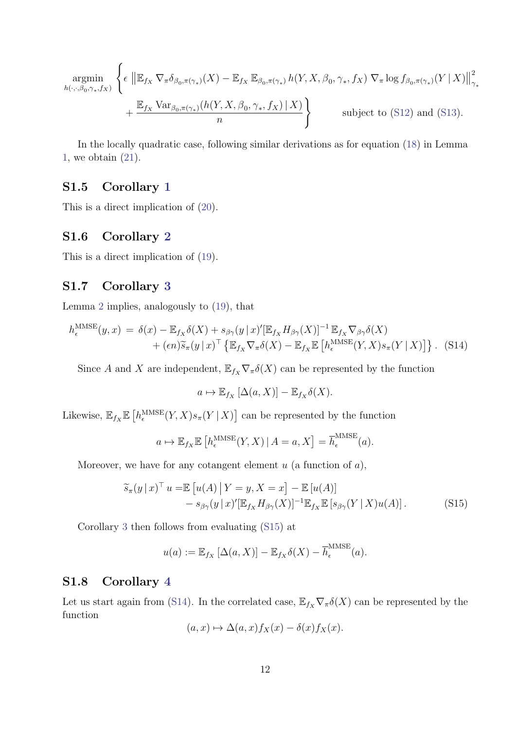$$
\underset{h(\cdot,\cdot,\beta_0,\gamma_*,f_X)}{\operatorname{argmin}} \left\{ \epsilon \left\| \mathbb{E}_{f_X} \nabla_\pi \delta_{\beta_0,\pi(\gamma_*)}(X) - \mathbb{E}_{f_X} \mathbb{E}_{\beta_0,\pi(\gamma_*)} h(Y,X,\beta_0,\gamma_*,f_X) \nabla_\pi \log f_{\beta_0,\pi(\gamma_*)}(Y\,|\,X) \right\|_{\gamma_*}^2 + \frac{\mathbb{E}_{f_X} \operatorname{Var}_{\beta_0,\pi(\gamma_*)}(h(Y,X,\beta_0,\gamma_*,f_X)\,|\,X)}{n} \right\} \quad \text{subject to (S12) and (S13).}
$$

In the locally quadratic case, following similar derivations as for equation (18) in Lemma 1, we obtain (21).

## S1.5 Corollary 1

This is a direct implication of (20).

## S1.6 Corollary 2

This is a direct implication of (19).

## S1.7 Corollary 3

Lemma 2 implies, analogously to (19), that

$$
\begin{aligned}
h_\epsilon^{\mathrm{MMSE}}(y,x) \;=\; & \delta(x) - \mathbb{E}_{f_X}\delta(X) + s_{\beta\gamma}(y\,|\,x)'[\mathbb{E}_{f_X} H_{\beta\gamma}(X)]^{-1}\, \mathbb{E}_{f_X} \nabla_{\beta\gamma}\delta(X) \\
& + (\epsilon n)\widetilde{s}_\pi(y\,|\,x)^\top \left\{ \mathbb{E}_{f_X} \nabla_\pi \delta(X) - \mathbb{E}_{f_X}\mathbb{E}\left[h_\epsilon^{\mathrm{MMSE}}(Y,X) s_\pi(Y\,|\,X)\right] \right\}. \quad \text{(S14)}
\end{aligned}
$$

Since $A$ and $X$ are independent, $\mathbb{E}_{f_X} \nabla_\pi \delta(X)$ can be represented by the function

$$
a \mapsto \mathbb{E}_{f_X}\left[\Delta(a,X)\right] - \mathbb{E}_{f_X}\delta(X).
$$

Likewise, $\mathbb{E}_{f_X}\mathbb{E}\left[h_\epsilon^{\mathrm{MMSE}}(Y,X) s_\pi(Y\,|\,X)\right]$ can be represented by the function

$$
a \mapsto \mathbb{E}_{f_X}\mathbb{E}\left[h_\epsilon^{\mathrm{MMSE}}(Y,X)\,|\,A=a, X\right] = \overline{h}_\epsilon^{\mathrm{MMSE}}(a).
$$

Moreover, we have for any cotangent element $u$ (a function of $a$),

$$
\begin{aligned}
\widetilde{s}_\pi(y\,|\,x)^\top u = & \mathbb{E}\left[u(A)\,\middle|\, Y=y, X=x\right] - \mathbb{E}\left[u(A)\right] \\
& - s_{\beta\gamma}(y\,|\,x)'[\mathbb{E}_{f_X} H_{\beta\gamma}(X)]^{-1}\mathbb{E}_{f_X}\mathbb{E}\left[s_{\beta\gamma}(Y\,|\,X)u(A)\right]. \quad \text{(S15)}
\end{aligned}
$$

Corollary 3 then follows from evaluating (S15) at

$$
u(a) := \mathbb{E}_{f_X}\left[\Delta(a,X)\right] - \mathbb{E}_{f_X}\delta(X) - \overline{h}_\epsilon^{\mathrm{MMSE}}(a).
$$

## S1.8 Corollary 4

Let us start again from (S14). In the correlated case, $\mathbb{E}_{f_X}\nabla_\pi\delta(X)$ can be represented by the function

$$
(a,x) \mapsto \Delta(a,x) f_X(x) - \delta(x) f_X(x).
$$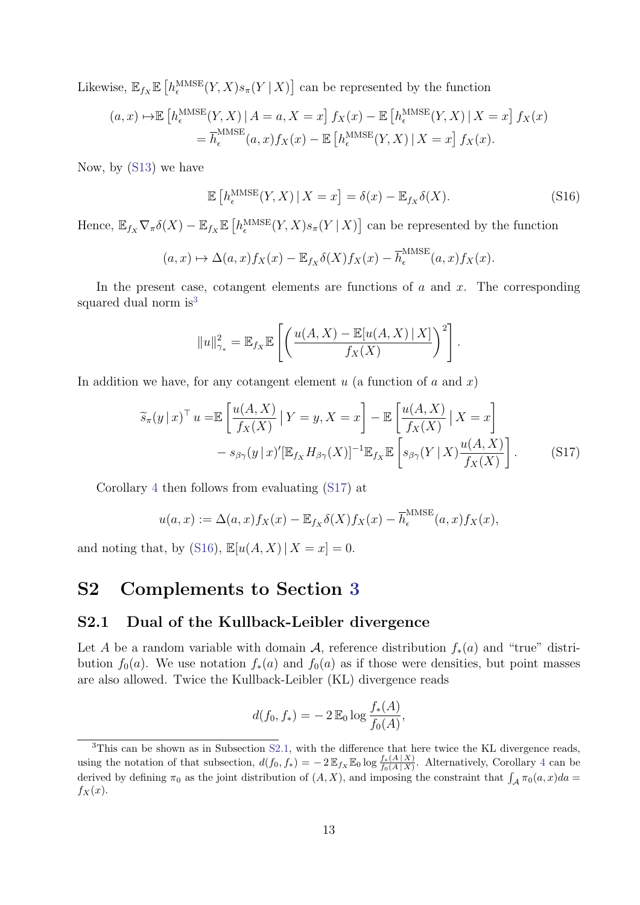Likewise, $\mathbb{E}_{f_X}\mathbb{E}\left[h_\epsilon^{\text{MMSE}}(Y,X)s_\pi(Y\,|\,X)\right]$ can be represented by the function

$$
\begin{aligned}
(a,x)\mapsto&\mathbb{E}\left[h_\epsilon^{\text{MMSE}}(Y,X)\,|\,A=a,X=x\right]f_X(x)-\mathbb{E}\left[h_\epsilon^{\text{MMSE}}(Y,X)\,|\,X=x\right]f_X(x)\\
&=\overline{h}_\epsilon^{\text{MMSE}}(a,x)f_X(x)-\mathbb{E}\left[h_\epsilon^{\text{MMSE}}(Y,X)\,|\,X=x\right]f_X(x).
\end{aligned}
$$

Now, by (S13) we have

$$
\mathbb{E}\left[h_\epsilon^{\text{MMSE}}(Y,X)\,|\,X=x\right]=\delta(x)-\mathbb{E}_{f_X}\delta(X). \tag{S16}
$$

Hence, $\mathbb{E}_{f_X}\nabla_\pi\delta(X)-\mathbb{E}_{f_X}\mathbb{E}\left[h_\epsilon^{\text{MMSE}}(Y,X)s_\pi(Y\,|\,X)\right]$ can be represented by the function

$$
(a,x)\mapsto\Delta(a,x)f_X(x)-\mathbb{E}_{f_X}\delta(X)f_X(x)-\overline{h}_\epsilon^{\text{MMSE}}(a,x)f_X(x).
$$

In the present case, cotangent elements are functions of $a$ and $x$. The corresponding squared dual norm is[3]

$$
\|u\|_{\gamma_*}^2=\mathbb{E}_{f_X}\mathbb{E}\left[\left(\frac{u(A,X)-\mathbb{E}[u(A,X)\,|\,X]}{f_X(X)}\right)^2\right].
$$

In addition we have, for any cotangent element $u$ (a function of $a$ and $x$)

$$
\begin{aligned}
\widetilde{s}_\pi(y\,|\,x)^\top u=&\mathbb{E}\left[\frac{u(A,X)}{f_X(X)}\,\Big|\,Y=y,X=x\right]-\mathbb{E}\left[\frac{u(A,X)}{f_X(X)}\,\Big|\,X=x\right]\\
&-s_{\beta\gamma}(y\,|\,x)'[\mathbb{E}_{f_X}H_{\beta\gamma}(X)]^{-1}\mathbb{E}_{f_X}\mathbb{E}\left[s_{\beta\gamma}(Y\,|\,X)\frac{u(A,X)}{f_X(X)}\right].
\end{aligned} \tag{S17}
$$

Corollary 4 then follows from evaluating (S17) at

$$
u(a,x):=\Delta(a,x)f_X(x)-\mathbb{E}_{f_X}\delta(X)f_X(x)-\overline{h}_\epsilon^{\text{MMSE}}(a,x)f_X(x),
$$

and noting that, by (S16), $\mathbb{E}[u(A,X)\,|\,X=x]=0$.

# S2 Complements to Section 3

## S2.1 Dual of the Kullback-Leibler divergence

Let $A$ be a random variable with domain $\mathcal{A}$, reference distribution $f_*(a)$ and "true" distribution $f_0(a)$. We use notation $f_*(a)$ and $f_0(a)$ as if those were densities, but point masses are also allowed. Twice the Kullback-Leibler (KL) divergence reads

$$
d(f_0,f_*)=-2\,\mathbb{E}_0\log\frac{f_*(A)}{f_0(A)},
$$

[3] This can be shown as in Subsection S2.1, with the difference that here twice the KL divergence reads, using the notation of that subsection, $d(f_0,f_*)=-2\,\mathbb{E}_{f_X}\mathbb{E}_0\log\frac{f_*(A\,|\,X)}{f_0(A\,|\,X)}$. Alternatively, Corollary 4 can be derived by defining $\pi_0$ as the joint distribution of $(A,X)$, and imposing the constraint that $\int_{\mathcal{A}}\pi_0(a,x)da=f_X(x)$.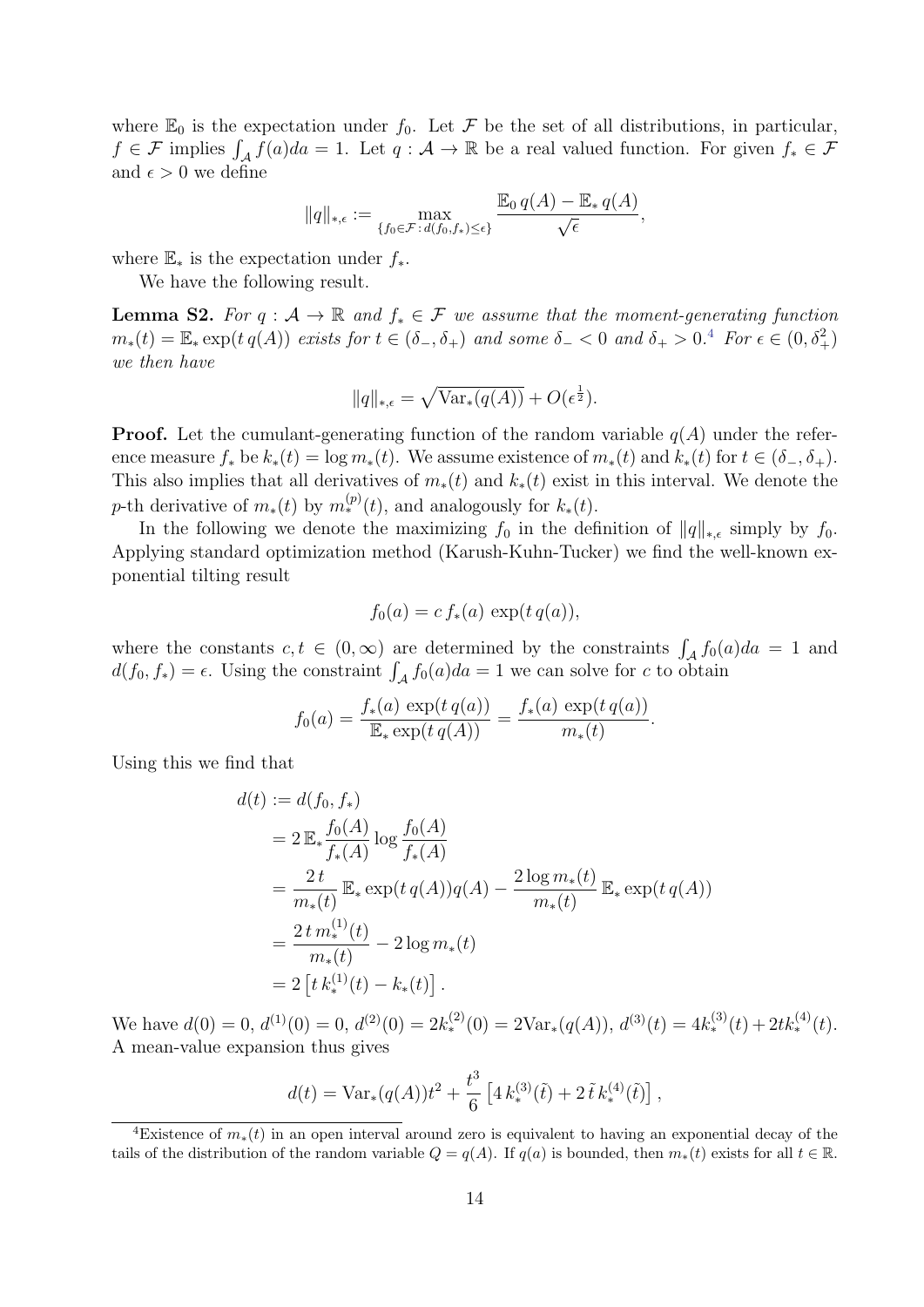where $\mathbb{E}_0$ is the expectation under $f_0$. Let $\mathcal{F}$ be the set of all distributions, in particular, $f \in \mathcal{F}$ implies $\int_{\mathcal{A}} f(a)da = 1$. Let $q : \mathcal{A} \to \mathbb{R}$ be a real valued function. For given $f_* \in \mathcal{F}$ and $\epsilon > 0$ we define

$$\|q\|_{*,\epsilon} := \max_{\{f_0 \in \mathcal{F} \,:\, d(f_0, f_*) \le \epsilon\}} \frac{\mathbb{E}_0\, q(A) - \mathbb{E}_*\, q(A)}{\sqrt{\epsilon}},$$

where $\mathbb{E}_*$ is the expectation under $f_*$.

We have the following result.

**Lemma S2.** *For $q : \mathcal{A} \to \mathbb{R}$ and $f_* \in \mathcal{F}$ we assume that the moment-generating function $m_*(t) = \mathbb{E}_* \exp(t\, q(A))$ exists for $t \in (\delta_-, \delta_+)$ and some $\delta_- < 0$ and $\delta_+ > 0$.*[4] *For $\epsilon \in (0, \delta_+^2)$ we then have*

$$\|q\|_{*,\epsilon} = \sqrt{\mathrm{Var}_*(q(A))} + O(\epsilon^{\frac{1}{2}}).$$

**Proof.** Let the cumulant-generating function of the random variable $q(A)$ under the reference measure $f_*$ be $k_*(t) = \log m_*(t)$. We assume existence of $m_*(t)$ and $k_*(t)$ for $t \in (\delta_-, \delta_+)$. This also implies that all derivatives of $m_*(t)$ and $k_*(t)$ exist in this interval. We denote the $p$-th derivative of $m_*(t)$ by $m_*^{(p)}(t)$, and analogously for $k_*(t)$.

In the following we denote the maximizing $f_0$ in the definition of $\|q\|_{*,\epsilon}$ simply by $f_0$. Applying standard optimization method (Karush-Kuhn-Tucker) we find the well-known exponential tilting result

$$f_0(a) = c\, f_*(a)\, \exp(t\, q(a)),$$

where the constants $c, t \in (0, \infty)$ are determined by the constraints $\int_{\mathcal{A}} f_0(a)da = 1$ and $d(f_0, f_*) = \epsilon$. Using the constraint $\int_{\mathcal{A}} f_0(a)da = 1$ we can solve for $c$ to obtain

$$f_0(a) = \frac{f_*(a)\, \exp(t\, q(a))}{\mathbb{E}_* \exp(t\, q(A))} = \frac{f_*(a)\, \exp(t\, q(a))}{m_*(t)}.$$

Using this we find that

$$\begin{aligned}
d(t) &:= d(f_0, f_*) \\
&= 2\, \mathbb{E}_* \frac{f_0(A)}{f_*(A)} \log \frac{f_0(A)}{f_*(A)} \\
&= \frac{2\, t}{m_*(t)}\, \mathbb{E}_* \exp(t\, q(A)) q(A) - \frac{2 \log m_*(t)}{m_*(t)}\, \mathbb{E}_* \exp(t\, q(A)) \\
&= \frac{2\, t\, m_*^{(1)}(t)}{m_*(t)} - 2 \log m_*(t) \\
&= 2 \left[ t\, k_*^{(1)}(t) - k_*(t) \right].
\end{aligned}$$

We have $d(0) = 0$, $d^{(1)}(0) = 0$, $d^{(2)}(0) = 2k_*^{(2)}(0) = 2\mathrm{Var}_*(q(A))$, $d^{(3)}(t) = 4k_*^{(3)}(t) + 2tk_*^{(4)}(t)$. A mean-value expansion thus gives

$$d(t) = \mathrm{Var}_*(q(A))t^2 + \frac{t^3}{6} \left[ 4\, k_*^{(3)}(\tilde{t}) + 2\, \tilde{t}\, k_*^{(4)}(\tilde{t}) \right],$$

[4] Existence of $m_*(t)$ in an open interval around zero is equivalent to having an exponential decay of the tails of the distribution of the random variable $Q = q(A)$. If $q(a)$ is bounded, then $m_*(t)$ exists for all $t \in \mathbb{R}$.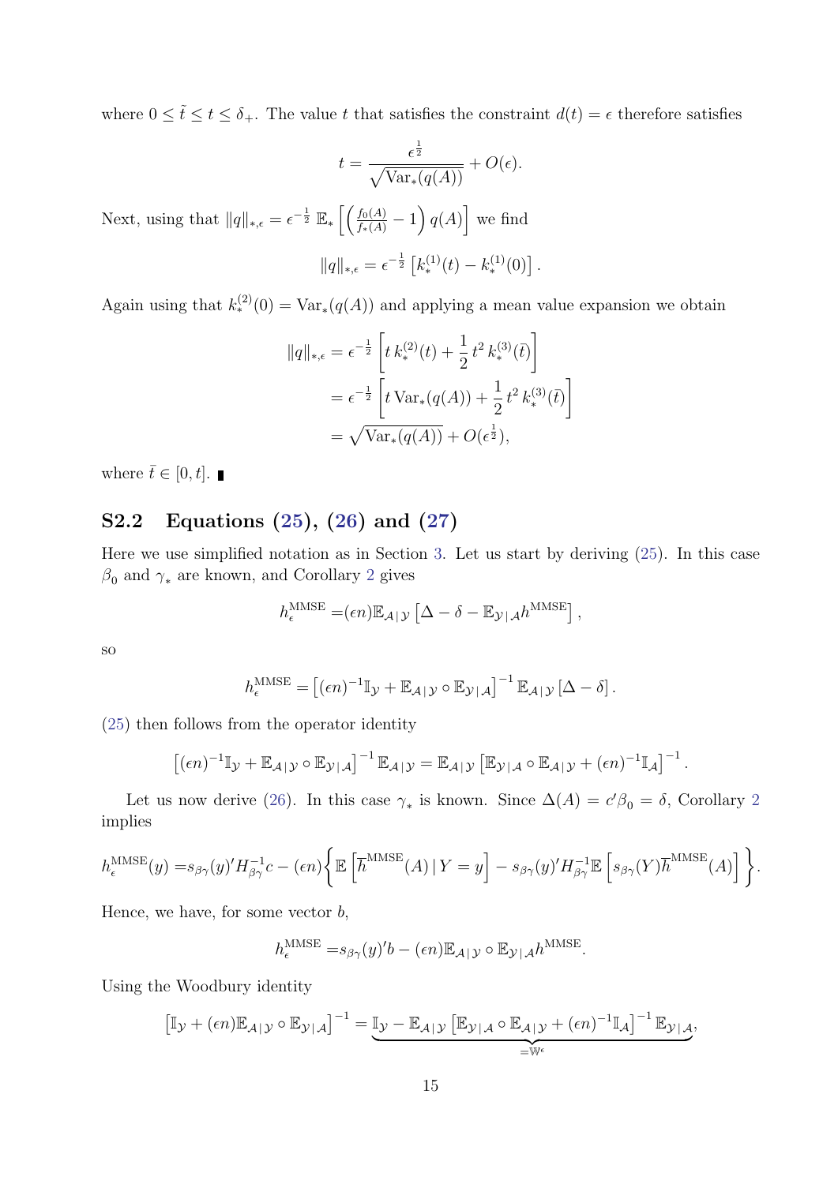where $0 \leq \tilde{t} \leq t \leq \delta_+$. The value $t$ that satisfies the constraint $d(t) = \epsilon$ therefore satisfies

$$t = \frac{\epsilon^{\frac{1}{2}}}{\sqrt{\operatorname{Var}_*(q(A))}} + O(\epsilon).$$

Next, using that $\|q\|_{*,\epsilon} = \epsilon^{-\frac{1}{2}}\, \mathbb{E}_*\left[\left(\frac{f_0(A)}{f_*(A)} - 1\right) q(A)\right]$ we find

$$\|q\|_{*,\epsilon} = \epsilon^{-\frac{1}{2}}\left[k_*^{(1)}(t) - k_*^{(1)}(0)\right].$$

Again using that $k_*^{(2)}(0) = \operatorname{Var}_*(q(A))$ and applying a mean value expansion we obtain

$$\begin{aligned}
\|q\|_{*,\epsilon} &= \epsilon^{-\frac{1}{2}}\left[t\, k_*^{(2)}(t) + \frac{1}{2}\, t^2\, k_*^{(3)}(\bar{t})\right] \\
&= \epsilon^{-\frac{1}{2}}\left[t \operatorname{Var}_*(q(A)) + \frac{1}{2}\, t^2\, k_*^{(3)}(\bar{t})\right] \\
&= \sqrt{\operatorname{Var}_*(q(A))} + O(\epsilon^{\frac{1}{2}}),
\end{aligned}$$

where $\bar{t} \in [0, t]$. ∎

## S2.2 Equations (25), (26) and (27)

Here we use simplified notation as in Section 3. Let us start by deriving (25). In this case $\beta_0$ and $\gamma_*$ are known, and Corollary 2 gives

$$h_\epsilon^{\text{MMSE}} = (\epsilon n)\mathbb{E}_{\mathcal{A}\,|\,\mathcal{Y}}\left[\Delta - \delta - \mathbb{E}_{\mathcal{Y}\,|\,\mathcal{A}} h^{\text{MMSE}}\right],$$

so

$$h_\epsilon^{\text{MMSE}} = \left[(\epsilon n)^{-1}\mathbb{I}_{\mathcal{Y}} + \mathbb{E}_{\mathcal{A}\,|\,\mathcal{Y}} \circ \mathbb{E}_{\mathcal{Y}\,|\,\mathcal{A}}\right]^{-1} \mathbb{E}_{\mathcal{A}\,|\,\mathcal{Y}}\left[\Delta - \delta\right].$$

(25) then follows from the operator identity

$$\left[(\epsilon n)^{-1}\mathbb{I}_{\mathcal{Y}} + \mathbb{E}_{\mathcal{A}\,|\,\mathcal{Y}} \circ \mathbb{E}_{\mathcal{Y}\,|\,\mathcal{A}}\right]^{-1} \mathbb{E}_{\mathcal{A}\,|\,\mathcal{Y}} = \mathbb{E}_{\mathcal{A}\,|\,\mathcal{Y}}\left[\mathbb{E}_{\mathcal{Y}\,|\,\mathcal{A}} \circ \mathbb{E}_{\mathcal{A}\,|\,\mathcal{Y}} + (\epsilon n)^{-1}\mathbb{I}_{\mathcal{A}}\right]^{-1}.$$

Let us now derive (26). In this case $\gamma_*$ is known. Since $\Delta(A) = c'\beta_0 = \delta$, Corollary 2 implies

$$h_\epsilon^{\text{MMSE}}(y) = s_{\beta\gamma}(y)' H_{\beta\gamma}^{-1} c - (\epsilon n)\left\{\mathbb{E}\left[\overline{h}^{\text{MMSE}}(A)\,|\, Y = y\right] - s_{\beta\gamma}(y)' H_{\beta\gamma}^{-1}\mathbb{E}\left[s_{\beta\gamma}(Y)\overline{h}^{\text{MMSE}}(A)\right]\right\}.$$

Hence, we have, for some vector $b$,

$$h_\epsilon^{\text{MMSE}} = s_{\beta\gamma}(y)' b - (\epsilon n)\mathbb{E}_{\mathcal{A}\,|\,\mathcal{Y}} \circ \mathbb{E}_{\mathcal{Y}\,|\,\mathcal{A}} h^{\text{MMSE}}.$$

Using the Woodbury identity

$$\left[\mathbb{I}_{\mathcal{Y}} + (\epsilon n)\mathbb{E}_{\mathcal{A}\,|\,\mathcal{Y}} \circ \mathbb{E}_{\mathcal{Y}\,|\,\mathcal{A}}\right]^{-1} = \underbrace{\mathbb{I}_{\mathcal{Y}} - \mathbb{E}_{\mathcal{A}\,|\,\mathcal{Y}}\left[\mathbb{E}_{\mathcal{Y}\,|\,\mathcal{A}} \circ \mathbb{E}_{\mathcal{A}\,|\,\mathcal{Y}} + (\epsilon n)^{-1}\mathbb{I}_{\mathcal{A}}\right]^{-1}\mathbb{E}_{\mathcal{Y}\,|\,\mathcal{A}}}_{=\mathbb{W}^\epsilon},$$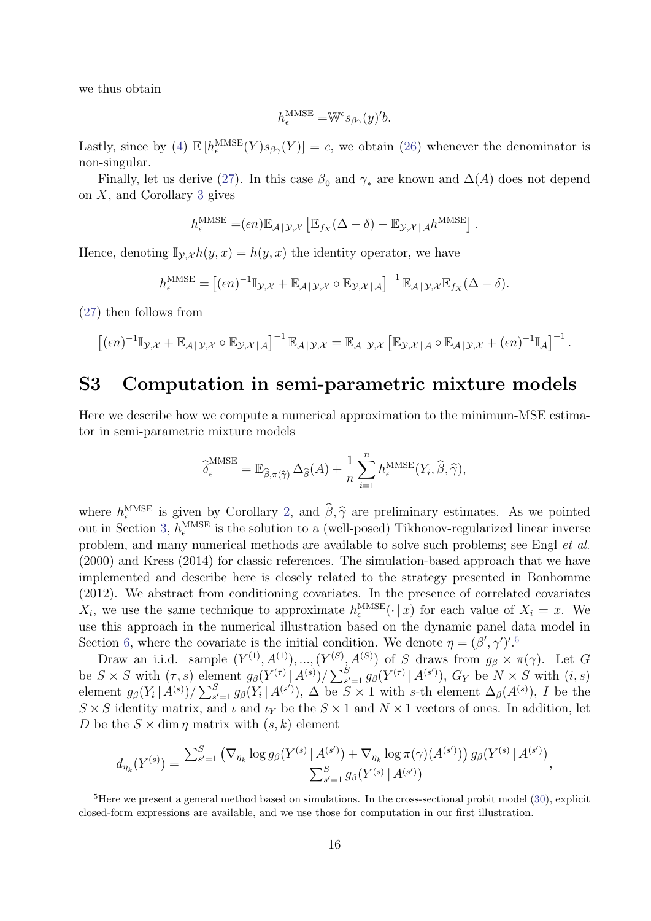we thus obtain

$$h_\epsilon^{\text{MMSE}} = \mathbb{W}^\epsilon s_{\beta\gamma}(y)'b.$$

Lastly, since by (4) $\mathbb{E}\left[h_\epsilon^{\text{MMSE}}(Y)s_{\beta\gamma}(Y)\right] = c$, we obtain (26) whenever the denominator is non-singular.

Finally, let us derive (27). In this case $\beta_0$ and $\gamma_*$ are known and $\Delta(A)$ does not depend on $X$, and Corollary 3 gives

$$h_\epsilon^{\text{MMSE}} = (\epsilon n)\mathbb{E}_{\mathcal{A}\,|\,\mathcal{Y},\mathcal{X}}\left[\mathbb{E}_{f_X}(\Delta - \delta) - \mathbb{E}_{\mathcal{Y},\mathcal{X}\,|\,\mathcal{A}}h^{\text{MMSE}}\right].$$

Hence, denoting $\mathbb{I}_{\mathcal{Y},\mathcal{X}}h(y,x) = h(y,x)$ the identity operator, we have

$$h_\epsilon^{\text{MMSE}} = \left[(\epsilon n)^{-1}\mathbb{I}_{\mathcal{Y},\mathcal{X}} + \mathbb{E}_{\mathcal{A}\,|\,\mathcal{Y},\mathcal{X}} \circ \mathbb{E}_{\mathcal{Y},\mathcal{X}\,|\,\mathcal{A}}\right]^{-1}\mathbb{E}_{\mathcal{A}\,|\,\mathcal{Y},\mathcal{X}}\mathbb{E}_{f_X}(\Delta - \delta).$$

(27) then follows from

$$\left[(\epsilon n)^{-1}\mathbb{I}_{\mathcal{Y},\mathcal{X}} + \mathbb{E}_{\mathcal{A}\,|\,\mathcal{Y},\mathcal{X}} \circ \mathbb{E}_{\mathcal{Y},\mathcal{X}\,|\,\mathcal{A}}\right]^{-1}\mathbb{E}_{\mathcal{A}\,|\,\mathcal{Y},\mathcal{X}} = \mathbb{E}_{\mathcal{A}\,|\,\mathcal{Y},\mathcal{X}}\left[\mathbb{E}_{\mathcal{Y},\mathcal{X}\,|\,\mathcal{A}} \circ \mathbb{E}_{\mathcal{A}\,|\,\mathcal{Y},\mathcal{X}} + (\epsilon n)^{-1}\mathbb{I}_{\mathcal{A}}\right]^{-1}.$$

# S3 Computation in semi-parametric mixture models

Here we describe how we compute a numerical approximation to the minimum-MSE estimator in semi-parametric mixture models

$$\widehat{\delta}_\epsilon^{\text{MMSE}} = \mathbb{E}_{\widehat{\beta},\pi(\widehat{\gamma})}\,\Delta_{\widehat{\beta}}(A) + \frac{1}{n}\sum_{i=1}^n h_\epsilon^{\text{MMSE}}(Y_i,\widehat{\beta},\widehat{\gamma}),$$

where $h_\epsilon^{\text{MMSE}}$ is given by Corollary 2, and $\widehat{\beta},\widehat{\gamma}$ are preliminary estimates. As we pointed out in Section 3, $h_\epsilon^{\text{MMSE}}$ is the solution to a (well-posed) Tikhonov-regularized linear inverse problem, and many numerical methods are available to solve such problems; see Engl *et al.* (2000) and Kress (2014) for classic references. The simulation-based approach that we have implemented and describe here is closely related to the strategy presented in Bonhomme (2012). We abstract from conditioning covariates. In the presence of correlated covariates $X_i$, we use the same technique to approximate $h_\epsilon^{\text{MMSE}}(\cdot\,|\,x)$ for each value of $X_i = x$. We use this approach in the numerical illustration based on the dynamic panel data model in Section 6, where the covariate is the initial condition. We denote $\eta = (\beta',\gamma')'$.[5]

Draw an i.i.d. sample $(Y^{(1)},A^{(1)}),...,(Y^{(S)},A^{(S)})$ of $S$ draws from $g_\beta \times \pi(\gamma)$. Let $G$ be $S\times S$ with $(\tau,s)$ element $g_\beta(Y^{(\tau)}\,|\,A^{(s)})/\sum_{s'=1}^S g_\beta(Y^{(\tau)}\,|\,A^{(s')})$, $G_Y$ be $N\times S$ with $(i,s)$ element $g_\beta(Y_i\,|\,A^{(s)})/\sum_{s'=1}^S g_\beta(Y_i\,|\,A^{(s')})$, $\Delta$ be $S\times 1$ with $s$-th element $\Delta_\beta(A^{(s)})$, $I$ be the $S\times S$ identity matrix, and $\iota$ and $\iota_Y$ be the $S\times 1$ and $N\times 1$ vectors of ones. In addition, let $D$ be the $S\times \dim\eta$ matrix with $(s,k)$ element

$$d_{\eta_k}(Y^{(s)}) = \frac{\sum_{s'=1}^S\left(\nabla_{\eta_k}\log g_\beta(Y^{(s)}\,|\,A^{(s')}) + \nabla_{\eta_k}\log\pi(\gamma)(A^{(s')})\right)g_\beta(Y^{(s)}\,|\,A^{(s')})}{\sum_{s'=1}^S g_\beta(Y^{(s)}\,|\,A^{(s')})},$$

[5] Here we present a general method based on simulations. In the cross-sectional probit model (30), explicit closed-form expressions are available, and we use those for computation in our first illustration.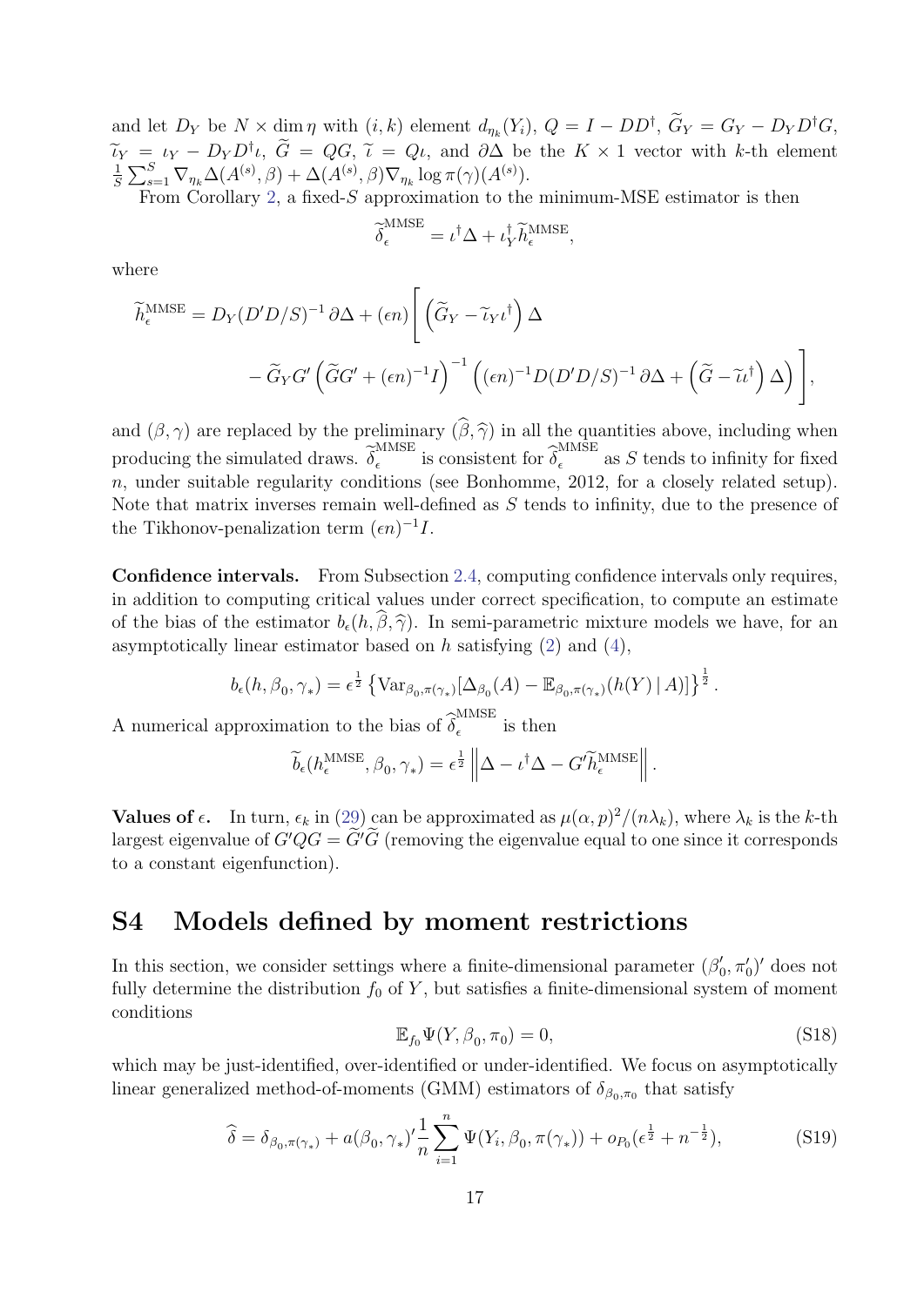and let $D_Y$ be $N \times \dim \eta$ with $(i,k)$ element $d_{\eta_k}(Y_i)$, $Q = I - DD^\dagger$, $\widetilde{G}_Y = G_Y - D_Y D^\dagger G$, $\widetilde{\iota}_Y = \iota_Y - D_Y D^\dagger \iota$, $\widetilde{G} = QG$, $\widetilde{\iota} = Q\iota$, and $\partial\Delta$ be the $K \times 1$ vector with $k$-th element $\frac{1}{S}\sum_{s=1}^S \nabla_{\eta_k}\Delta(A^{(s)},\beta) + \Delta(A^{(s)},\beta)\nabla_{\eta_k}\log\pi(\gamma)(A^{(s)})$.

From Corollary 2, a fixed-$S$ approximation to the minimum-MSE estimator is then

$$\widetilde{\delta}_\epsilon^{\text{MMSE}} = \iota^\dagger \Delta + \iota_Y^\dagger \widetilde{h}_\epsilon^{\text{MMSE}},$$

where

$$\widetilde{h}_\epsilon^{\text{MMSE}} = D_Y (D'D/S)^{-1}\,\partial\Delta + (\epsilon n)\Bigg[\left(\widetilde{G}_Y - \widetilde{\iota}_Y \iota^\dagger\right)\Delta - \widetilde{G}_Y G'\left(\widetilde{G}G' + (\epsilon n)^{-1} I\right)^{-1}\left((\epsilon n)^{-1} D(D'D/S)^{-1}\,\partial\Delta + \left(\widetilde{G} - \widetilde{\iota}\iota^\dagger\right)\Delta\right)\Bigg],$$

and $(\beta,\gamma)$ are replaced by the preliminary $(\widehat{\beta},\widehat{\gamma})$ in all the quantities above, including when producing the simulated draws. $\widetilde{\delta}_\epsilon^{\text{MMSE}}$ is consistent for $\widehat{\delta}_\epsilon^{\text{MMSE}}$ as $S$ tends to infinity for fixed $n$, under suitable regularity conditions (see Bonhomme, 2012, for a closely related setup). Note that matrix inverses remain well-defined as $S$ tends to infinity, due to the presence of the Tikhonov-penalization term $(\epsilon n)^{-1} I$.

**Confidence intervals.** From Subsection 2.4, computing confidence intervals only requires, in addition to computing critical values under correct specification, to compute an estimate of the bias of the estimator $b_\epsilon(h, \widehat{\beta}, \widehat{\gamma})$. In semi-parametric mixture models we have, for an asymptotically linear estimator based on $h$ satisfying (2) and (4),

$$b_\epsilon(h, \beta_0, \gamma_*) = \epsilon^{\frac{1}{2}}\left\{\text{Var}_{\beta_0,\pi(\gamma_*)}[\Delta_{\beta_0}(A) - \mathbb{E}_{\beta_0,\pi(\gamma_*)}(h(Y)\,|\,A)]\right\}^{\frac{1}{2}}.$$

A numerical approximation to the bias of $\widehat{\delta}_\epsilon^{\text{MMSE}}$ is then

$$\widetilde{b}_\epsilon(h_\epsilon^{\text{MMSE}}, \beta_0, \gamma_*) = \epsilon^{\frac{1}{2}}\left\|\Delta - \iota^\dagger\Delta - G'\widetilde{h}_\epsilon^{\text{MMSE}}\right\|.$$

**Values of $\epsilon$.** In turn, $\epsilon_k$ in (29) can be approximated as $\mu(\alpha,p)^2/(n\lambda_k)$, where $\lambda_k$ is the $k$-th largest eigenvalue of $G'QG = \widetilde{G}'\widetilde{G}$ (removing the eigenvalue equal to one since it corresponds to a constant eigenfunction).

# S4 Models defined by moment restrictions

In this section, we consider settings where a finite-dimensional parameter $(\beta_0', \pi_0')'$ does not fully determine the distribution $f_0$ of $Y$, but satisfies a finite-dimensional system of moment conditions

$$\mathbb{E}_{f_0}\Psi(Y, \beta_0, \pi_0) = 0, \tag{S18}$$

which may be just-identified, over-identified or under-identified. We focus on asymptotically linear generalized method-of-moments (GMM) estimators of $\delta_{\beta_0,\pi_0}$ that satisfy

$$\widehat{\delta} = \delta_{\beta_0,\pi(\gamma_*)} + a(\beta_0,\gamma_*)'\frac{1}{n}\sum_{i=1}^n \Psi(Y_i, \beta_0, \pi(\gamma_*)) + o_{P_0}(\epsilon^{\frac{1}{2}} + n^{-\frac{1}{2}}), \tag{S19}$$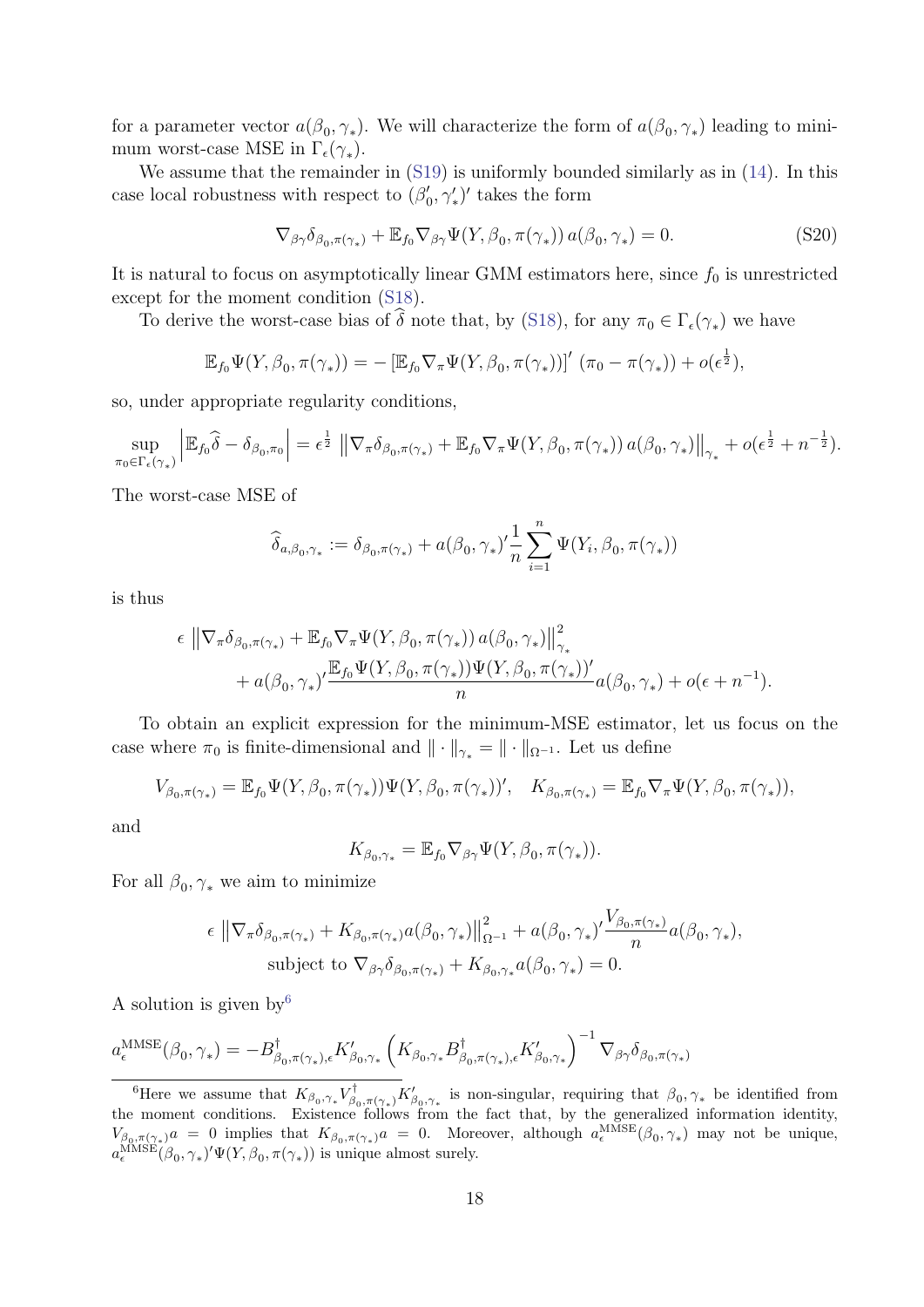for a parameter vector $a(\beta_0, \gamma_*)$. We will characterize the form of $a(\beta_0, \gamma_*)$ leading to minimum worst-case MSE in $\Gamma_\epsilon(\gamma_*)$.

We assume that the remainder in (S19) is uniformly bounded similarly as in (14). In this case local robustness with respect to $(\beta_0', \gamma_*')'$ takes the form

$$\nabla_{\beta\gamma}\delta_{\beta_0,\pi(\gamma_*)} + \mathbb{E}_{f_0}\nabla_{\beta\gamma}\Psi(Y, \beta_0, \pi(\gamma_*))\, a(\beta_0, \gamma_*) = 0. \tag{S20}$$

It is natural to focus on asymptotically linear GMM estimators here, since $f_0$ is unrestricted except for the moment condition (S18).

To derive the worst-case bias of $\widehat{\delta}$ note that, by (S18), for any $\pi_0 \in \Gamma_\epsilon(\gamma_*)$ we have

$$\mathbb{E}_{f_0}\Psi(Y, \beta_0, \pi(\gamma_*)) = -\left[\mathbb{E}_{f_0}\nabla_\pi \Psi(Y, \beta_0, \pi(\gamma_*))\right]'(\pi_0 - \pi(\gamma_*)) + o(\epsilon^{\frac{1}{2}}),$$

so, under appropriate regularity conditions,

$$\sup_{\pi_0\in\Gamma_\epsilon(\gamma_*)}\left|\mathbb{E}_{f_0}\widehat{\delta} - \delta_{\beta_0,\pi_0}\right| = \epsilon^{\frac{1}{2}}\left\|\nabla_\pi\delta_{\beta_0,\pi(\gamma_*)} + \mathbb{E}_{f_0}\nabla_\pi\Psi(Y,\beta_0,\pi(\gamma_*))\, a(\beta_0,\gamma_*)\right\|_{\gamma_*} + o(\epsilon^{\frac{1}{2}} + n^{-\frac{1}{2}}).$$

The worst-case MSE of

$$\widehat{\delta}_{a,\beta_0,\gamma_*} := \delta_{\beta_0,\pi(\gamma_*)} + a(\beta_0,\gamma_*)'\frac{1}{n}\sum_{i=1}^n \Psi(Y_i, \beta_0, \pi(\gamma_*))$$

is thus

$$\epsilon\left\|\nabla_\pi\delta_{\beta_0,\pi(\gamma_*)} + \mathbb{E}_{f_0}\nabla_\pi\Psi(Y,\beta_0,\pi(\gamma_*))\, a(\beta_0,\gamma_*)\right\|_{\gamma_*}^2 \\ + a(\beta_0,\gamma_*)'\frac{\mathbb{E}_{f_0}\Psi(Y,\beta_0,\pi(\gamma_*))\Psi(Y,\beta_0,\pi(\gamma_*))'}{n}a(\beta_0,\gamma_*) + o(\epsilon + n^{-1}).$$

To obtain an explicit expression for the minimum-MSE estimator, let us focus on the case where $\pi_0$ is finite-dimensional and $\|\cdot\|_{\gamma_*} = \|\cdot\|_{\Omega^{-1}}$. Let us define

$$V_{\beta_0,\pi(\gamma_*)} = \mathbb{E}_{f_0}\Psi(Y,\beta_0,\pi(\gamma_*))\Psi(Y,\beta_0,\pi(\gamma_*))', \quad K_{\beta_0,\pi(\gamma_*)} = \mathbb{E}_{f_0}\nabla_\pi\Psi(Y,\beta_0,\pi(\gamma_*)),$$

and

$$K_{\beta_0,\gamma_*} = \mathbb{E}_{f_0}\nabla_{\beta\gamma}\Psi(Y,\beta_0,\pi(\gamma_*)).$$

For all $\beta_0, \gamma_*$ we aim to minimize

$$\epsilon\left\|\nabla_\pi\delta_{\beta_0,\pi(\gamma_*)} + K_{\beta_0,\pi(\gamma_*)}a(\beta_0,\gamma_*)\right\|_{\Omega^{-1}}^2 + a(\beta_0,\gamma_*)'\frac{V_{\beta_0,\pi(\gamma_*)}}{n}a(\beta_0,\gamma_*),$$
$$\text{subject to } \nabla_{\beta\gamma}\delta_{\beta_0,\pi(\gamma_*)} + K_{\beta_0,\gamma_*}a(\beta_0,\gamma_*) = 0.$$

A solution is given by[6]

$$a_\epsilon^{\text{MMSE}}(\beta_0,\gamma_*) = -B^\dagger_{\beta_0,\pi(\gamma_*),\epsilon}K'_{\beta_0,\gamma_*}\left(K_{\beta_0,\gamma_*}B^\dagger_{\beta_0,\pi(\gamma_*),\epsilon}K'_{\beta_0,\gamma_*}\right)^{-1}\nabla_{\beta\gamma}\delta_{\beta_0,\pi(\gamma_*)}$$

[6] Here we assume that $K_{\beta_0,\gamma_*}V^\dagger_{\beta_0,\pi(\gamma_*)}K'_{\beta_0,\gamma_*}$ is non-singular, requiring that $\beta_0, \gamma_*$ be identified from the moment conditions. Existence follows from the fact that, by the generalized information identity, $V_{\beta_0,\pi(\gamma_*)}a = 0$ implies that $K_{\beta_0,\pi(\gamma_*)}a = 0$. Moreover, although $a_\epsilon^{\text{MMSE}}(\beta_0,\gamma_*)$ may not be unique, $a_\epsilon^{\text{MMSE}}(\beta_0,\gamma_*)'\Psi(Y,\beta_0,\pi(\gamma_*))$ is unique almost surely.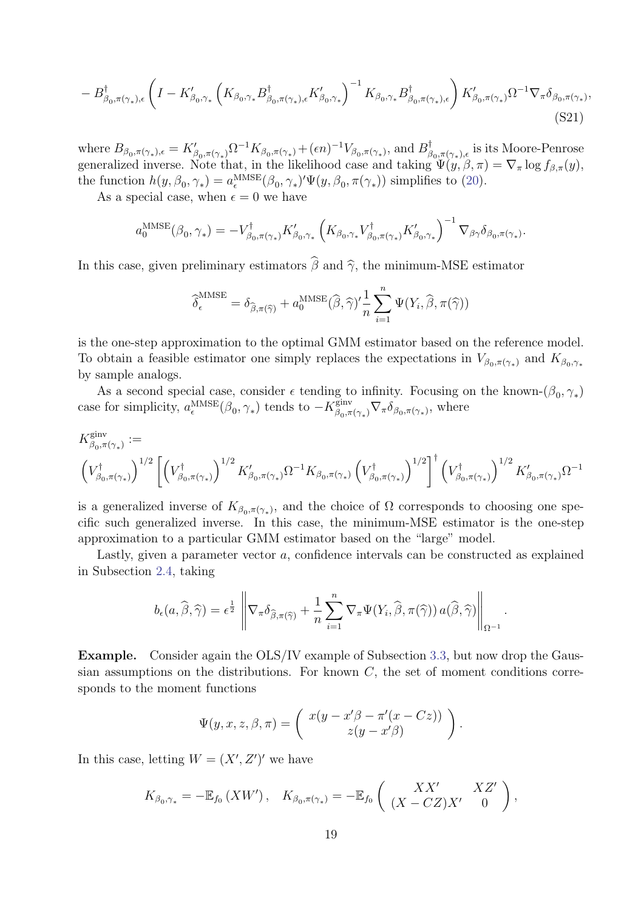$$
- B^{\dagger}_{\beta_0,\pi(\gamma_*),\epsilon}\left(I - K'_{\beta_0,\gamma_*}\left(K_{\beta_0,\gamma_*}B^{\dagger}_{\beta_0,\pi(\gamma_*),\epsilon}K'_{\beta_0,\gamma_*}\right)^{-1}K_{\beta_0,\gamma_*}B^{\dagger}_{\beta_0,\pi(\gamma_*),\epsilon}\right)K'_{\beta_0,\pi(\gamma_*)}\Omega^{-1}\nabla_\pi\delta_{\beta_0,\pi(\gamma_*)},
\tag{S21}
$$

where $B_{\beta_0,\pi(\gamma_*),\epsilon} = K'_{\beta_0,\pi(\gamma_*)}\Omega^{-1}K_{\beta_0,\pi(\gamma_*)} + (\epsilon n)^{-1}V_{\beta_0,\pi(\gamma_*)}$, and $B^{\dagger}_{\beta_0,\pi(\gamma_*),\epsilon}$ is its Moore-Penrose generalized inverse. Note that, in the likelihood case and taking $\Psi(y,\beta,\pi) = \nabla_\pi \log f_{\beta,\pi}(y)$, the function $h(y,\beta_0,\gamma_*) = a^{\mathrm{MMSE}}_\epsilon(\beta_0,\gamma_*)'\Psi(y,\beta_0,\pi(\gamma_*))$ simplifies to (20).

As a special case, when $\epsilon = 0$ we have

$$
a^{\mathrm{MMSE}}_0(\beta_0,\gamma_*) = -V^{\dagger}_{\beta_0,\pi(\gamma_*)}K'_{\beta_0,\gamma_*}\left(K_{\beta_0,\gamma_*}V^{\dagger}_{\beta_0,\pi(\gamma_*)}K'_{\beta_0,\gamma_*}\right)^{-1}\nabla_{\beta\gamma}\delta_{\beta_0,\pi(\gamma_*)}.
$$

In this case, given preliminary estimators $\widehat{\beta}$ and $\widehat{\gamma}$, the minimum-MSE estimator

$$
\widehat{\delta}^{\mathrm{MMSE}}_\epsilon = \delta_{\widehat{\beta},\pi(\widehat{\gamma})} + a^{\mathrm{MMSE}}_0(\widehat{\beta},\widehat{\gamma})'\frac{1}{n}\sum_{i=1}^n \Psi(Y_i,\widehat{\beta},\pi(\widehat{\gamma}))
$$

is the one-step approximation to the optimal GMM estimator based on the reference model. To obtain a feasible estimator one simply replaces the expectations in $V_{\beta_0,\pi(\gamma_*)}$ and $K_{\beta_0,\gamma_*}$ by sample analogs.

As a second special case, consider $\epsilon$ tending to infinity. Focusing on the known-$(\beta_0,\gamma_*)$ case for simplicity, $a^{\mathrm{MMSE}}_\epsilon(\beta_0,\gamma_*)$ tends to $-K^{\mathrm{ginv}}_{\beta_0,\pi(\gamma_*)}\nabla_\pi\delta_{\beta_0,\pi(\gamma_*)}$, where

$$
K^{\mathrm{ginv}}_{\beta_0,\pi(\gamma_*)} :=
\left(V^{\dagger}_{\beta_0,\pi(\gamma_*)}\right)^{1/2}\left[\left(V^{\dagger}_{\beta_0,\pi(\gamma_*)}\right)^{1/2}K'_{\beta_0,\pi(\gamma_*)}\Omega^{-1}K_{\beta_0,\pi(\gamma_*)}\left(V^{\dagger}_{\beta_0,\pi(\gamma_*)}\right)^{1/2}\right]^{\dagger}\left(V^{\dagger}_{\beta_0,\pi(\gamma_*)}\right)^{1/2}K'_{\beta_0,\pi(\gamma_*)}\Omega^{-1}
$$

is a generalized inverse of $K_{\beta_0,\pi(\gamma_*)}$, and the choice of $\Omega$ corresponds to choosing one specific such generalized inverse. In this case, the minimum-MSE estimator is the one-step approximation to a particular GMM estimator based on the "large" model.

Lastly, given a parameter vector $a$, confidence intervals can be constructed as explained in Subsection 2.4, taking

$$
b_\epsilon(a,\widehat{\beta},\widehat{\gamma}) = \epsilon^{\frac{1}{2}}\left\|\nabla_\pi\delta_{\widehat{\beta},\pi(\widehat{\gamma})} + \frac{1}{n}\sum_{i=1}^n \nabla_\pi\Psi(Y_i,\widehat{\beta},\pi(\widehat{\gamma}))\,a(\widehat{\beta},\widehat{\gamma})\right\|_{\Omega^{-1}}.
$$

**Example.** Consider again the OLS/IV example of Subsection 3.3, but now drop the Gaussian assumptions on the distributions. For known $C$, the set of moment conditions corresponds to the moment functions

$$
\Psi(y,x,z,\beta,\pi) = \left(\begin{array}{c} x(y - x'\beta - \pi'(x - Cz)) \\ z(y - x'\beta) \end{array}\right).
$$

In this case, letting $W = (X', Z')'$ we have

$$
K_{\beta_0,\gamma_*} = -\mathbb{E}_{f_0}\left(XW'\right), \quad K_{\beta_0,\pi(\gamma_*)} = -\mathbb{E}_{f_0}\left(\begin{array}{cc} XX' & XZ' \\ (X - CZ)X' & 0 \end{array}\right),
$$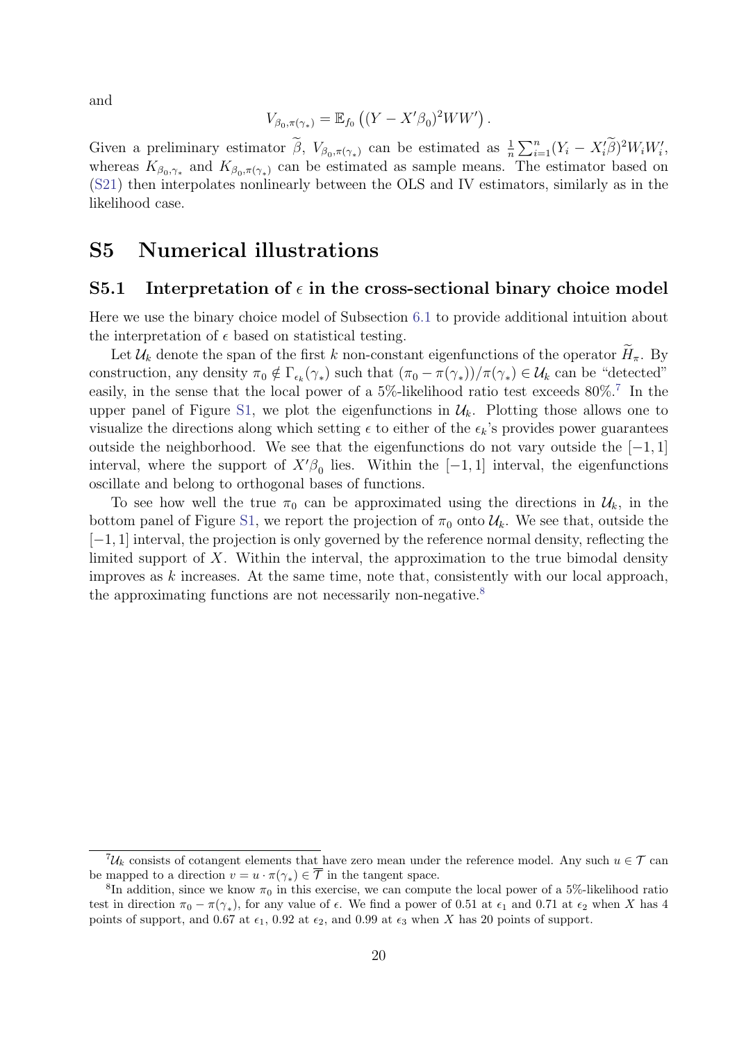and

$$V_{\beta_0,\pi(\gamma_*)} = \mathbb{E}_{f_0}\left((Y - X'\beta_0)^2 WW'\right).$$

Given a preliminary estimator $\widetilde{\beta}$, $V_{\beta_0,\pi(\gamma_*)}$ can be estimated as $\frac{1}{n}\sum_{i=1}^n (Y_i - X_i'\widetilde{\beta})^2 W_i W_i'$, whereas $K_{\beta_0,\gamma_*}$ and $K_{\beta_0,\pi(\gamma_*)}$ can be estimated as sample means. The estimator based on (S21) then interpolates nonlinearly between the OLS and IV estimators, similarly as in the likelihood case.

# S5 Numerical illustrations

## S5.1 Interpretation of $\epsilon$ in the cross-sectional binary choice model

Here we use the binary choice model of Subsection 6.1 to provide additional intuition about the interpretation of $\epsilon$ based on statistical testing.

Let $\mathcal{U}_k$ denote the span of the first $k$ non-constant eigenfunctions of the operator $\widetilde{H}_\pi$. By construction, any density $\pi_0 \notin \Gamma_{\epsilon_k}(\gamma_*)$ such that $(\pi_0 - \pi(\gamma_*))/\pi(\gamma_*) \in \mathcal{U}_k$ can be "detected" easily, in the sense that the local power of a 5%-likelihood ratio test exceeds 80%.[7] In the upper panel of Figure S1, we plot the eigenfunctions in $\mathcal{U}_k$. Plotting those allows one to visualize the directions along which setting $\epsilon$ to either of the $\epsilon_k$'s provides power guarantees outside the neighborhood. We see that the eigenfunctions do not vary outside the $[-1, 1]$ interval, where the support of $X'\beta_0$ lies. Within the $[-1, 1]$ interval, the eigenfunctions oscillate and belong to orthogonal bases of functions.

To see how well the true $\pi_0$ can be approximated using the directions in $\mathcal{U}_k$, in the bottom panel of Figure S1, we report the projection of $\pi_0$ onto $\mathcal{U}_k$. We see that, outside the $[-1, 1]$ interval, the projection is only governed by the reference normal density, reflecting the limited support of $X$. Within the interval, the approximation to the true bimodal density improves as $k$ increases. At the same time, note that, consistently with our local approach, the approximating functions are not necessarily non-negative.[8]

---

[7] $\mathcal{U}_k$ consists of cotangent elements that have zero mean under the reference model. Any such $u \in \mathcal{T}$ can be mapped to a direction $v = u \cdot \pi(\gamma_*) \in \overline{\mathcal{T}}$ in the tangent space.

[8] In addition, since we know $\pi_0$ in this exercise, we can compute the local power of a 5%-likelihood ratio test in direction $\pi_0 - \pi(\gamma_*)$, for any value of $\epsilon$. We find a power of 0.51 at $\epsilon_1$ and 0.71 at $\epsilon_2$ when $X$ has 4 points of support, and 0.67 at $\epsilon_1$, 0.92 at $\epsilon_2$, and 0.99 at $\epsilon_3$ when $X$ has 20 points of support.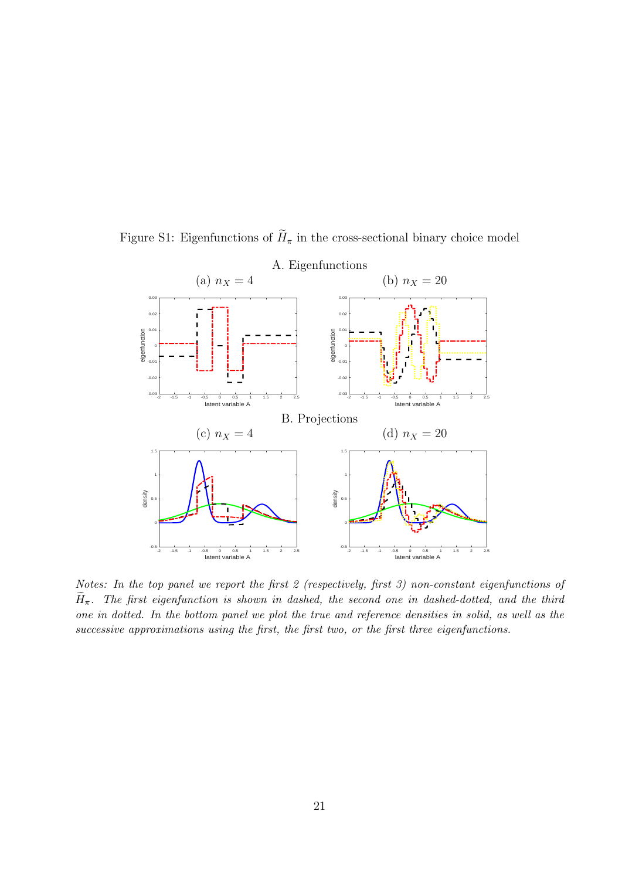Figure S1: Eigenfunctions of $\widetilde{H}_{\pi}$ in the cross-sectional binary choice model

A. Eigenfunctions

(a) $n_X = 4$ (b) $n_X = 20$

B. Projections

(c) $n_X = 4$ (d) $n_X = 20$

*Notes: In the top panel we report the first 2 (respectively, first 3) non-constant eigenfunctions of $\widetilde{H}_{\pi}$. The first eigenfunction is shown in dashed, the second one in dashed-dotted, and the third one in dotted. In the bottom panel we plot the true and reference densities in solid, as well as the successive approximations using the first, the first two, or the first three eigenfunctions.*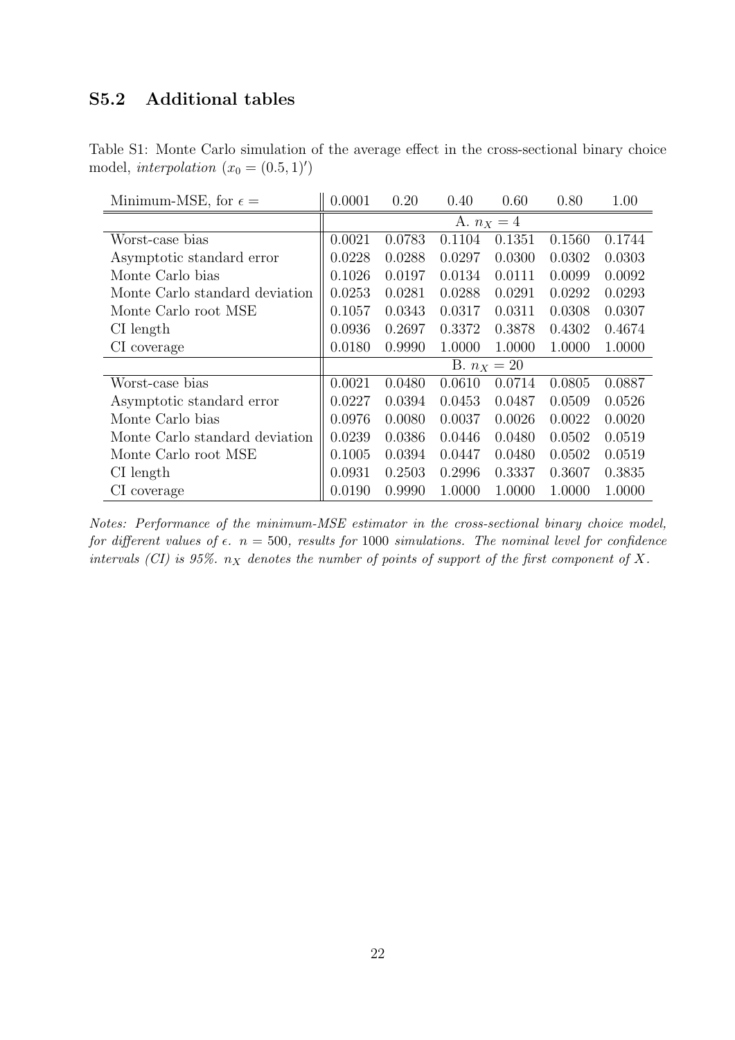## S5.2 Additional tables

Table S1: Monte Carlo simulation of the average effect in the cross-sectional binary choice model, *interpolation* ($x_0 = (0.5, 1)'$)

| Minimum-MSE, for $\epsilon =$ | 0.0001 | 0.20 | 0.40 | 0.60 | 0.80 | 1.00 |
|---|---|---|---|---|---|---|
| | | | A. $n_X = 4$ | | | |
| Worst-case bias | 0.0021 | 0.0783 | 0.1104 | 0.1351 | 0.1560 | 0.1744 |
| Asymptotic standard error | 0.0228 | 0.0288 | 0.0297 | 0.0300 | 0.0302 | 0.0303 |
| Monte Carlo bias | 0.1026 | 0.0197 | 0.0134 | 0.0111 | 0.0099 | 0.0092 |
| Monte Carlo standard deviation | 0.0253 | 0.0281 | 0.0288 | 0.0291 | 0.0292 | 0.0293 |
| Monte Carlo root MSE | 0.1057 | 0.0343 | 0.0317 | 0.0311 | 0.0308 | 0.0307 |
| CI length | 0.0936 | 0.2697 | 0.3372 | 0.3878 | 0.4302 | 0.4674 |
| CI coverage | 0.0180 | 0.9990 | 1.0000 | 1.0000 | 1.0000 | 1.0000 |
| | | | B. $n_X = 20$ | | | |
| Worst-case bias | 0.0021 | 0.0480 | 0.0610 | 0.0714 | 0.0805 | 0.0887 |
| Asymptotic standard error | 0.0227 | 0.0394 | 0.0453 | 0.0487 | 0.0509 | 0.0526 |
| Monte Carlo bias | 0.0976 | 0.0080 | 0.0037 | 0.0026 | 0.0022 | 0.0020 |
| Monte Carlo standard deviation | 0.0239 | 0.0386 | 0.0446 | 0.0480 | 0.0502 | 0.0519 |
| Monte Carlo root MSE | 0.1005 | 0.0394 | 0.0447 | 0.0480 | 0.0502 | 0.0519 |
| CI length | 0.0931 | 0.2503 | 0.2996 | 0.3337 | 0.3607 | 0.3835 |
| CI coverage | 0.0190 | 0.9990 | 1.0000 | 1.0000 | 1.0000 | 1.0000 |

*Notes: Performance of the minimum-MSE estimator in the cross-sectional binary choice model, for different values of $\epsilon$. $n = 500$, results for 1000 simulations. The nominal level for confidence intervals (CI) is 95%. $n_X$ denotes the number of points of support of the first component of $X$.*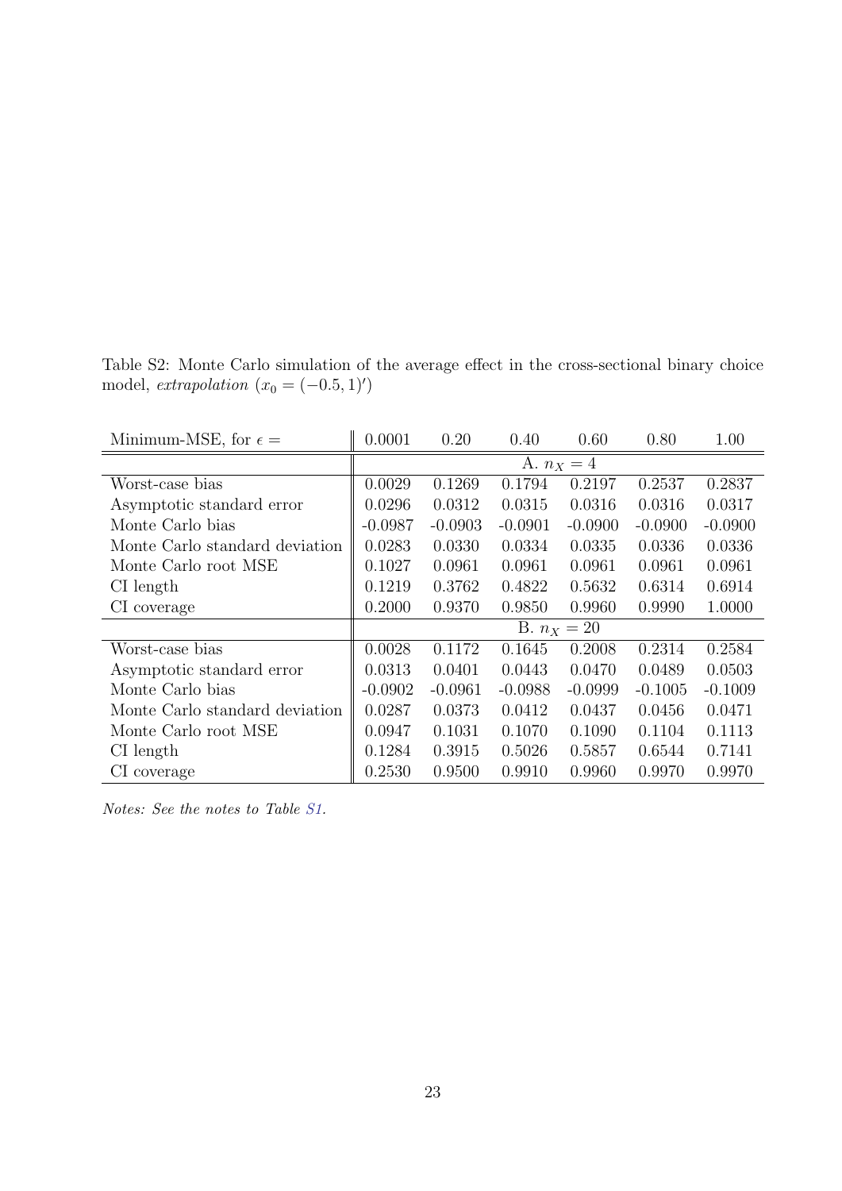Table S2: Monte Carlo simulation of the average effect in the cross-sectional binary choice model, *extrapolation* ($x_0 = (-0.5, 1)'$)

| Minimum-MSE, for $\epsilon =$ | 0.0001 | 0.20 | 0.40 | 0.60 | 0.80 | 1.00 |
|---|---|---|---|---|---|---|
| | | | A. $n_X = 4$ | | | |
| Worst-case bias | 0.0029 | 0.1269 | 0.1794 | 0.2197 | 0.2537 | 0.2837 |
| Asymptotic standard error | 0.0296 | 0.0312 | 0.0315 | 0.0316 | 0.0316 | 0.0317 |
| Monte Carlo bias | -0.0987 | -0.0903 | -0.0901 | -0.0900 | -0.0900 | -0.0900 |
| Monte Carlo standard deviation | 0.0283 | 0.0330 | 0.0334 | 0.0335 | 0.0336 | 0.0336 |
| Monte Carlo root MSE | 0.1027 | 0.0961 | 0.0961 | 0.0961 | 0.0961 | 0.0961 |
| CI length | 0.1219 | 0.3762 | 0.4822 | 0.5632 | 0.6314 | 0.6914 |
| CI coverage | 0.2000 | 0.9370 | 0.9850 | 0.9960 | 0.9990 | 1.0000 |
| | | | B. $n_X = 20$ | | | |
| Worst-case bias | 0.0028 | 0.1172 | 0.1645 | 0.2008 | 0.2314 | 0.2584 |
| Asymptotic standard error | 0.0313 | 0.0401 | 0.0443 | 0.0470 | 0.0489 | 0.0503 |
| Monte Carlo bias | -0.0902 | -0.0961 | -0.0988 | -0.0999 | -0.1005 | -0.1009 |
| Monte Carlo standard deviation | 0.0287 | 0.0373 | 0.0412 | 0.0437 | 0.0456 | 0.0471 |
| Monte Carlo root MSE | 0.0947 | 0.1031 | 0.1070 | 0.1090 | 0.1104 | 0.1113 |
| CI length | 0.1284 | 0.3915 | 0.5026 | 0.5857 | 0.6544 | 0.7141 |
| CI coverage | 0.2530 | 0.9500 | 0.9910 | 0.9960 | 0.9970 | 0.9970 |

*Notes: See the notes to Table S1.*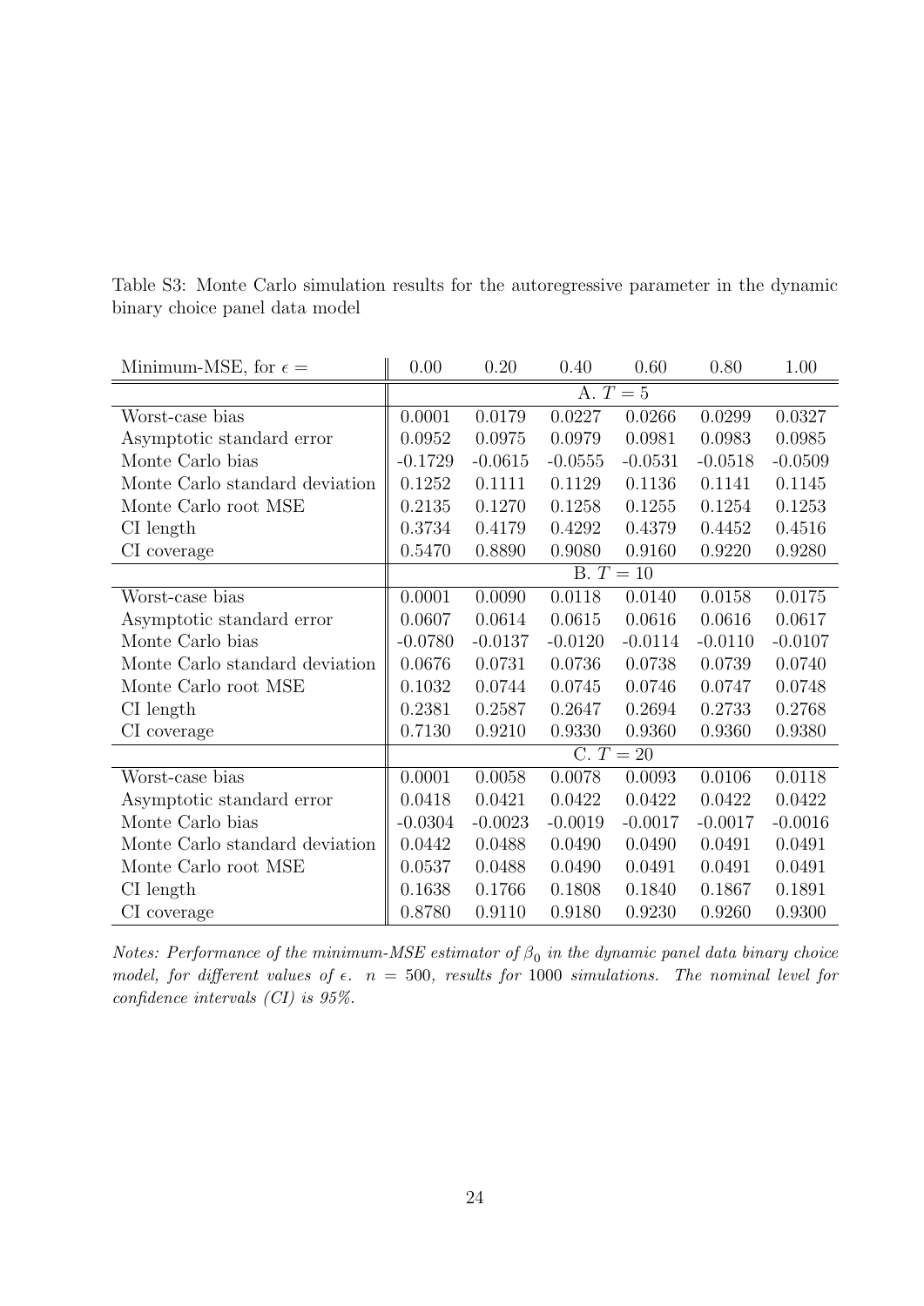Table S3: Monte Carlo simulation results for the autoregressive parameter in the dynamic binary choice panel data model

| Minimum-MSE, for $\epsilon =$ | 0.00 | 0.20 | 0.40 | 0.60 | 0.80 | 1.00 |
|---|---|---|---|---|---|---|
| | | | A. $T = 5$ | | | |
| Worst-case bias | 0.0001 | 0.0179 | 0.0227 | 0.0266 | 0.0299 | 0.0327 |
| Asymptotic standard error | 0.0952 | 0.0975 | 0.0979 | 0.0981 | 0.0983 | 0.0985 |
| Monte Carlo bias | -0.1729 | -0.0615 | -0.0555 | -0.0531 | -0.0518 | -0.0509 |
| Monte Carlo standard deviation | 0.1252 | 0.1111 | 0.1129 | 0.1136 | 0.1141 | 0.1145 |
| Monte Carlo root MSE | 0.2135 | 0.1270 | 0.1258 | 0.1255 | 0.1254 | 0.1253 |
| CI length | 0.3734 | 0.4179 | 0.4292 | 0.4379 | 0.4452 | 0.4516 |
| CI coverage | 0.5470 | 0.8890 | 0.9080 | 0.9160 | 0.9220 | 0.9280 |
| | | | B. $T = 10$ | | | |
| Worst-case bias | 0.0001 | 0.0090 | 0.0118 | 0.0140 | 0.0158 | 0.0175 |
| Asymptotic standard error | 0.0607 | 0.0614 | 0.0615 | 0.0616 | 0.0616 | 0.0617 |
| Monte Carlo bias | -0.0780 | -0.0137 | -0.0120 | -0.0114 | -0.0110 | -0.0107 |
| Monte Carlo standard deviation | 0.0676 | 0.0731 | 0.0736 | 0.0738 | 0.0739 | 0.0740 |
| Monte Carlo root MSE | 0.1032 | 0.0744 | 0.0745 | 0.0746 | 0.0747 | 0.0748 |
| CI length | 0.2381 | 0.2587 | 0.2647 | 0.2694 | 0.2733 | 0.2768 |
| CI coverage | 0.7130 | 0.9210 | 0.9330 | 0.9360 | 0.9360 | 0.9380 |
| | | | C. $T = 20$ | | | |
| Worst-case bias | 0.0001 | 0.0058 | 0.0078 | 0.0093 | 0.0106 | 0.0118 |
| Asymptotic standard error | 0.0418 | 0.0421 | 0.0422 | 0.0422 | 0.0422 | 0.0422 |
| Monte Carlo bias | -0.0304 | -0.0023 | -0.0019 | -0.0017 | -0.0017 | -0.0016 |
| Monte Carlo standard deviation | 0.0442 | 0.0488 | 0.0490 | 0.0490 | 0.0491 | 0.0491 |
| Monte Carlo root MSE | 0.0537 | 0.0488 | 0.0490 | 0.0491 | 0.0491 | 0.0491 |
| CI length | 0.1638 | 0.1766 | 0.1808 | 0.1840 | 0.1867 | 0.1891 |
| CI coverage | 0.8780 | 0.9110 | 0.9180 | 0.9230 | 0.9260 | 0.9300 |

*Notes: Performance of the minimum-MSE estimator of $\beta_0$ in the dynamic panel data binary choice model, for different values of $\epsilon$. $n = 500$, results for 1000 simulations. The nominal level for confidence intervals (CI) is 95%.*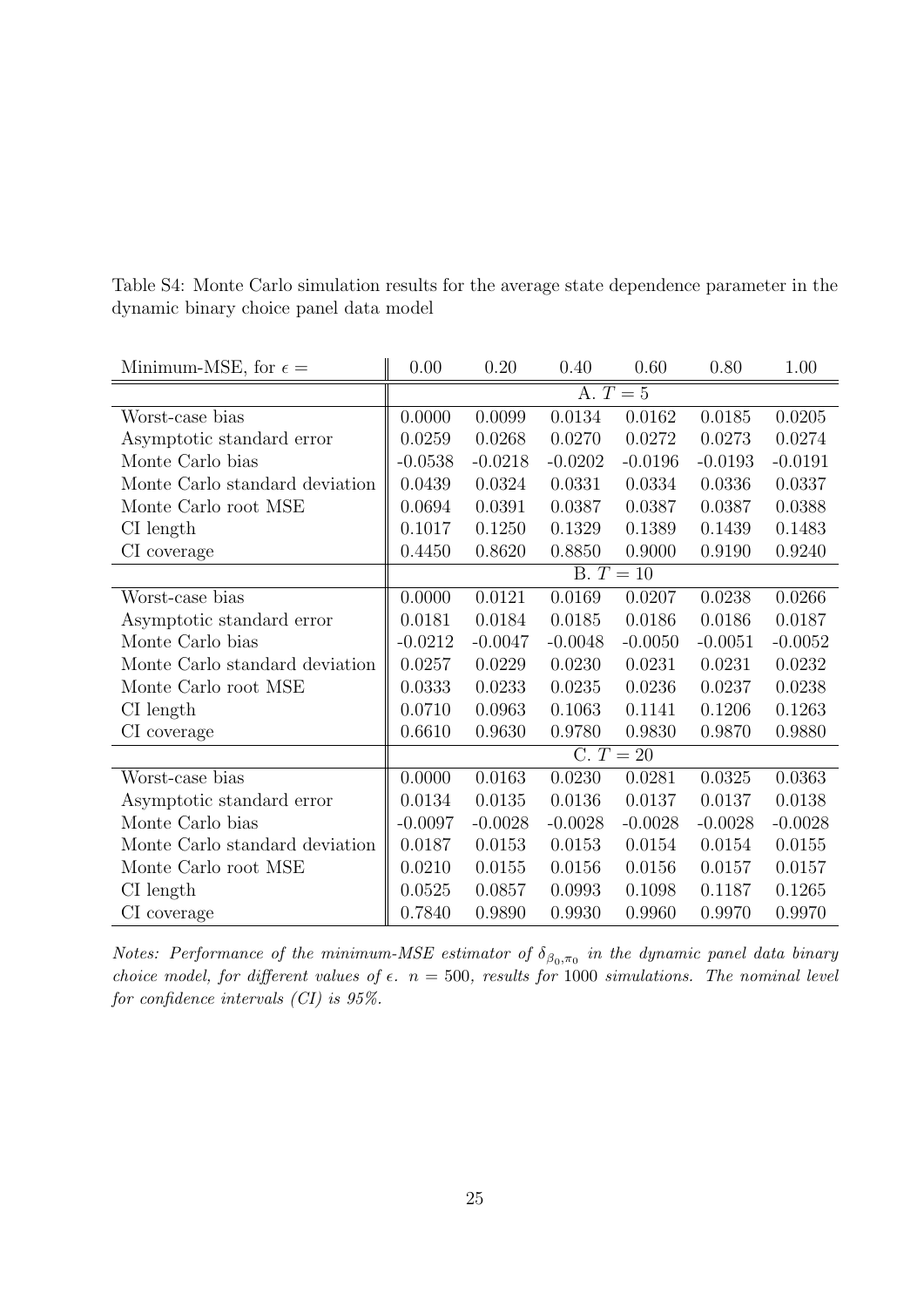Table S4: Monte Carlo simulation results for the average state dependence parameter in the dynamic binary choice panel data model

| Minimum-MSE, for $\epsilon =$ | 0.00 | 0.20 | 0.40 | 0.60 | 0.80 | 1.00 |
|---|---|---|---|---|---|---|
| | | | A. $T = 5$ | | | |
| Worst-case bias | 0.0000 | 0.0099 | 0.0134 | 0.0162 | 0.0185 | 0.0205 |
| Asymptotic standard error | 0.0259 | 0.0268 | 0.0270 | 0.0272 | 0.0273 | 0.0274 |
| Monte Carlo bias | -0.0538 | -0.0218 | -0.0202 | -0.0196 | -0.0193 | -0.0191 |
| Monte Carlo standard deviation | 0.0439 | 0.0324 | 0.0331 | 0.0334 | 0.0336 | 0.0337 |
| Monte Carlo root MSE | 0.0694 | 0.0391 | 0.0387 | 0.0387 | 0.0387 | 0.0388 |
| CI length | 0.1017 | 0.1250 | 0.1329 | 0.1389 | 0.1439 | 0.1483 |
| CI coverage | 0.4450 | 0.8620 | 0.8850 | 0.9000 | 0.9190 | 0.9240 |
| | | | B. $T = 10$ | | | |
| Worst-case bias | 0.0000 | 0.0121 | 0.0169 | 0.0207 | 0.0238 | 0.0266 |
| Asymptotic standard error | 0.0181 | 0.0184 | 0.0185 | 0.0186 | 0.0186 | 0.0187 |
| Monte Carlo bias | -0.0212 | -0.0047 | -0.0048 | -0.0050 | -0.0051 | -0.0052 |
| Monte Carlo standard deviation | 0.0257 | 0.0229 | 0.0230 | 0.0231 | 0.0231 | 0.0232 |
| Monte Carlo root MSE | 0.0333 | 0.0233 | 0.0235 | 0.0236 | 0.0237 | 0.0238 |
| CI length | 0.0710 | 0.0963 | 0.1063 | 0.1141 | 0.1206 | 0.1263 |
| CI coverage | 0.6610 | 0.9630 | 0.9780 | 0.9830 | 0.9870 | 0.9880 |
| | | | C. $T = 20$ | | | |
| Worst-case bias | 0.0000 | 0.0163 | 0.0230 | 0.0281 | 0.0325 | 0.0363 |
| Asymptotic standard error | 0.0134 | 0.0135 | 0.0136 | 0.0137 | 0.0137 | 0.0138 |
| Monte Carlo bias | -0.0097 | -0.0028 | -0.0028 | -0.0028 | -0.0028 | -0.0028 |
| Monte Carlo standard deviation | 0.0187 | 0.0153 | 0.0153 | 0.0154 | 0.0154 | 0.0155 |
| Monte Carlo root MSE | 0.0210 | 0.0155 | 0.0156 | 0.0156 | 0.0157 | 0.0157 |
| CI length | 0.0525 | 0.0857 | 0.0993 | 0.1098 | 0.1187 | 0.1265 |
| CI coverage | 0.7840 | 0.9890 | 0.9930 | 0.9960 | 0.9970 | 0.9970 |

*Notes: Performance of the minimum-MSE estimator of $\delta_{\beta_0,\pi_0}$ in the dynamic panel data binary choice model, for different values of $\epsilon$. $n = 500$, results for 1000 simulations. The nominal level for confidence intervals (CI) is 95%.*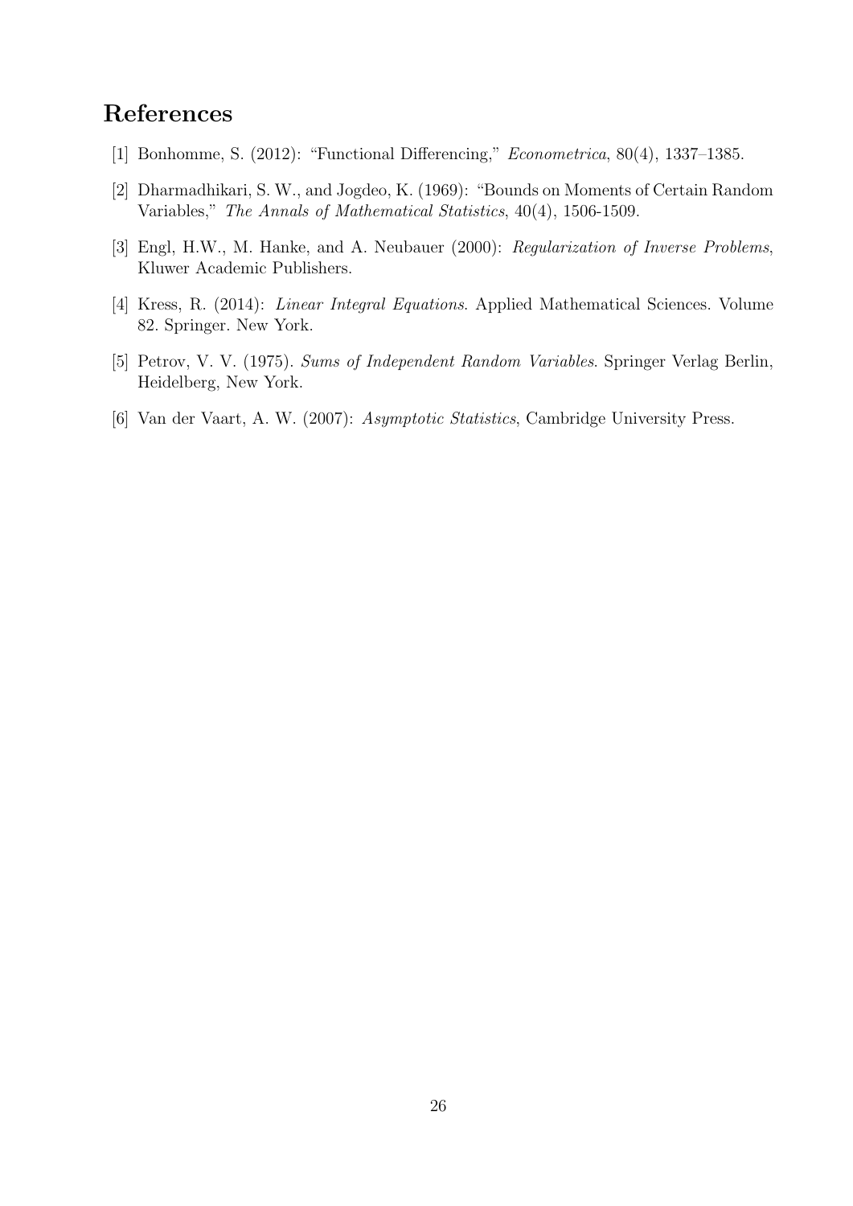# References

[1] Bonhomme, S. (2012): "Functional Differencing," *Econometrica*, 80(4), 1337–1385.

[2] Dharmadhikari, S. W., and Jogdeo, K. (1969): "Bounds on Moments of Certain Random Variables," *The Annals of Mathematical Statistics*, 40(4), 1506-1509.

[3] Engl, H.W., M. Hanke, and A. Neubauer (2000): *Regularization of Inverse Problems*, Kluwer Academic Publishers.

[4] Kress, R. (2014): *Linear Integral Equations*. Applied Mathematical Sciences. Volume 82. Springer. New York.

[5] Petrov, V. V. (1975). *Sums of Independent Random Variables*. Springer Verlag Berlin, Heidelberg, New York.

[6] Van der Vaart, A. W. (2007): *Asymptotic Statistics*, Cambridge University Press.